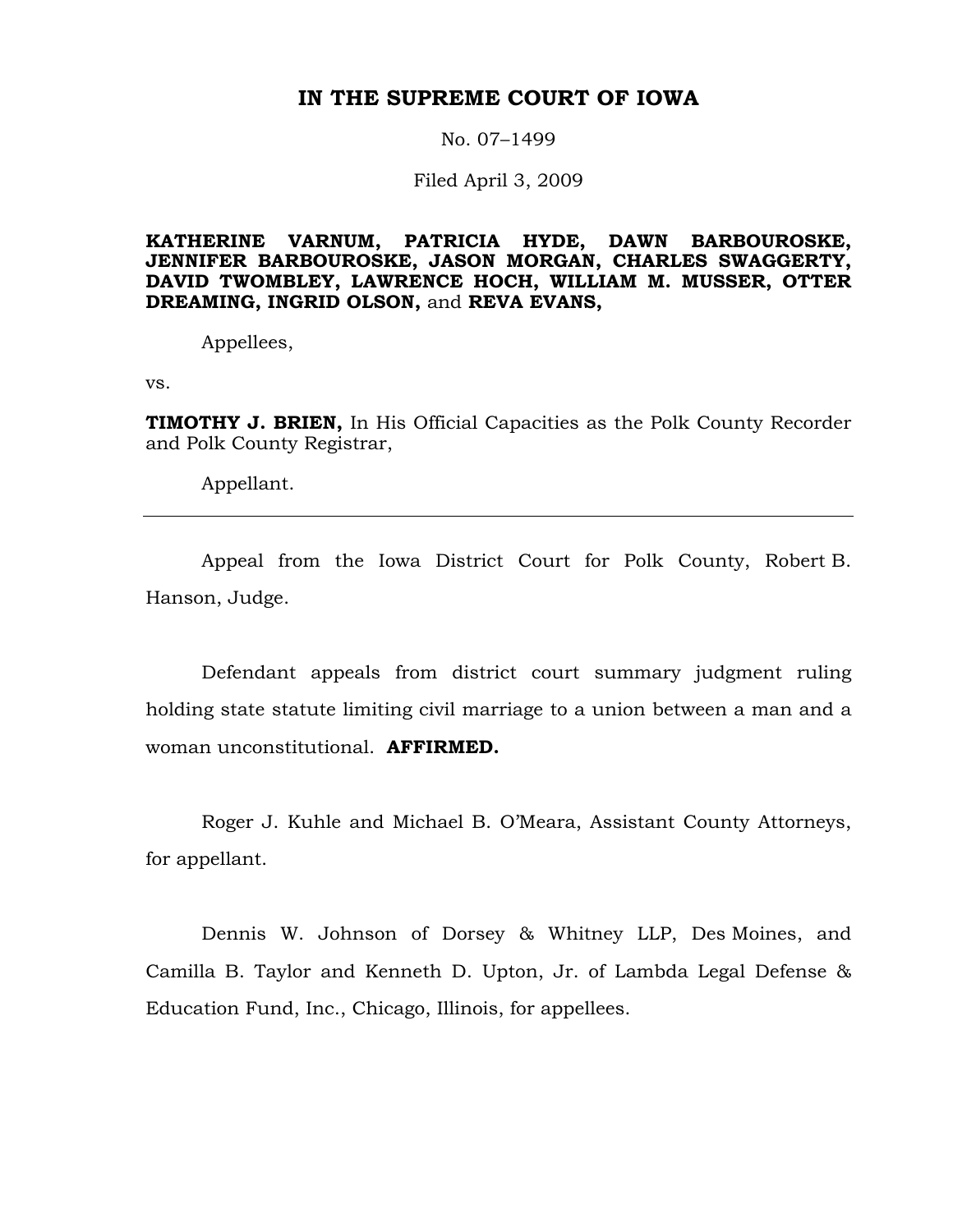# IN THE SUPREME COURT OF IOWA

No. 07–1499

Filed April 3, 2009

**KATHERINE VARNUM, PATRICIA HYDE, DAWN BARBOUROSKE, JENNIFER BARBOUROSKE, JASON MORGAN, CHARLES SWAGGERTY, DAVID TWOMBLEY, LAWRENCE HOCH, WILLIAM M. MUSSER, OTTER DREAMING, INGRID OLSON,** and **REVA EVANS,**

Appellees,

vs.

**TIMOTHY J. BRIEN,** In His Official Capacities as the Polk County Recorder and Polk County Registrar,

Appellant.

---

Appeal from the Iowa District Court for Polk County, Robert B. Hanson, Judge.

Defendant appeals from district court summary judgment ruling holding state statute limiting civil marriage to a union between a man and a woman unconstitutional. **AFFIRMED.**

Roger J. Kuhle and Michael B. O'Meara, Assistant County Attorneys, for appellant.

Dennis W. Johnson of Dorsey & Whitney LLP, Des Moines, and Camilla B. Taylor and Kenneth D. Upton, Jr. of Lambda Legal Defense & Education Fund, Inc., Chicago, Illinois, for appellees.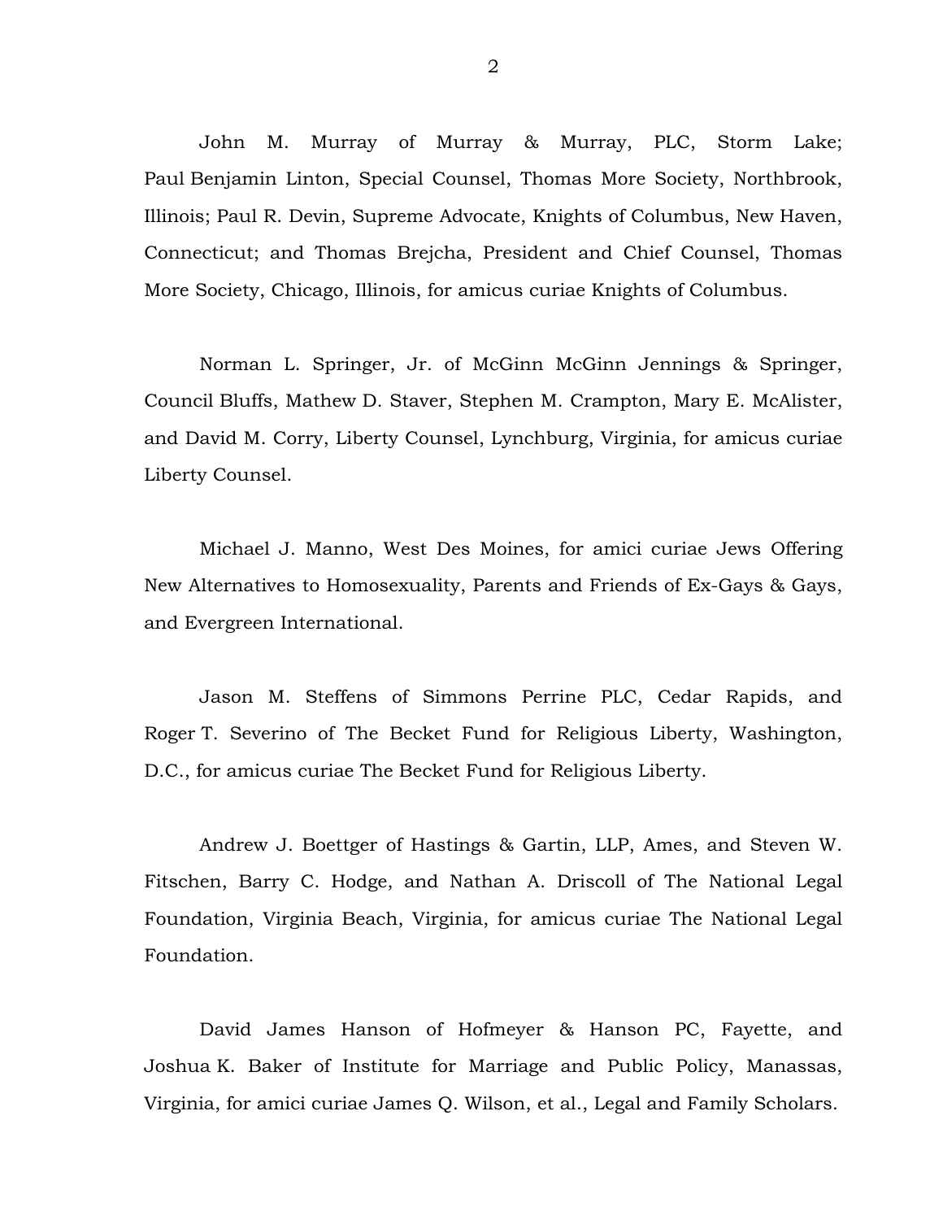John M. Murray of Murray & Murray, PLC, Storm Lake; Paul Benjamin Linton, Special Counsel, Thomas More Society, Northbrook, Illinois; Paul R. Devin, Supreme Advocate, Knights of Columbus, New Haven, Connecticut; and Thomas Brejcha, President and Chief Counsel, Thomas More Society, Chicago, Illinois, for amicus curiae Knights of Columbus.

Norman L. Springer, Jr. of McGinn McGinn Jennings & Springer, Council Bluffs, Mathew D. Staver, Stephen M. Crampton, Mary E. McAlister, and David M. Corry, Liberty Counsel, Lynchburg, Virginia, for amicus curiae Liberty Counsel.

Michael J. Manno, West Des Moines, for amici curiae Jews Offering New Alternatives to Homosexuality, Parents and Friends of Ex-Gays & Gays, and Evergreen International.

Jason M. Steffens of Simmons Perrine PLC, Cedar Rapids, and Roger T. Severino of The Becket Fund for Religious Liberty, Washington, D.C., for amicus curiae The Becket Fund for Religious Liberty.

Andrew J. Boettger of Hastings & Gartin, LLP, Ames, and Steven W. Fitschen, Barry C. Hodge, and Nathan A. Driscoll of The National Legal Foundation, Virginia Beach, Virginia, for amicus curiae The National Legal Foundation.

David James Hanson of Hofmeyer & Hanson PC, Fayette, and Joshua K. Baker of Institute for Marriage and Public Policy, Manassas, Virginia, for amici curiae James Q. Wilson, et al., Legal and Family Scholars.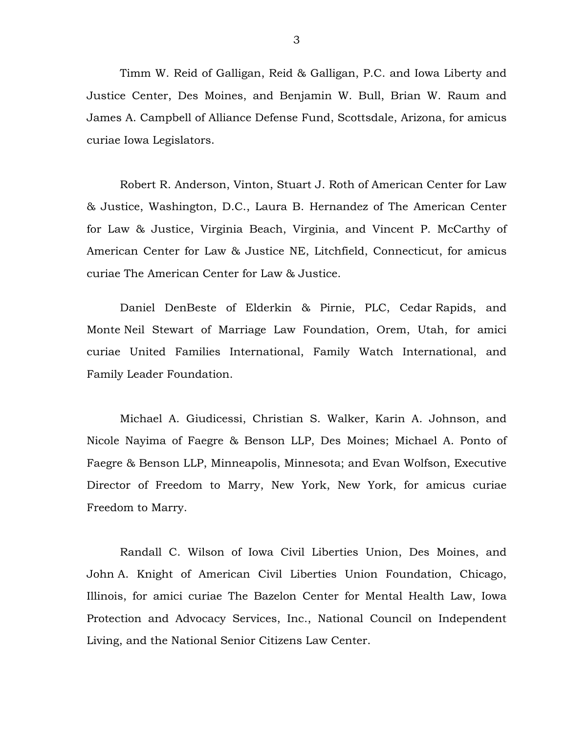Timm W. Reid of Galligan, Reid & Galligan, P.C. and Iowa Liberty and Justice Center, Des Moines, and Benjamin W. Bull, Brian W. Raum and James A. Campbell of Alliance Defense Fund, Scottsdale, Arizona, for amicus curiae Iowa Legislators.

Robert R. Anderson, Vinton, Stuart J. Roth of American Center for Law & Justice, Washington, D.C., Laura B. Hernandez of The American Center for Law & Justice, Virginia Beach, Virginia, and Vincent P. McCarthy of American Center for Law & Justice NE, Litchfield, Connecticut, for amicus curiae The American Center for Law & Justice.

Daniel DenBeste of Elderkin & Pirnie, PLC, Cedar Rapids, and Monte Neil Stewart of Marriage Law Foundation, Orem, Utah, for amici curiae United Families International, Family Watch International, and Family Leader Foundation.

Michael A. Giudicessi, Christian S. Walker, Karin A. Johnson, and Nicole Nayima of Faegre & Benson LLP, Des Moines; Michael A. Ponto of Faegre & Benson LLP, Minneapolis, Minnesota; and Evan Wolfson, Executive Director of Freedom to Marry, New York, New York, for amicus curiae Freedom to Marry.

Randall C. Wilson of Iowa Civil Liberties Union, Des Moines, and John A. Knight of American Civil Liberties Union Foundation, Chicago, Illinois, for amici curiae The Bazelon Center for Mental Health Law, Iowa Protection and Advocacy Services, Inc., National Council on Independent Living, and the National Senior Citizens Law Center.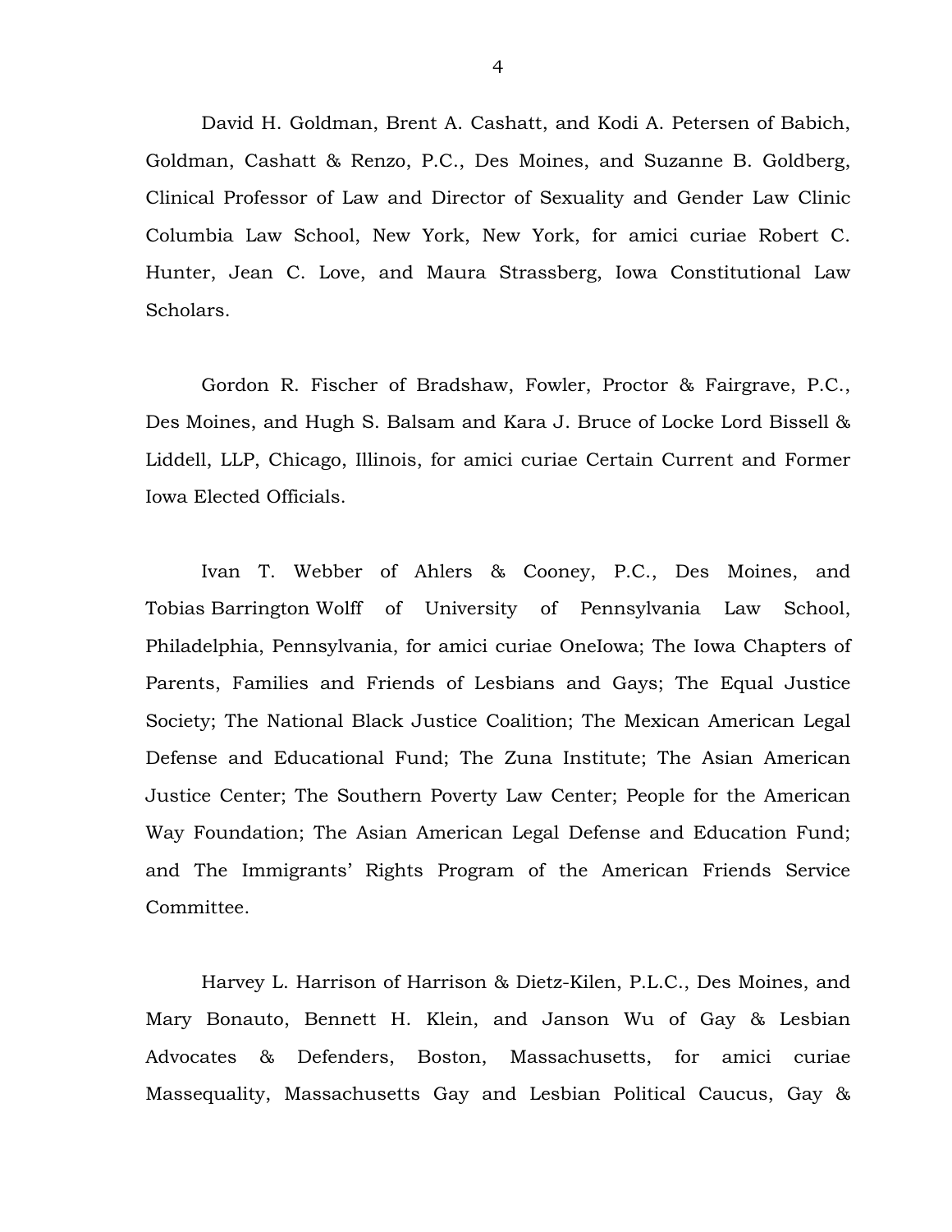David H. Goldman, Brent A. Cashatt, and Kodi A. Petersen of Babich, Goldman, Cashatt & Renzo, P.C., Des Moines, and Suzanne B. Goldberg, Clinical Professor of Law and Director of Sexuality and Gender Law Clinic Columbia Law School, New York, New York, for amici curiae Robert C. Hunter, Jean C. Love, and Maura Strassberg, Iowa Constitutional Law Scholars.

Gordon R. Fischer of Bradshaw, Fowler, Proctor & Fairgrave, P.C., Des Moines, and Hugh S. Balsam and Kara J. Bruce of Locke Lord Bissell & Liddell, LLP, Chicago, Illinois, for amici curiae Certain Current and Former Iowa Elected Officials.

Ivan T. Webber of Ahlers & Cooney, P.C., Des Moines, and Tobias Barrington Wolff of University of Pennsylvania Law School, Philadelphia, Pennsylvania, for amici curiae OneIowa; The Iowa Chapters of Parents, Families and Friends of Lesbians and Gays; The Equal Justice Society; The National Black Justice Coalition; The Mexican American Legal Defense and Educational Fund; The Zuna Institute; The Asian American Justice Center; The Southern Poverty Law Center; People for the American Way Foundation; The Asian American Legal Defense and Education Fund; and The Immigrants' Rights Program of the American Friends Service Committee.

Harvey L. Harrison of Harrison & Dietz-Kilen, P.L.C., Des Moines, and Mary Bonauto, Bennett H. Klein, and Janson Wu of Gay & Lesbian Advocates & Defenders, Boston, Massachusetts, for amici curiae Massequality, Massachusetts Gay and Lesbian Political Caucus, Gay &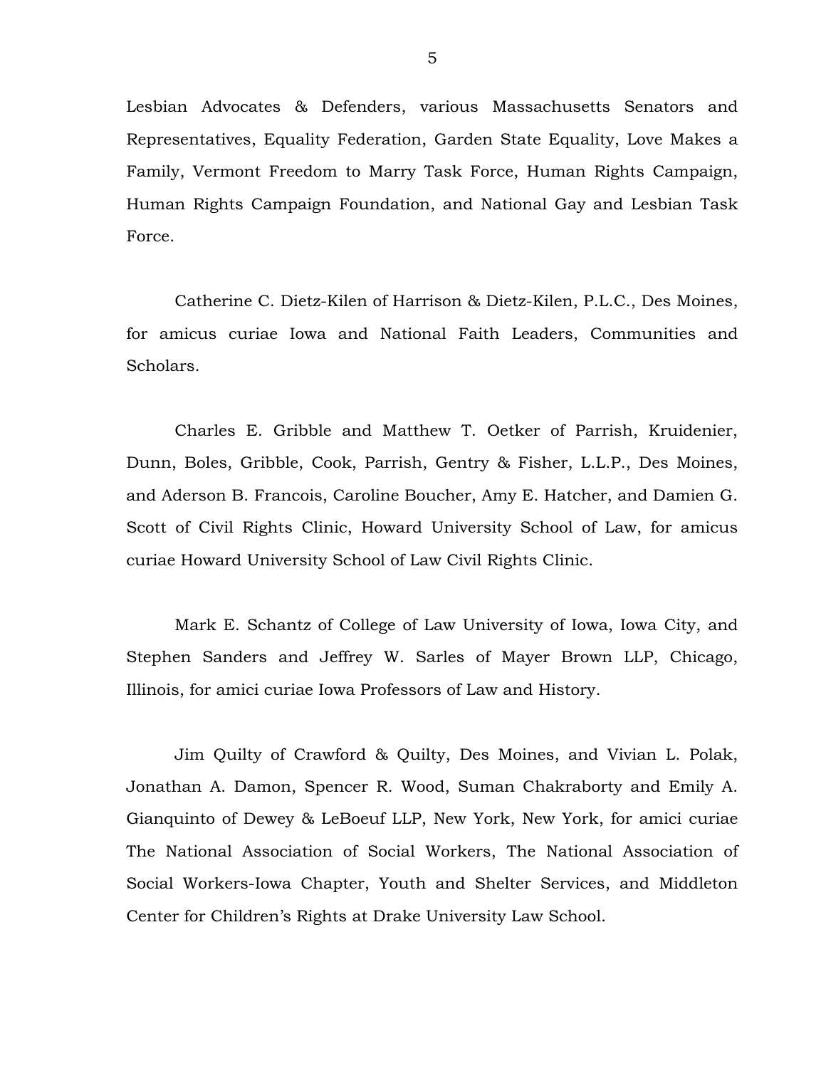Lesbian Advocates & Defenders, various Massachusetts Senators and Representatives, Equality Federation, Garden State Equality, Love Makes a Family, Vermont Freedom to Marry Task Force, Human Rights Campaign, Human Rights Campaign Foundation, and National Gay and Lesbian Task Force.

Catherine C. Dietz-Kilen of Harrison & Dietz-Kilen, P.L.C., Des Moines, for amicus curiae Iowa and National Faith Leaders, Communities and Scholars.

Charles E. Gribble and Matthew T. Oetker of Parrish, Kruidenier, Dunn, Boles, Gribble, Cook, Parrish, Gentry & Fisher, L.L.P., Des Moines, and Aderson B. Francois, Caroline Boucher, Amy E. Hatcher, and Damien G. Scott of Civil Rights Clinic, Howard University School of Law, for amicus curiae Howard University School of Law Civil Rights Clinic.

Mark E. Schantz of College of Law University of Iowa, Iowa City, and Stephen Sanders and Jeffrey W. Sarles of Mayer Brown LLP, Chicago, Illinois, for amici curiae Iowa Professors of Law and History.

Jim Quilty of Crawford & Quilty, Des Moines, and Vivian L. Polak, Jonathan A. Damon, Spencer R. Wood, Suman Chakraborty and Emily A. Gianquinto of Dewey & LeBoeuf LLP, New York, New York, for amici curiae The National Association of Social Workers, The National Association of Social Workers-Iowa Chapter, Youth and Shelter Services, and Middleton Center for Children's Rights at Drake University Law School.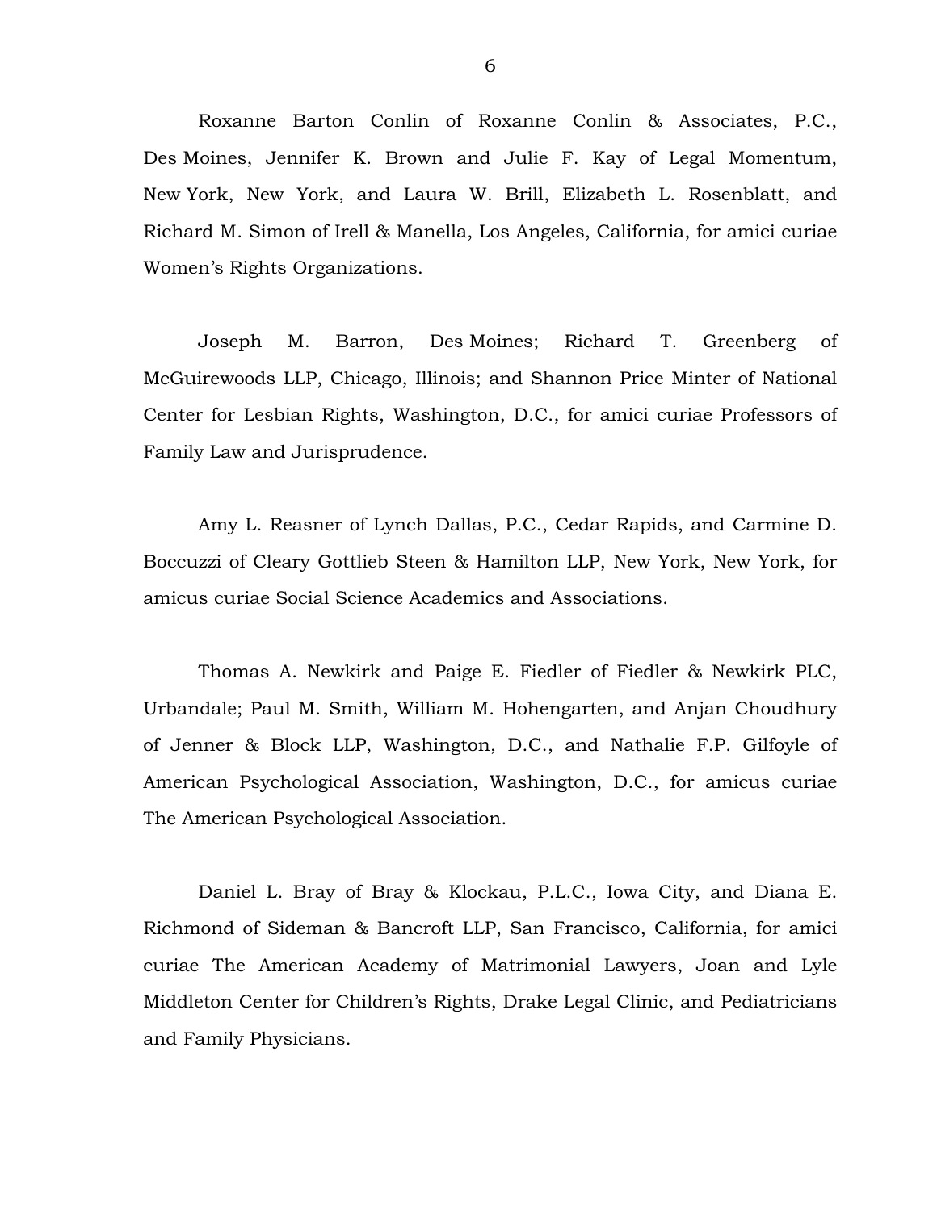Roxanne Barton Conlin of Roxanne Conlin & Associates, P.C., Des Moines, Jennifer K. Brown and Julie F. Kay of Legal Momentum, New York, New York, and Laura W. Brill, Elizabeth L. Rosenblatt, and Richard M. Simon of Irell & Manella, Los Angeles, California, for amici curiae Women's Rights Organizations.

Joseph M. Barron, Des Moines; Richard T. Greenberg of McGuirewoods LLP, Chicago, Illinois; and Shannon Price Minter of National Center for Lesbian Rights, Washington, D.C., for amici curiae Professors of Family Law and Jurisprudence.

Amy L. Reasner of Lynch Dallas, P.C., Cedar Rapids, and Carmine D. Boccuzzi of Cleary Gottlieb Steen & Hamilton LLP, New York, New York, for amicus curiae Social Science Academics and Associations.

Thomas A. Newkirk and Paige E. Fiedler of Fiedler & Newkirk PLC, Urbandale; Paul M. Smith, William M. Hohengarten, and Anjan Choudhury of Jenner & Block LLP, Washington, D.C., and Nathalie F.P. Gilfoyle of American Psychological Association, Washington, D.C., for amicus curiae The American Psychological Association.

Daniel L. Bray of Bray & Klockau, P.L.C., Iowa City, and Diana E. Richmond of Sideman & Bancroft LLP, San Francisco, California, for amici curiae The American Academy of Matrimonial Lawyers, Joan and Lyle Middleton Center for Children's Rights, Drake Legal Clinic, and Pediatricians and Family Physicians.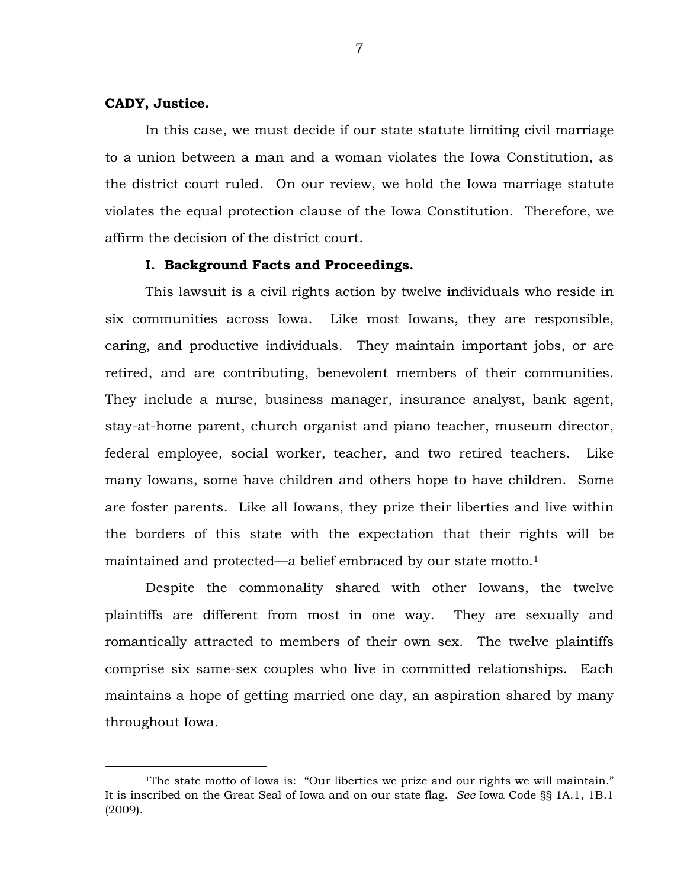**CADY, Justice.**

In this case, we must decide if our state statute limiting civil marriage to a union between a man and a woman violates the Iowa Constitution, as the district court ruled. On our review, we hold the Iowa marriage statute violates the equal protection clause of the Iowa Constitution. Therefore, we affirm the decision of the district court.

**I. Background Facts and Proceedings.**

This lawsuit is a civil rights action by twelve individuals who reside in six communities across Iowa. Like most Iowans, they are responsible, caring, and productive individuals. They maintain important jobs, or are retired, and are contributing, benevolent members of their communities. They include a nurse, business manager, insurance analyst, bank agent, stay-at-home parent, church organist and piano teacher, museum director, federal employee, social worker, teacher, and two retired teachers. Like many Iowans, some have children and others hope to have children. Some are foster parents. Like all Iowans, they prize their liberties and live within the borders of this state with the expectation that their rights will be maintained and protected—a belief embraced by our state motto.[1]

Despite the commonality shared with other Iowans, the twelve plaintiffs are different from most in one way. They are sexually and romantically attracted to members of their own sex. The twelve plaintiffs comprise six same-sex couples who live in committed relationships. Each maintains a hope of getting married one day, an aspiration shared by many throughout Iowa.

---

[1]The state motto of Iowa is: "Our liberties we prize and our rights we will maintain." It is inscribed on the Great Seal of Iowa and on our state flag. *See* Iowa Code §§ 1A.1, 1B.1 (2009).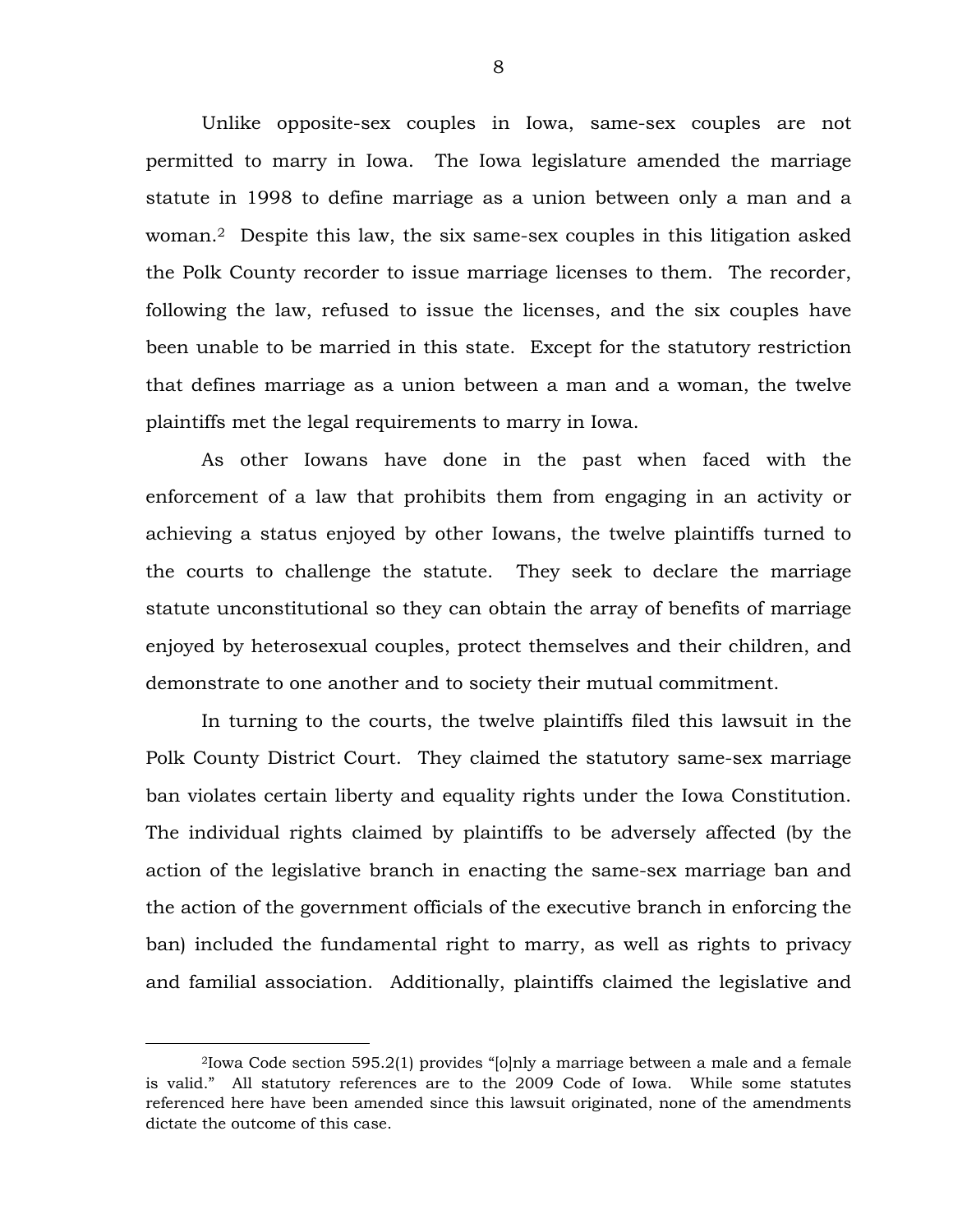Unlike opposite-sex couples in Iowa, same-sex couples are not permitted to marry in Iowa. The Iowa legislature amended the marriage statute in 1998 to define marriage as a union between only a man and a woman.[2] Despite this law, the six same-sex couples in this litigation asked the Polk County recorder to issue marriage licenses to them. The recorder, following the law, refused to issue the licenses, and the six couples have been unable to be married in this state. Except for the statutory restriction that defines marriage as a union between a man and a woman, the twelve plaintiffs met the legal requirements to marry in Iowa.

As other Iowans have done in the past when faced with the enforcement of a law that prohibits them from engaging in an activity or achieving a status enjoyed by other Iowans, the twelve plaintiffs turned to the courts to challenge the statute. They seek to declare the marriage statute unconstitutional so they can obtain the array of benefits of marriage enjoyed by heterosexual couples, protect themselves and their children, and demonstrate to one another and to society their mutual commitment.

In turning to the courts, the twelve plaintiffs filed this lawsuit in the Polk County District Court. They claimed the statutory same-sex marriage ban violates certain liberty and equality rights under the Iowa Constitution. The individual rights claimed by plaintiffs to be adversely affected (by the action of the legislative branch in enacting the same-sex marriage ban and the action of the government officials of the executive branch in enforcing the ban) included the fundamental right to marry, as well as rights to privacy and familial association. Additionally, plaintiffs claimed the legislative and

[2]Iowa Code section 595.2(1) provides "[o]nly a marriage between a male and a female is valid." All statutory references are to the 2009 Code of Iowa. While some statutes referenced here have been amended since this lawsuit originated, none of the amendments dictate the outcome of this case.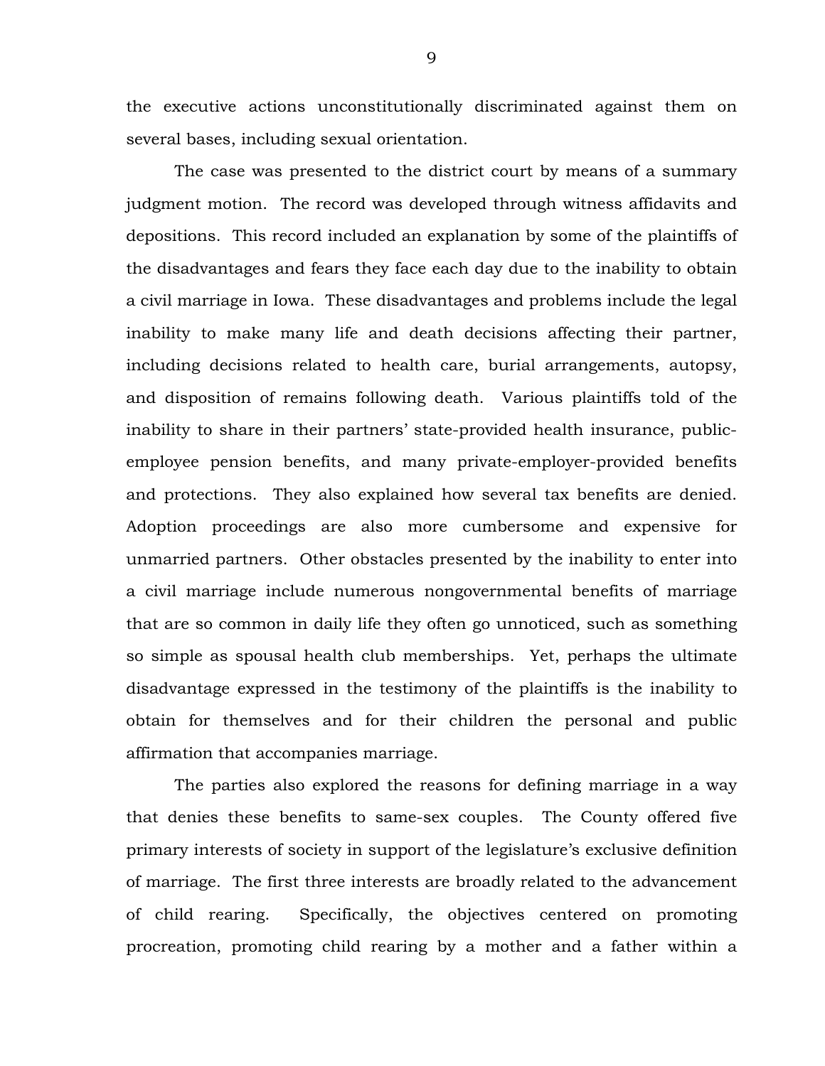the executive actions unconstitutionally discriminated against them on several bases, including sexual orientation.

The case was presented to the district court by means of a summary judgment motion. The record was developed through witness affidavits and depositions. This record included an explanation by some of the plaintiffs of the disadvantages and fears they face each day due to the inability to obtain a civil marriage in Iowa. These disadvantages and problems include the legal inability to make many life and death decisions affecting their partner, including decisions related to health care, burial arrangements, autopsy, and disposition of remains following death. Various plaintiffs told of the inability to share in their partners' state-provided health insurance, public-employee pension benefits, and many private-employer-provided benefits and protections. They also explained how several tax benefits are denied. Adoption proceedings are also more cumbersome and expensive for unmarried partners. Other obstacles presented by the inability to enter into a civil marriage include numerous nongovernmental benefits of marriage that are so common in daily life they often go unnoticed, such as something so simple as spousal health club memberships. Yet, perhaps the ultimate disadvantage expressed in the testimony of the plaintiffs is the inability to obtain for themselves and for their children the personal and public affirmation that accompanies marriage.

The parties also explored the reasons for defining marriage in a way that denies these benefits to same-sex couples. The County offered five primary interests of society in support of the legislature's exclusive definition of marriage. The first three interests are broadly related to the advancement of child rearing. Specifically, the objectives centered on promoting procreation, promoting child rearing by a mother and a father within a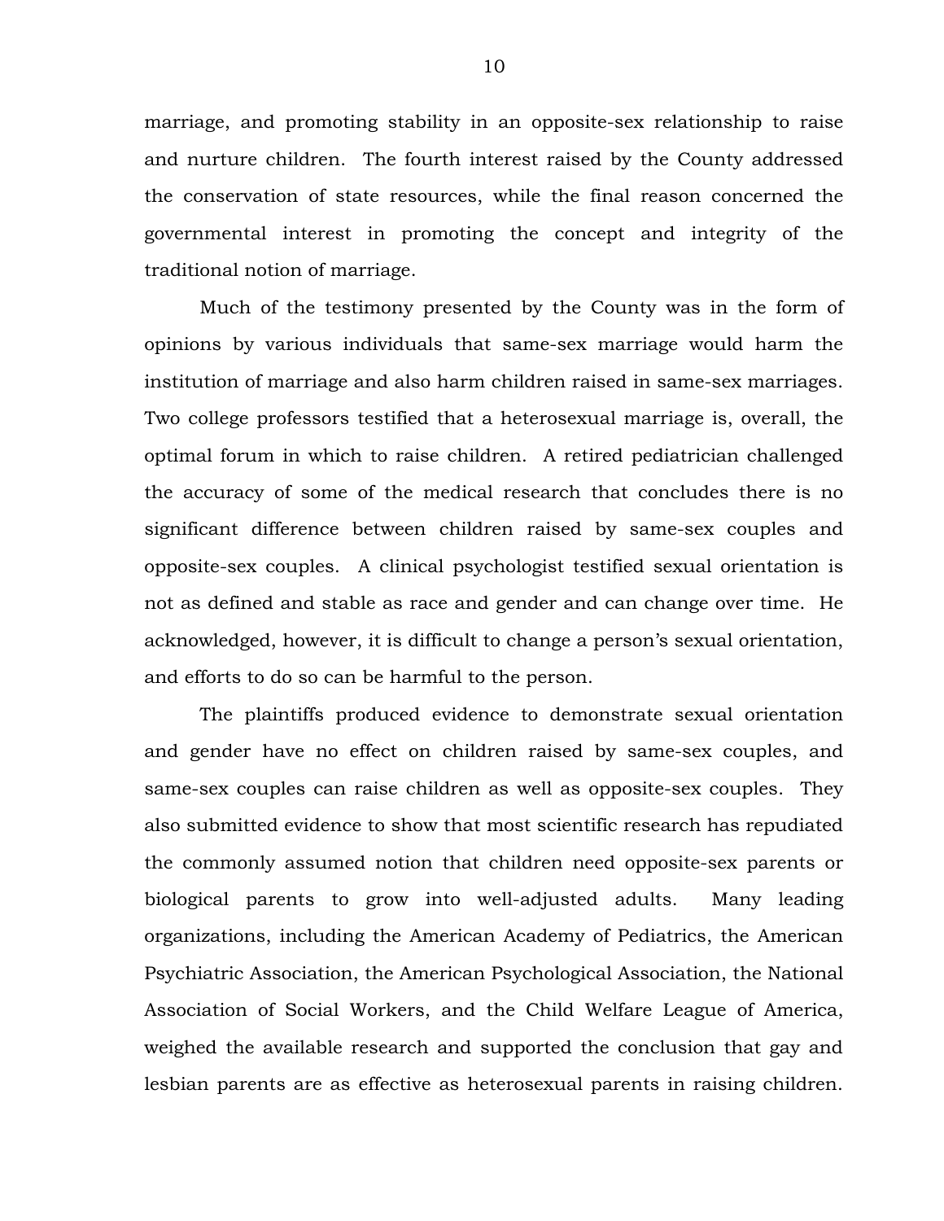marriage, and promoting stability in an opposite-sex relationship to raise and nurture children. The fourth interest raised by the County addressed the conservation of state resources, while the final reason concerned the governmental interest in promoting the concept and integrity of the traditional notion of marriage.

Much of the testimony presented by the County was in the form of opinions by various individuals that same-sex marriage would harm the institution of marriage and also harm children raised in same-sex marriages. Two college professors testified that a heterosexual marriage is, overall, the optimal forum in which to raise children. A retired pediatrician challenged the accuracy of some of the medical research that concludes there is no significant difference between children raised by same-sex couples and opposite-sex couples. A clinical psychologist testified sexual orientation is not as defined and stable as race and gender and can change over time. He acknowledged, however, it is difficult to change a person's sexual orientation, and efforts to do so can be harmful to the person.

The plaintiffs produced evidence to demonstrate sexual orientation and gender have no effect on children raised by same-sex couples, and same-sex couples can raise children as well as opposite-sex couples. They also submitted evidence to show that most scientific research has repudiated the commonly assumed notion that children need opposite-sex parents or biological parents to grow into well-adjusted adults. Many leading organizations, including the American Academy of Pediatrics, the American Psychiatric Association, the American Psychological Association, the National Association of Social Workers, and the Child Welfare League of America, weighed the available research and supported the conclusion that gay and lesbian parents are as effective as heterosexual parents in raising children.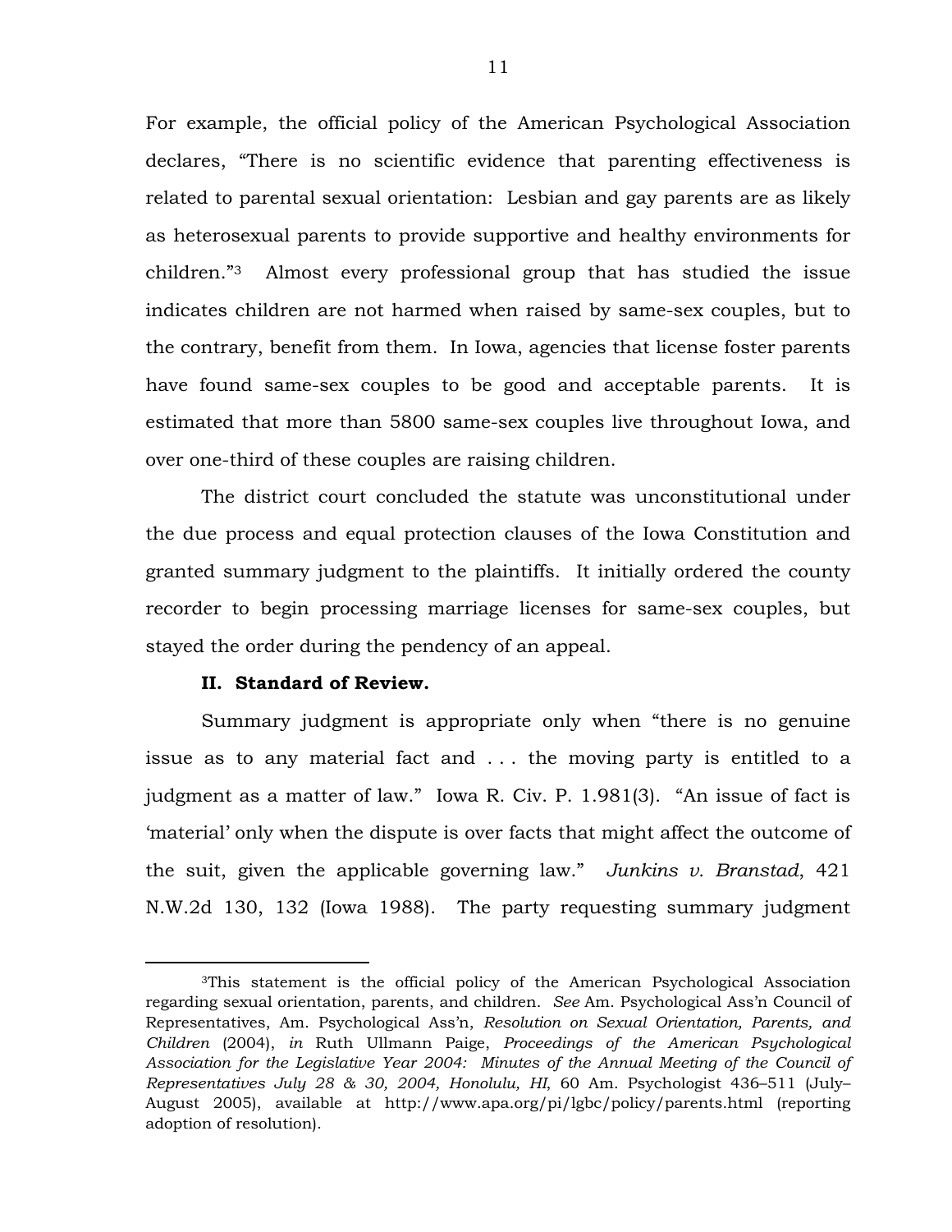For example, the official policy of the American Psychological Association declares, "There is no scientific evidence that parenting effectiveness is related to parental sexual orientation: Lesbian and gay parents are as likely as heterosexual parents to provide supportive and healthy environments for children."[3] Almost every professional group that has studied the issue indicates children are not harmed when raised by same-sex couples, but to the contrary, benefit from them. In Iowa, agencies that license foster parents have found same-sex couples to be good and acceptable parents. It is estimated that more than 5800 same-sex couples live throughout Iowa, and over one-third of these couples are raising children.

The district court concluded the statute was unconstitutional under the due process and equal protection clauses of the Iowa Constitution and granted summary judgment to the plaintiffs. It initially ordered the county recorder to begin processing marriage licenses for same-sex couples, but stayed the order during the pendency of an appeal.

### II. Standard of Review.

Summary judgment is appropriate only when "there is no genuine issue as to any material fact and . . . the moving party is entitled to a judgment as a matter of law." Iowa R. Civ. P. 1.981(3). "An issue of fact is 'material' only when the dispute is over facts that might affect the outcome of the suit, given the applicable governing law." *Junkins v. Branstad*, 421 N.W.2d 130, 132 (Iowa 1988). The party requesting summary judgment

---

[3]This statement is the official policy of the American Psychological Association regarding sexual orientation, parents, and children. *See* Am. Psychological Ass'n Council of Representatives, Am. Psychological Ass'n, *Resolution on Sexual Orientation, Parents, and Children* (2004), *in* Ruth Ullmann Paige, *Proceedings of the American Psychological Association for the Legislative Year 2004: Minutes of the Annual Meeting of the Council of Representatives July 28 & 30, 2004, Honolulu, HI*, 60 Am. Psychologist 436–511 (July–August 2005), available at http://www.apa.org/pi/lgbc/policy/parents.html (reporting adoption of resolution).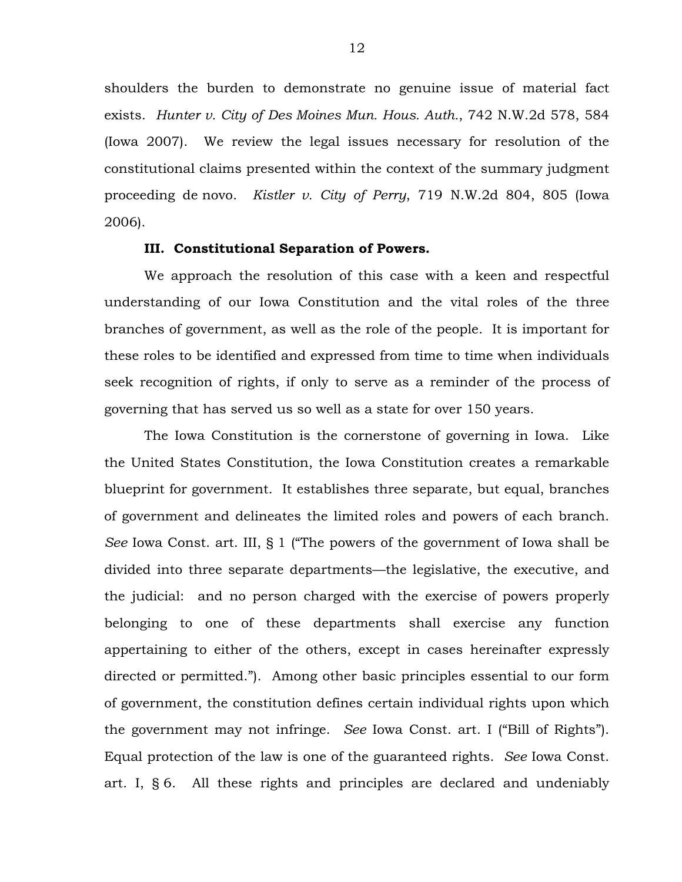shoulders the burden to demonstrate no genuine issue of material fact exists. *Hunter v. City of Des Moines Mun. Hous. Auth.*, 742 N.W.2d 578, 584 (Iowa 2007). We review the legal issues necessary for resolution of the constitutional claims presented within the context of the summary judgment proceeding de novo. *Kistler v. City of Perry*, 719 N.W.2d 804, 805 (Iowa 2006).

### III. Constitutional Separation of Powers.

We approach the resolution of this case with a keen and respectful understanding of our Iowa Constitution and the vital roles of the three branches of government, as well as the role of the people. It is important for these roles to be identified and expressed from time to time when individuals seek recognition of rights, if only to serve as a reminder of the process of governing that has served us so well as a state for over 150 years.

The Iowa Constitution is the cornerstone of governing in Iowa. Like the United States Constitution, the Iowa Constitution creates a remarkable blueprint for government. It establishes three separate, but equal, branches of government and delineates the limited roles and powers of each branch. *See* Iowa Const. art. III, § 1 ("The powers of the government of Iowa shall be divided into three separate departments—the legislative, the executive, and the judicial: and no person charged with the exercise of powers properly belonging to one of these departments shall exercise any function appertaining to either of the others, except in cases hereinafter expressly directed or permitted."). Among other basic principles essential to our form of government, the constitution defines certain individual rights upon which the government may not infringe. *See* Iowa Const. art. I ("Bill of Rights"). Equal protection of the law is one of the guaranteed rights. *See* Iowa Const. art. I, § 6. All these rights and principles are declared and undeniably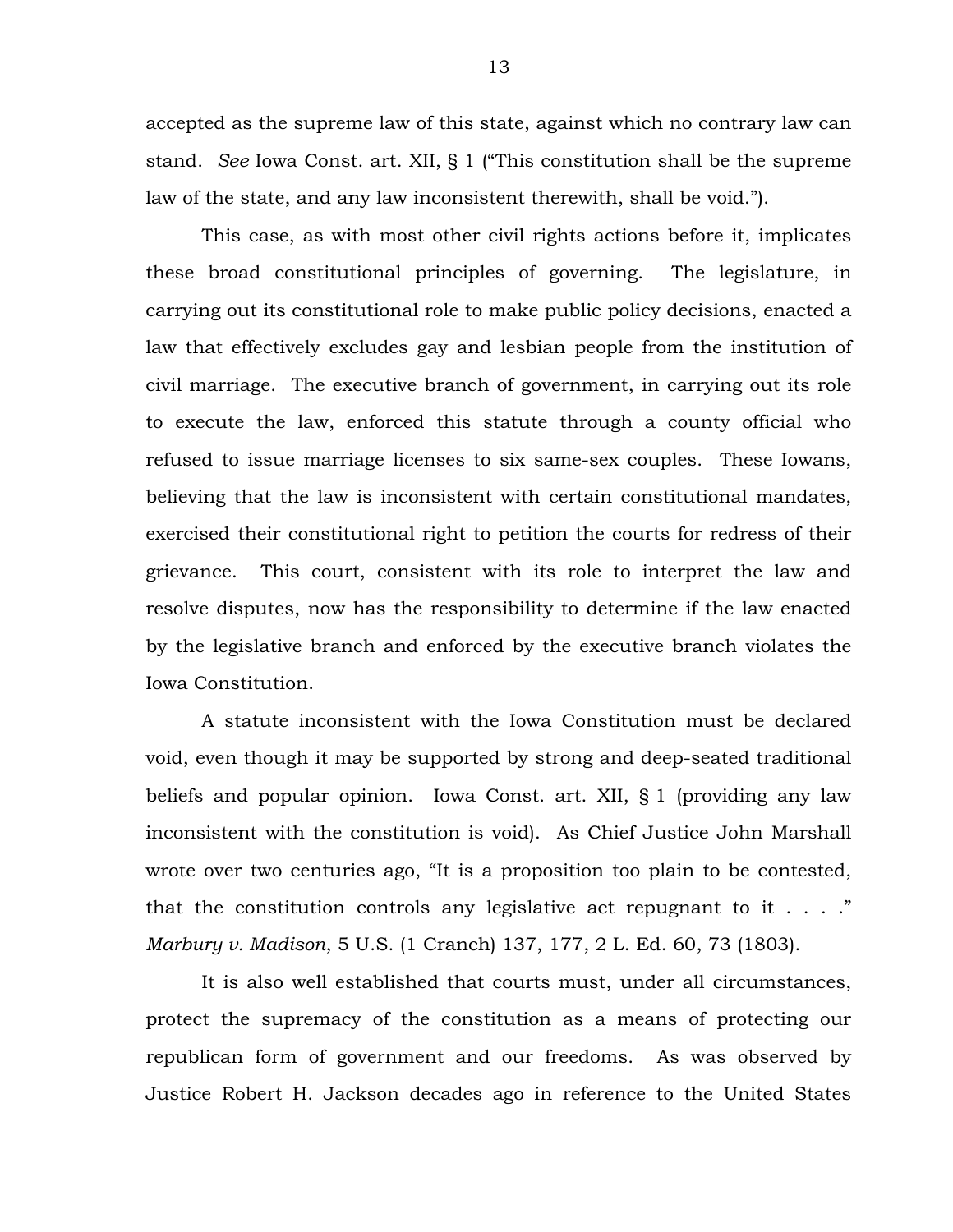accepted as the supreme law of this state, against which no contrary law can stand. *See* Iowa Const. art. XII, § 1 ("This constitution shall be the supreme law of the state, and any law inconsistent therewith, shall be void.").

This case, as with most other civil rights actions before it, implicates these broad constitutional principles of governing. The legislature, in carrying out its constitutional role to make public policy decisions, enacted a law that effectively excludes gay and lesbian people from the institution of civil marriage. The executive branch of government, in carrying out its role to execute the law, enforced this statute through a county official who refused to issue marriage licenses to six same-sex couples. These Iowans, believing that the law is inconsistent with certain constitutional mandates, exercised their constitutional right to petition the courts for redress of their grievance. This court, consistent with its role to interpret the law and resolve disputes, now has the responsibility to determine if the law enacted by the legislative branch and enforced by the executive branch violates the Iowa Constitution.

A statute inconsistent with the Iowa Constitution must be declared void, even though it may be supported by strong and deep-seated traditional beliefs and popular opinion. Iowa Const. art. XII, § 1 (providing any law inconsistent with the constitution is void). As Chief Justice John Marshall wrote over two centuries ago, "It is a proposition too plain to be contested, that the constitution controls any legislative act repugnant to it . . . ." *Marbury v. Madison*, 5 U.S. (1 Cranch) 137, 177, 2 L. Ed. 60, 73 (1803).

It is also well established that courts must, under all circumstances, protect the supremacy of the constitution as a means of protecting our republican form of government and our freedoms. As was observed by Justice Robert H. Jackson decades ago in reference to the United States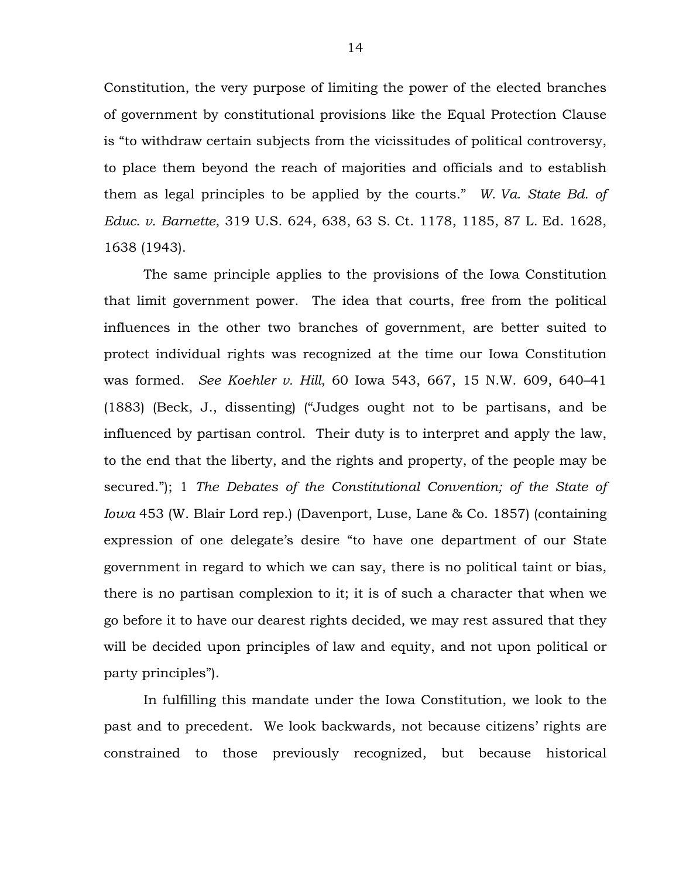Constitution, the very purpose of limiting the power of the elected branches of government by constitutional provisions like the Equal Protection Clause is "to withdraw certain subjects from the vicissitudes of political controversy, to place them beyond the reach of majorities and officials and to establish them as legal principles to be applied by the courts." *W. Va. State Bd. of Educ. v. Barnette*, 319 U.S. 624, 638, 63 S. Ct. 1178, 1185, 87 L. Ed. 1628, 1638 (1943).

The same principle applies to the provisions of the Iowa Constitution that limit government power. The idea that courts, free from the political influences in the other two branches of government, are better suited to protect individual rights was recognized at the time our Iowa Constitution was formed. *See Koehler v. Hill*, 60 Iowa 543, 667, 15 N.W. 609, 640–41 (1883) (Beck, J., dissenting) ("Judges ought not to be partisans, and be influenced by partisan control. Their duty is to interpret and apply the law, to the end that the liberty, and the rights and property, of the people may be secured."); 1 *The Debates of the Constitutional Convention; of the State of Iowa* 453 (W. Blair Lord rep.) (Davenport, Luse, Lane & Co. 1857) (containing expression of one delegate's desire "to have one department of our State government in regard to which we can say, there is no political taint or bias, there is no partisan complexion to it; it is of such a character that when we go before it to have our dearest rights decided, we may rest assured that they will be decided upon principles of law and equity, and not upon political or party principles").

In fulfilling this mandate under the Iowa Constitution, we look to the past and to precedent. We look backwards, not because citizens' rights are constrained to those previously recognized, but because historical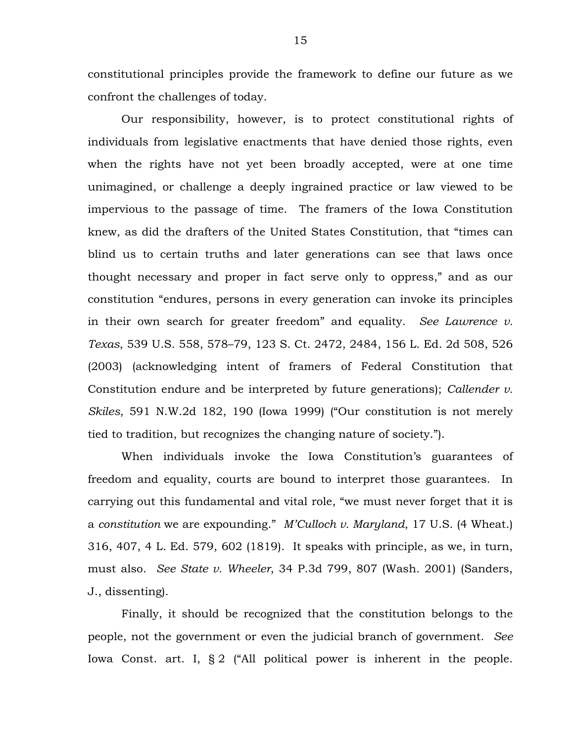constitutional principles provide the framework to define our future as we confront the challenges of today.

Our responsibility, however, is to protect constitutional rights of individuals from legislative enactments that have denied those rights, even when the rights have not yet been broadly accepted, were at one time unimagined, or challenge a deeply ingrained practice or law viewed to be impervious to the passage of time. The framers of the Iowa Constitution knew, as did the drafters of the United States Constitution, that "times can blind us to certain truths and later generations can see that laws once thought necessary and proper in fact serve only to oppress," and as our constitution "endures, persons in every generation can invoke its principles in their own search for greater freedom" and equality. *See Lawrence v. Texas*, 539 U.S. 558, 578–79, 123 S. Ct. 2472, 2484, 156 L. Ed. 2d 508, 526 (2003) (acknowledging intent of framers of Federal Constitution that Constitution endure and be interpreted by future generations); *Callender v. Skiles*, 591 N.W.2d 182, 190 (Iowa 1999) ("Our constitution is not merely tied to tradition, but recognizes the changing nature of society.").

When individuals invoke the Iowa Constitution's guarantees of freedom and equality, courts are bound to interpret those guarantees. In carrying out this fundamental and vital role, "we must never forget that it is a *constitution* we are expounding." *M'Culloch v. Maryland*, 17 U.S. (4 Wheat.) 316, 407, 4 L. Ed. 579, 602 (1819). It speaks with principle, as we, in turn, must also. *See State v. Wheeler*, 34 P.3d 799, 807 (Wash. 2001) (Sanders, J., dissenting).

Finally, it should be recognized that the constitution belongs to the people, not the government or even the judicial branch of government. *See* Iowa Const. art. I, § 2 ("All political power is inherent in the people.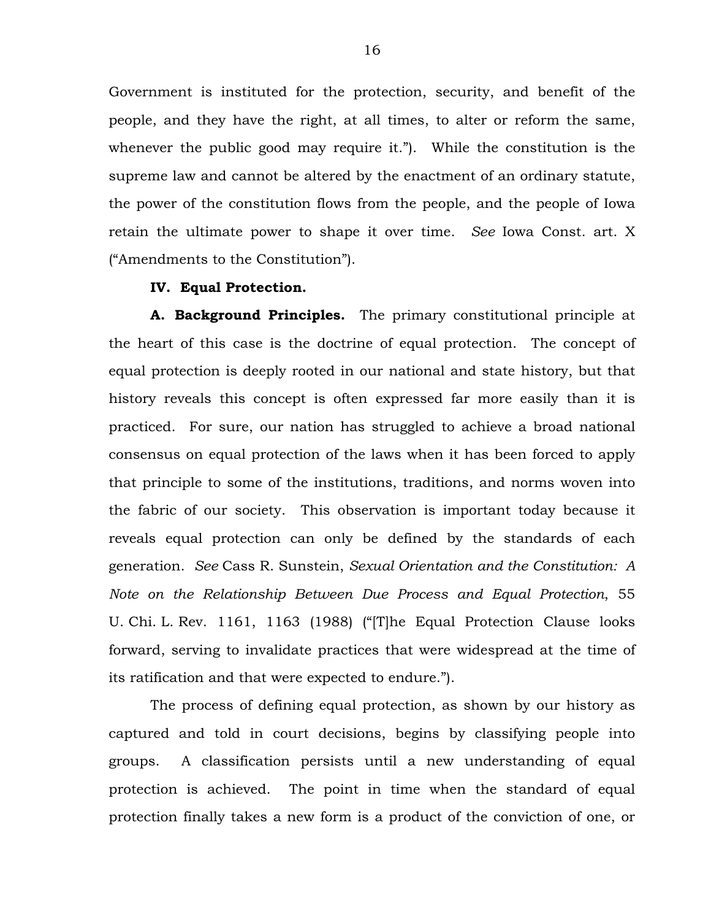Government is instituted for the protection, security, and benefit of the people, and they have the right, at all times, to alter or reform the same, whenever the public good may require it."). While the constitution is the supreme law and cannot be altered by the enactment of an ordinary statute, the power of the constitution flows from the people, and the people of Iowa retain the ultimate power to shape it over time. *See* Iowa Const. art. X ("Amendments to the Constitution").

**IV. Equal Protection.**

**A. Background Principles.** The primary constitutional principle at the heart of this case is the doctrine of equal protection. The concept of equal protection is deeply rooted in our national and state history, but that history reveals this concept is often expressed far more easily than it is practiced. For sure, our nation has struggled to achieve a broad national consensus on equal protection of the laws when it has been forced to apply that principle to some of the institutions, traditions, and norms woven into the fabric of our society. This observation is important today because it reveals equal protection can only be defined by the standards of each generation. *See* Cass R. Sunstein, *Sexual Orientation and the Constitution: A Note on the Relationship Between Due Process and Equal Protection*, 55 U. Chi. L. Rev. 1161, 1163 (1988) ("[T]he Equal Protection Clause looks forward, serving to invalidate practices that were widespread at the time of its ratification and that were expected to endure.").

The process of defining equal protection, as shown by our history as captured and told in court decisions, begins by classifying people into groups. A classification persists until a new understanding of equal protection is achieved. The point in time when the standard of equal protection finally takes a new form is a product of the conviction of one, or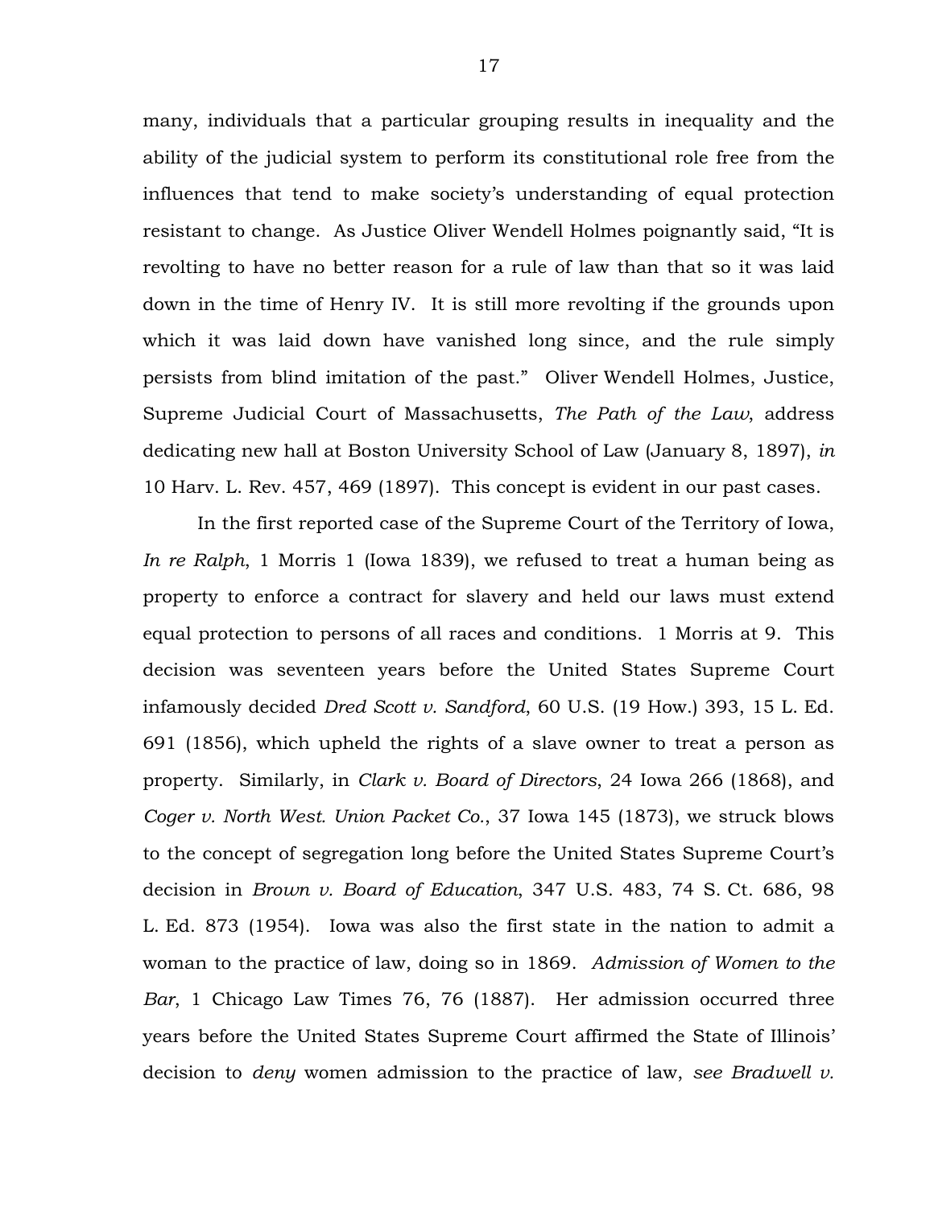many, individuals that a particular grouping results in inequality and the ability of the judicial system to perform its constitutional role free from the influences that tend to make society's understanding of equal protection resistant to change. As Justice Oliver Wendell Holmes poignantly said, "It is revolting to have no better reason for a rule of law than that so it was laid down in the time of Henry IV. It is still more revolting if the grounds upon which it was laid down have vanished long since, and the rule simply persists from blind imitation of the past." Oliver Wendell Holmes, Justice, Supreme Judicial Court of Massachusetts, *The Path of the Law*, address dedicating new hall at Boston University School of Law (January 8, 1897), *in* 10 Harv. L. Rev. 457, 469 (1897). This concept is evident in our past cases.

In the first reported case of the Supreme Court of the Territory of Iowa, *In re Ralph*, 1 Morris 1 (Iowa 1839), we refused to treat a human being as property to enforce a contract for slavery and held our laws must extend equal protection to persons of all races and conditions. 1 Morris at 9. This decision was seventeen years before the United States Supreme Court infamously decided *Dred Scott v. Sandford*, 60 U.S. (19 How.) 393, 15 L. Ed. 691 (1856), which upheld the rights of a slave owner to treat a person as property. Similarly, in *Clark v. Board of Directors*, 24 Iowa 266 (1868), and *Coger v. North West. Union Packet Co.*, 37 Iowa 145 (1873), we struck blows to the concept of segregation long before the United States Supreme Court's decision in *Brown v. Board of Education*, 347 U.S. 483, 74 S. Ct. 686, 98 L. Ed. 873 (1954). Iowa was also the first state in the nation to admit a woman to the practice of law, doing so in 1869. *Admission of Women to the Bar*, 1 Chicago Law Times 76, 76 (1887). Her admission occurred three years before the United States Supreme Court affirmed the State of Illinois' decision to *deny* women admission to the practice of law, *see Bradwell v.*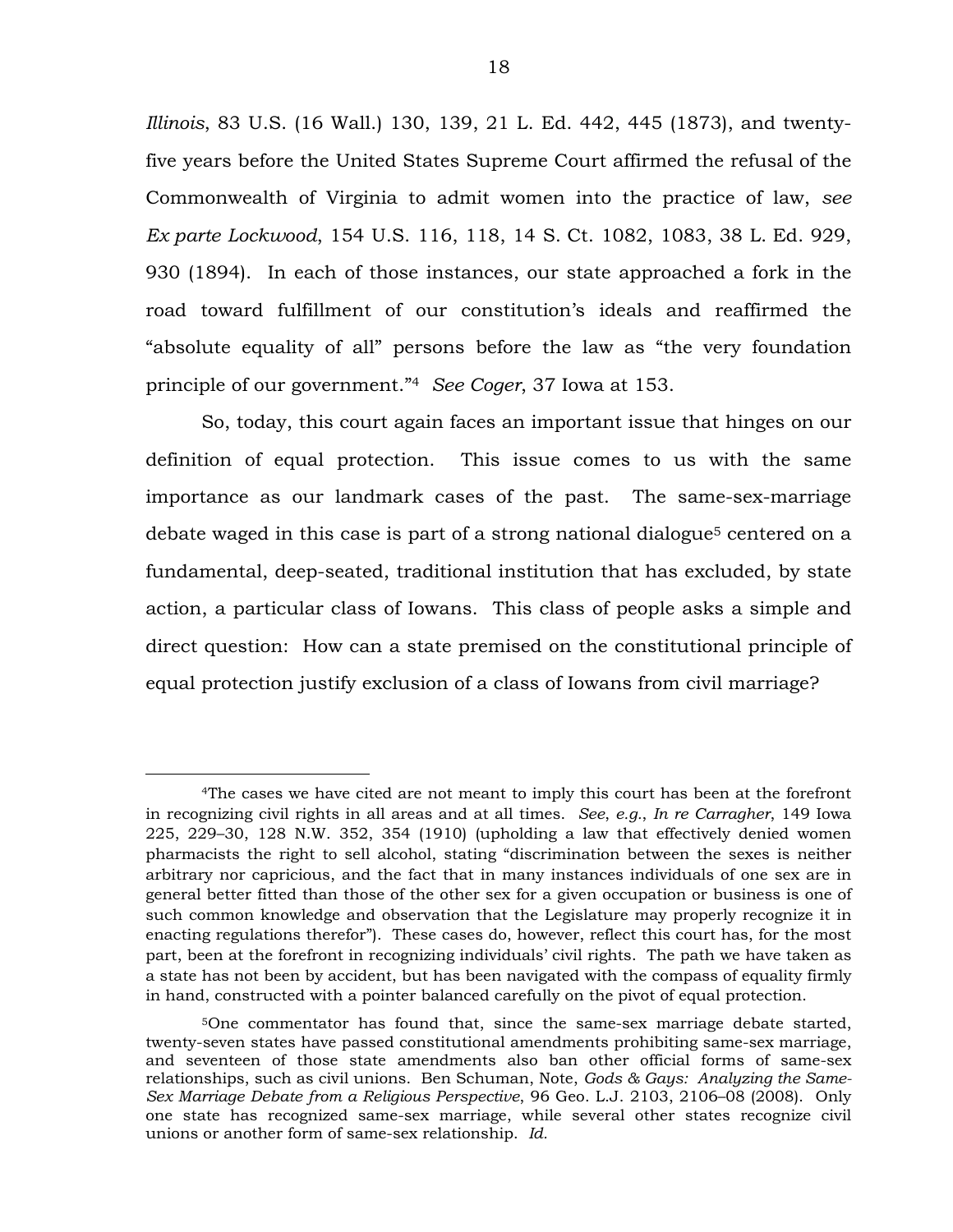*Illinois*, 83 U.S. (16 Wall.) 130, 139, 21 L. Ed. 442, 445 (1873), and twenty-five years before the United States Supreme Court affirmed the refusal of the Commonwealth of Virginia to admit women into the practice of law, *see Ex parte Lockwood*, 154 U.S. 116, 118, 14 S. Ct. 1082, 1083, 38 L. Ed. 929, 930 (1894). In each of those instances, our state approached a fork in the road toward fulfillment of our constitution's ideals and reaffirmed the "absolute equality of all" persons before the law as "the very foundation principle of our government."[4] *See Coger*, 37 Iowa at 153.

So, today, this court again faces an important issue that hinges on our definition of equal protection. This issue comes to us with the same importance as our landmark cases of the past. The same-sex-marriage debate waged in this case is part of a strong national dialogue[5] centered on a fundamental, deep-seated, traditional institution that has excluded, by state action, a particular class of Iowans. This class of people asks a simple and direct question: How can a state premised on the constitutional principle of equal protection justify exclusion of a class of Iowans from civil marriage?

---

[4]The cases we have cited are not meant to imply this court has been at the forefront in recognizing civil rights in all areas and at all times. *See*, *e.g.*, *In re Carragher*, 149 Iowa 225, 229–30, 128 N.W. 352, 354 (1910) (upholding a law that effectively denied women pharmacists the right to sell alcohol, stating "discrimination between the sexes is neither arbitrary nor capricious, and the fact that in many instances individuals of one sex are in general better fitted than those of the other sex for a given occupation or business is one of such common knowledge and observation that the Legislature may properly recognize it in enacting regulations therefor"). These cases do, however, reflect this court has, for the most part, been at the forefront in recognizing individuals' civil rights. The path we have taken as a state has not been by accident, but has been navigated with the compass of equality firmly in hand, constructed with a pointer balanced carefully on the pivot of equal protection.

[5]One commentator has found that, since the same-sex marriage debate started, twenty-seven states have passed constitutional amendments prohibiting same-sex marriage, and seventeen of those state amendments also ban other official forms of same-sex relationships, such as civil unions. Ben Schuman, Note, *Gods & Gays: Analyzing the Same-Sex Marriage Debate from a Religious Perspective*, 96 Geo. L.J. 2103, 2106–08 (2008). Only one state has recognized same-sex marriage, while several other states recognize civil unions or another form of same-sex relationship. *Id.*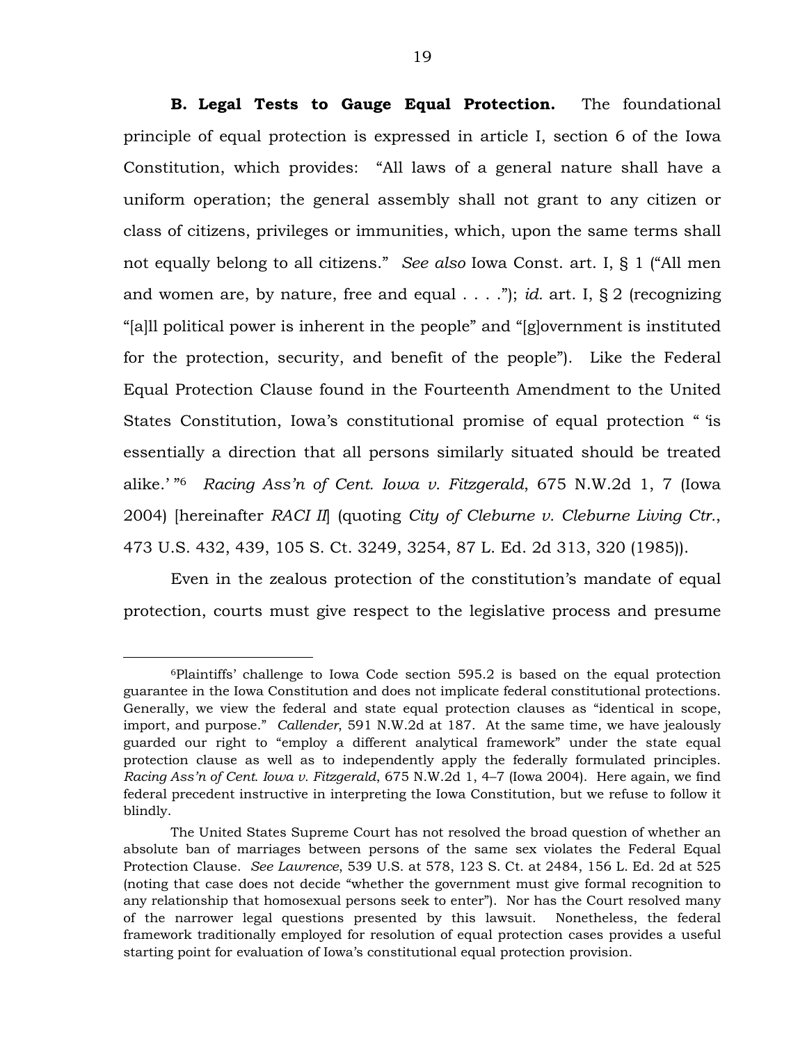**B. Legal Tests to Gauge Equal Protection.** The foundational principle of equal protection is expressed in article I, section 6 of the Iowa Constitution, which provides: "All laws of a general nature shall have a uniform operation; the general assembly shall not grant to any citizen or class of citizens, privileges or immunities, which, upon the same terms shall not equally belong to all citizens." *See also* Iowa Const. art. I, § 1 ("All men and women are, by nature, free and equal . . . ."); *id.* art. I, § 2 (recognizing "[a]ll political power is inherent in the people" and "[g]overnment is instituted for the protection, security, and benefit of the people"). Like the Federal Equal Protection Clause found in the Fourteenth Amendment to the United States Constitution, Iowa's constitutional promise of equal protection " 'is essentially a direction that all persons similarly situated should be treated alike.' "[6] *Racing Ass'n of Cent. Iowa v. Fitzgerald*, 675 N.W.2d 1, 7 (Iowa 2004) [hereinafter *RACI II*] (quoting *City of Cleburne v. Cleburne Living Ctr.*, 473 U.S. 432, 439, 105 S. Ct. 3249, 3254, 87 L. Ed. 2d 313, 320 (1985)).

Even in the zealous protection of the constitution's mandate of equal protection, courts must give respect to the legislative process and presume

[6]Plaintiffs' challenge to Iowa Code section 595.2 is based on the equal protection guarantee in the Iowa Constitution and does not implicate federal constitutional protections. Generally, we view the federal and state equal protection clauses as "identical in scope, import, and purpose." *Callender*, 591 N.W.2d at 187. At the same time, we have jealously guarded our right to "employ a different analytical framework" under the state equal protection clause as well as to independently apply the federally formulated principles. *Racing Ass'n of Cent. Iowa v. Fitzgerald*, 675 N.W.2d 1, 4–7 (Iowa 2004). Here again, we find federal precedent instructive in interpreting the Iowa Constitution, but we refuse to follow it blindly.

The United States Supreme Court has not resolved the broad question of whether an absolute ban of marriages between persons of the same sex violates the Federal Equal Protection Clause. *See Lawrence*, 539 U.S. at 578, 123 S. Ct. at 2484, 156 L. Ed. 2d at 525 (noting that case does not decide "whether the government must give formal recognition to any relationship that homosexual persons seek to enter"). Nor has the Court resolved many of the narrower legal questions presented by this lawsuit. Nonetheless, the federal framework traditionally employed for resolution of equal protection cases provides a useful starting point for evaluation of Iowa's constitutional equal protection provision.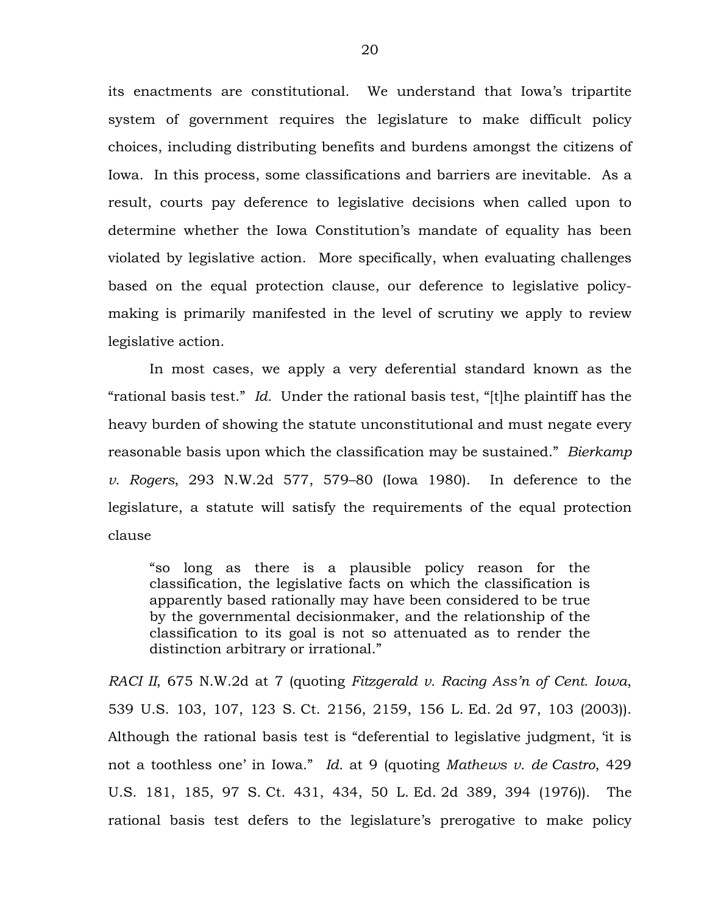its enactments are constitutional. We understand that Iowa's tripartite system of government requires the legislature to make difficult policy choices, including distributing benefits and burdens amongst the citizens of Iowa. In this process, some classifications and barriers are inevitable. As a result, courts pay deference to legislative decisions when called upon to determine whether the Iowa Constitution's mandate of equality has been violated by legislative action. More specifically, when evaluating challenges based on the equal protection clause, our deference to legislative policy-making is primarily manifested in the level of scrutiny we apply to review legislative action.

In most cases, we apply a very deferential standard known as the "rational basis test." *Id.* Under the rational basis test, "[t]he plaintiff has the heavy burden of showing the statute unconstitutional and must negate every reasonable basis upon which the classification may be sustained." *Bierkamp v. Rogers*, 293 N.W.2d 577, 579–80 (Iowa 1980). In deference to the legislature, a statute will satisfy the requirements of the equal protection clause

> "so long as there is a plausible policy reason for the classification, the legislative facts on which the classification is apparently based rationally may have been considered to be true by the governmental decisionmaker, and the relationship of the classification to its goal is not so attenuated as to render the distinction arbitrary or irrational."

*RACI II*, 675 N.W.2d at 7 (quoting *Fitzgerald v. Racing Ass'n of Cent. Iowa*, 539 U.S. 103, 107, 123 S. Ct. 2156, 2159, 156 L. Ed. 2d 97, 103 (2003)). Although the rational basis test is "deferential to legislative judgment, 'it is not a toothless one' in Iowa." *Id.* at 9 (quoting *Mathews v. de Castro*, 429 U.S. 181, 185, 97 S. Ct. 431, 434, 50 L. Ed. 2d 389, 394 (1976)). The rational basis test defers to the legislature's prerogative to make policy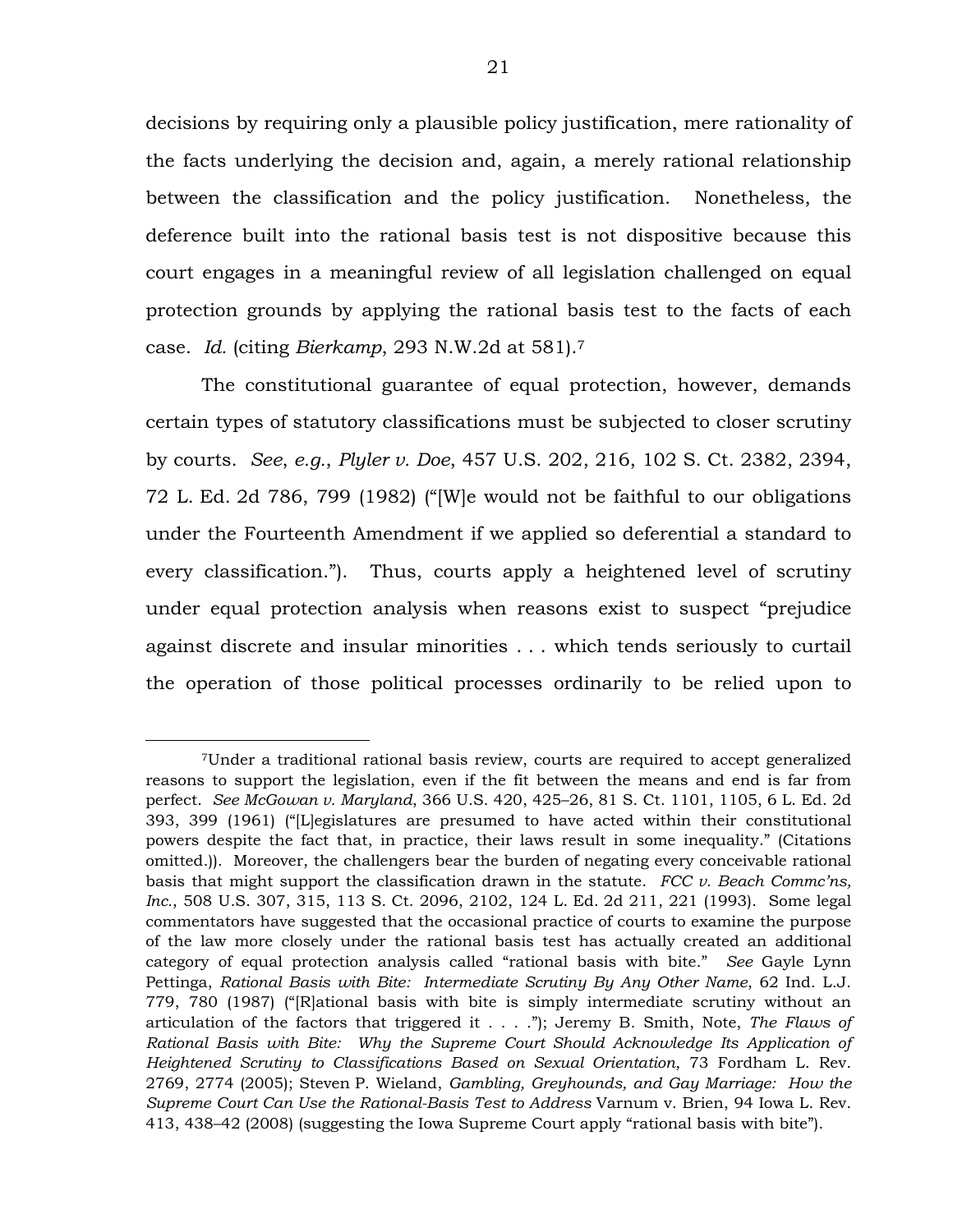decisions by requiring only a plausible policy justification, mere rationality of the facts underlying the decision and, again, a merely rational relationship between the classification and the policy justification. Nonetheless, the deference built into the rational basis test is not dispositive because this court engages in a meaningful review of all legislation challenged on equal protection grounds by applying the rational basis test to the facts of each case. *Id.* (citing *Bierkamp*, 293 N.W.2d at 581).[7]

The constitutional guarantee of equal protection, however, demands certain types of statutory classifications must be subjected to closer scrutiny by courts. *See*, *e.g.*, *Plyler v. Doe*, 457 U.S. 202, 216, 102 S. Ct. 2382, 2394, 72 L. Ed. 2d 786, 799 (1982) ("[W]e would not be faithful to our obligations under the Fourteenth Amendment if we applied so deferential a standard to every classification."). Thus, courts apply a heightened level of scrutiny under equal protection analysis when reasons exist to suspect "prejudice against discrete and insular minorities . . . which tends seriously to curtail the operation of those political processes ordinarily to be relied upon to

---

[7]Under a traditional rational basis review, courts are required to accept generalized reasons to support the legislation, even if the fit between the means and end is far from perfect. *See McGowan v. Maryland*, 366 U.S. 420, 425–26, 81 S. Ct. 1101, 1105, 6 L. Ed. 2d 393, 399 (1961) ("[L]egislatures are presumed to have acted within their constitutional powers despite the fact that, in practice, their laws result in some inequality." (Citations omitted.)). Moreover, the challengers bear the burden of negating every conceivable rational basis that might support the classification drawn in the statute. *FCC v. Beach Commc'ns, Inc.*, 508 U.S. 307, 315, 113 S. Ct. 2096, 2102, 124 L. Ed. 2d 211, 221 (1993). Some legal commentators have suggested that the occasional practice of courts to examine the purpose of the law more closely under the rational basis test has actually created an additional category of equal protection analysis called "rational basis with bite." *See* Gayle Lynn Pettinga, *Rational Basis with Bite: Intermediate Scrutiny By Any Other Name*, 62 Ind. L.J. 779, 780 (1987) ("[R]ational basis with bite is simply intermediate scrutiny without an articulation of the factors that triggered it . . . ."); Jeremy B. Smith, Note, *The Flaws of Rational Basis with Bite: Why the Supreme Court Should Acknowledge Its Application of Heightened Scrutiny to Classifications Based on Sexual Orientation*, 73 Fordham L. Rev. 2769, 2774 (2005); Steven P. Wieland, *Gambling, Greyhounds, and Gay Marriage: How the Supreme Court Can Use the Rational-Basis Test to Address* Varnum v. Brien, 94 Iowa L. Rev. 413, 438–42 (2008) (suggesting the Iowa Supreme Court apply "rational basis with bite").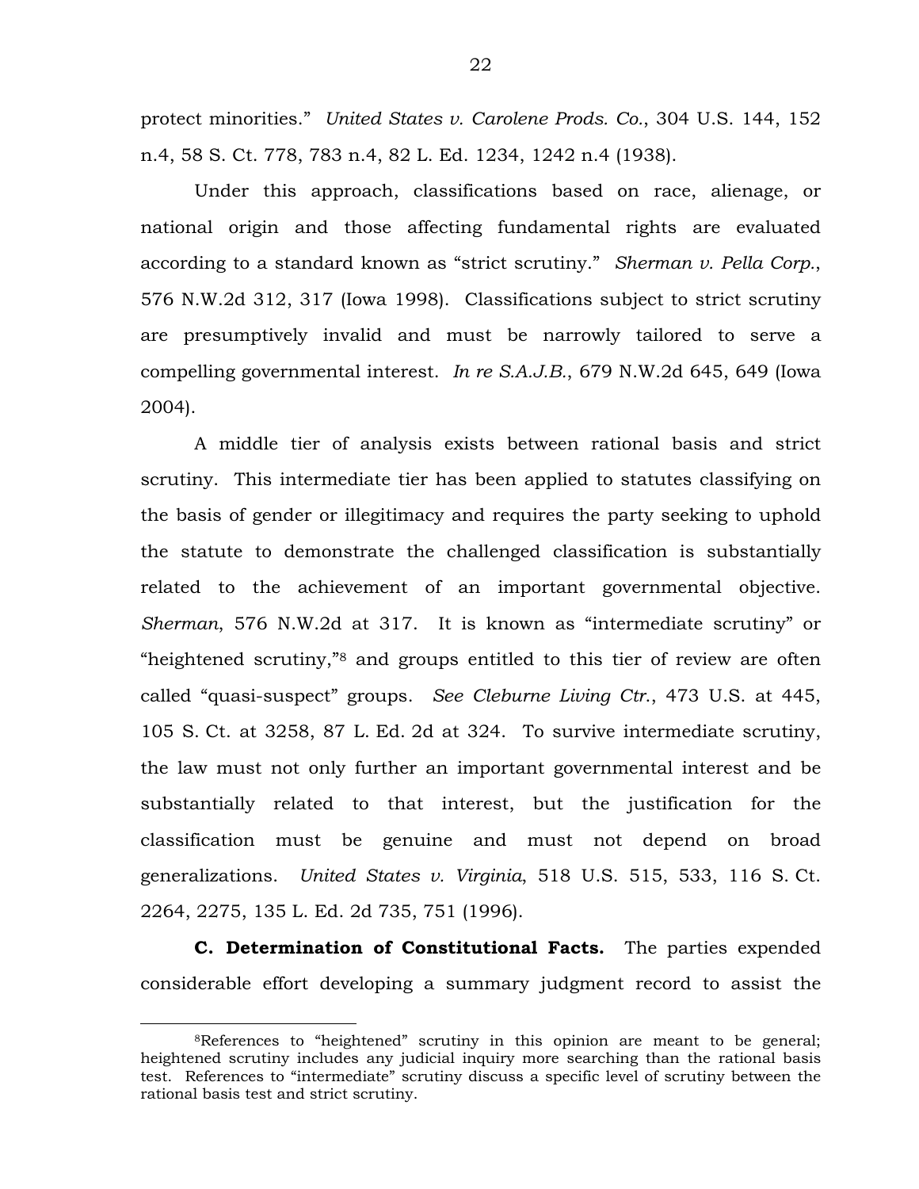protect minorities." *United States v. Carolene Prods. Co.*, 304 U.S. 144, 152 n.4, 58 S. Ct. 778, 783 n.4, 82 L. Ed. 1234, 1242 n.4 (1938).

Under this approach, classifications based on race, alienage, or national origin and those affecting fundamental rights are evaluated according to a standard known as "strict scrutiny." *Sherman v. Pella Corp.*, 576 N.W.2d 312, 317 (Iowa 1998). Classifications subject to strict scrutiny are presumptively invalid and must be narrowly tailored to serve a compelling governmental interest. *In re S.A.J.B.*, 679 N.W.2d 645, 649 (Iowa 2004).

A middle tier of analysis exists between rational basis and strict scrutiny. This intermediate tier has been applied to statutes classifying on the basis of gender or illegitimacy and requires the party seeking to uphold the statute to demonstrate the challenged classification is substantially related to the achievement of an important governmental objective. *Sherman*, 576 N.W.2d at 317. It is known as "intermediate scrutiny" or "heightened scrutiny,"[8] and groups entitled to this tier of review are often called "quasi-suspect" groups. *See Cleburne Living Ctr.*, 473 U.S. at 445, 105 S. Ct. at 3258, 87 L. Ed. 2d at 324. To survive intermediate scrutiny, the law must not only further an important governmental interest and be substantially related to that interest, but the justification for the classification must be genuine and must not depend on broad generalizations. *United States v. Virginia*, 518 U.S. 515, 533, 116 S. Ct. 2264, 2275, 135 L. Ed. 2d 735, 751 (1996).

**C. Determination of Constitutional Facts.** The parties expended considerable effort developing a summary judgment record to assist the

---

[8]References to "heightened" scrutiny in this opinion are meant to be general; heightened scrutiny includes any judicial inquiry more searching than the rational basis test. References to "intermediate" scrutiny discuss a specific level of scrutiny between the rational basis test and strict scrutiny.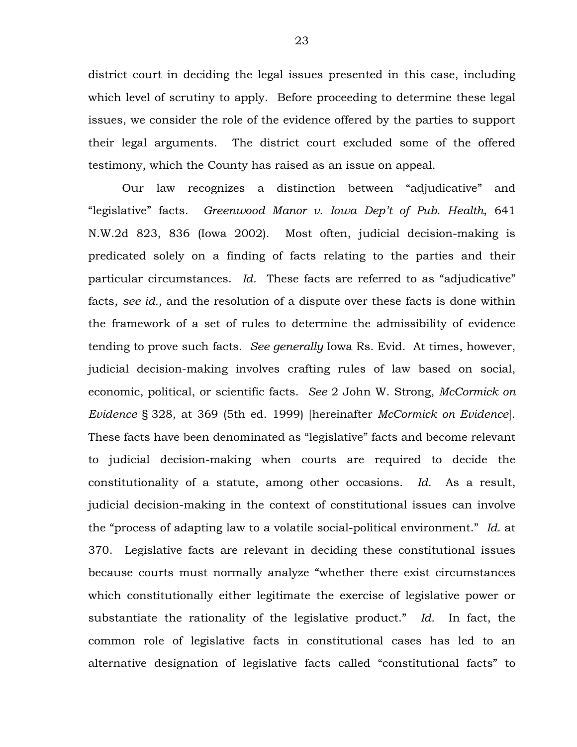district court in deciding the legal issues presented in this case, including which level of scrutiny to apply. Before proceeding to determine these legal issues, we consider the role of the evidence offered by the parties to support their legal arguments. The district court excluded some of the offered testimony, which the County has raised as an issue on appeal.

Our law recognizes a distinction between "adjudicative" and "legislative" facts. *Greenwood Manor v. Iowa Dep't of Pub. Health*, 641 N.W.2d 823, 836 (Iowa 2002). Most often, judicial decision-making is predicated solely on a finding of facts relating to the parties and their particular circumstances. *Id.* These facts are referred to as "adjudicative" facts, *see id.*, and the resolution of a dispute over these facts is done within the framework of a set of rules to determine the admissibility of evidence tending to prove such facts. *See generally* Iowa Rs. Evid. At times, however, judicial decision-making involves crafting rules of law based on social, economic, political, or scientific facts. *See* 2 John W. Strong, *McCormick on Evidence* § 328, at 369 (5th ed. 1999) [hereinafter *McCormick on Evidence*]. These facts have been denominated as "legislative" facts and become relevant to judicial decision-making when courts are required to decide the constitutionality of a statute, among other occasions. *Id.* As a result, judicial decision-making in the context of constitutional issues can involve the "process of adapting law to a volatile social-political environment." *Id.* at 370. Legislative facts are relevant in deciding these constitutional issues because courts must normally analyze "whether there exist circumstances which constitutionally either legitimate the exercise of legislative power or substantiate the rationality of the legislative product." *Id.* In fact, the common role of legislative facts in constitutional cases has led to an alternative designation of legislative facts called "constitutional facts" to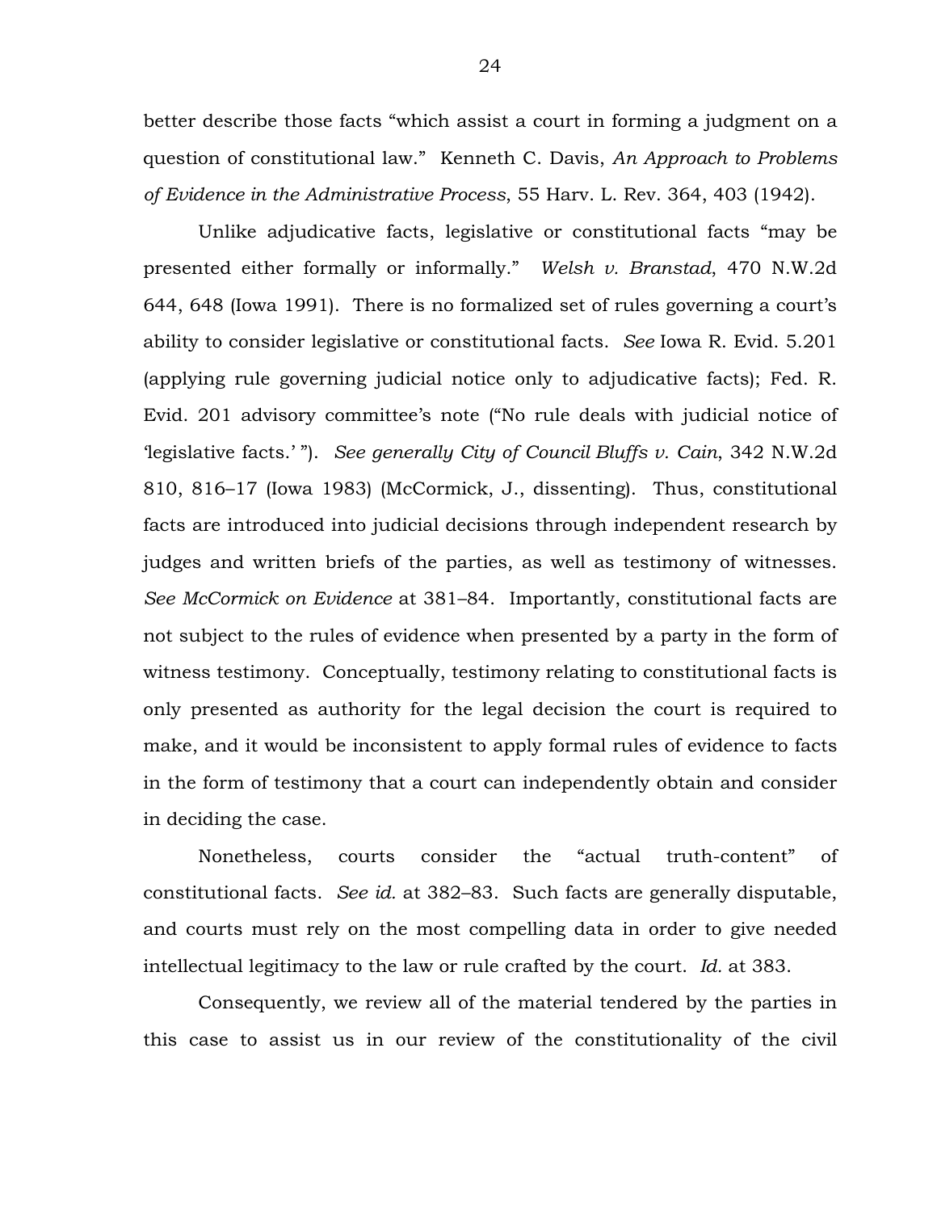better describe those facts "which assist a court in forming a judgment on a question of constitutional law." Kenneth C. Davis, *An Approach to Problems of Evidence in the Administrative Process*, 55 Harv. L. Rev. 364, 403 (1942).

Unlike adjudicative facts, legislative or constitutional facts "may be presented either formally or informally." *Welsh v. Branstad*, 470 N.W.2d 644, 648 (Iowa 1991). There is no formalized set of rules governing a court's ability to consider legislative or constitutional facts. *See* Iowa R. Evid. 5.201 (applying rule governing judicial notice only to adjudicative facts); Fed. R. Evid. 201 advisory committee's note ("No rule deals with judicial notice of 'legislative facts.' "). *See generally City of Council Bluffs v. Cain*, 342 N.W.2d 810, 816–17 (Iowa 1983) (McCormick, J., dissenting). Thus, constitutional facts are introduced into judicial decisions through independent research by judges and written briefs of the parties, as well as testimony of witnesses. *See McCormick on Evidence* at 381–84. Importantly, constitutional facts are not subject to the rules of evidence when presented by a party in the form of witness testimony. Conceptually, testimony relating to constitutional facts is only presented as authority for the legal decision the court is required to make, and it would be inconsistent to apply formal rules of evidence to facts in the form of testimony that a court can independently obtain and consider in deciding the case.

Nonetheless, courts consider the "actual truth-content" of constitutional facts. *See id.* at 382–83. Such facts are generally disputable, and courts must rely on the most compelling data in order to give needed intellectual legitimacy to the law or rule crafted by the court. *Id.* at 383.

Consequently, we review all of the material tendered by the parties in this case to assist us in our review of the constitutionality of the civil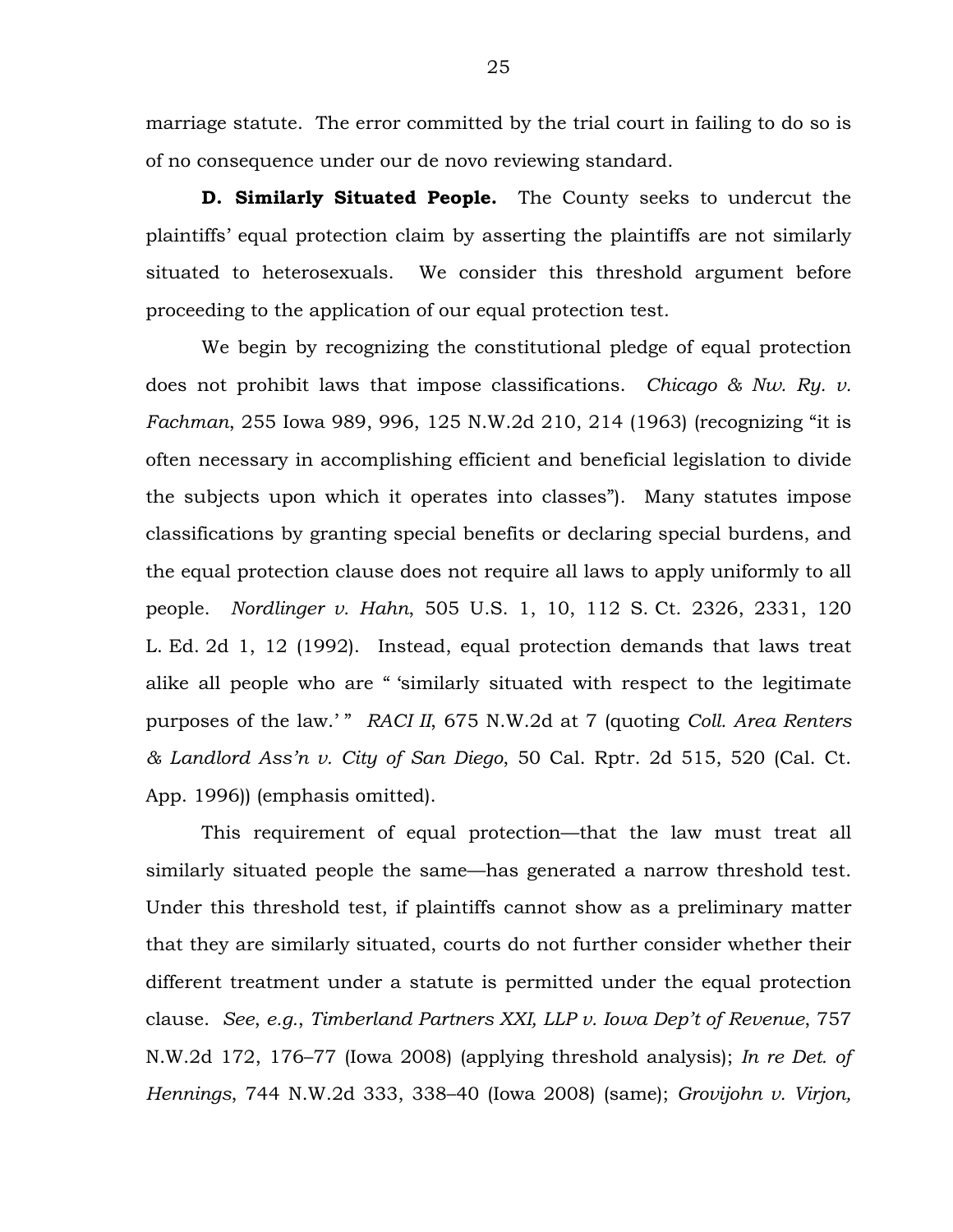marriage statute. The error committed by the trial court in failing to do so is of no consequence under our de novo reviewing standard.

**D. Similarly Situated People.** The County seeks to undercut the plaintiffs' equal protection claim by asserting the plaintiffs are not similarly situated to heterosexuals. We consider this threshold argument before proceeding to the application of our equal protection test.

We begin by recognizing the constitutional pledge of equal protection does not prohibit laws that impose classifications. *Chicago & Nw. Ry. v. Fachman*, 255 Iowa 989, 996, 125 N.W.2d 210, 214 (1963) (recognizing "it is often necessary in accomplishing efficient and beneficial legislation to divide the subjects upon which it operates into classes"). Many statutes impose classifications by granting special benefits or declaring special burdens, and the equal protection clause does not require all laws to apply uniformly to all people. *Nordlinger v. Hahn*, 505 U.S. 1, 10, 112 S. Ct. 2326, 2331, 120 L. Ed. 2d 1, 12 (1992). Instead, equal protection demands that laws treat alike all people who are " 'similarly situated with respect to the legitimate purposes of the law.' " *RACI II*, 675 N.W.2d at 7 (quoting *Coll. Area Renters & Landlord Ass'n v. City of San Diego*, 50 Cal. Rptr. 2d 515, 520 (Cal. Ct. App. 1996)) (emphasis omitted).

This requirement of equal protection—that the law must treat all similarly situated people the same—has generated a narrow threshold test. Under this threshold test, if plaintiffs cannot show as a preliminary matter that they are similarly situated, courts do not further consider whether their different treatment under a statute is permitted under the equal protection clause. *See*, *e.g.*, *Timberland Partners XXI, LLP v. Iowa Dep't of Revenue*, 757 N.W.2d 172, 176–77 (Iowa 2008) (applying threshold analysis); *In re Det. of Hennings*, 744 N.W.2d 333, 338–40 (Iowa 2008) (same); *Grovijohn v. Virjon,*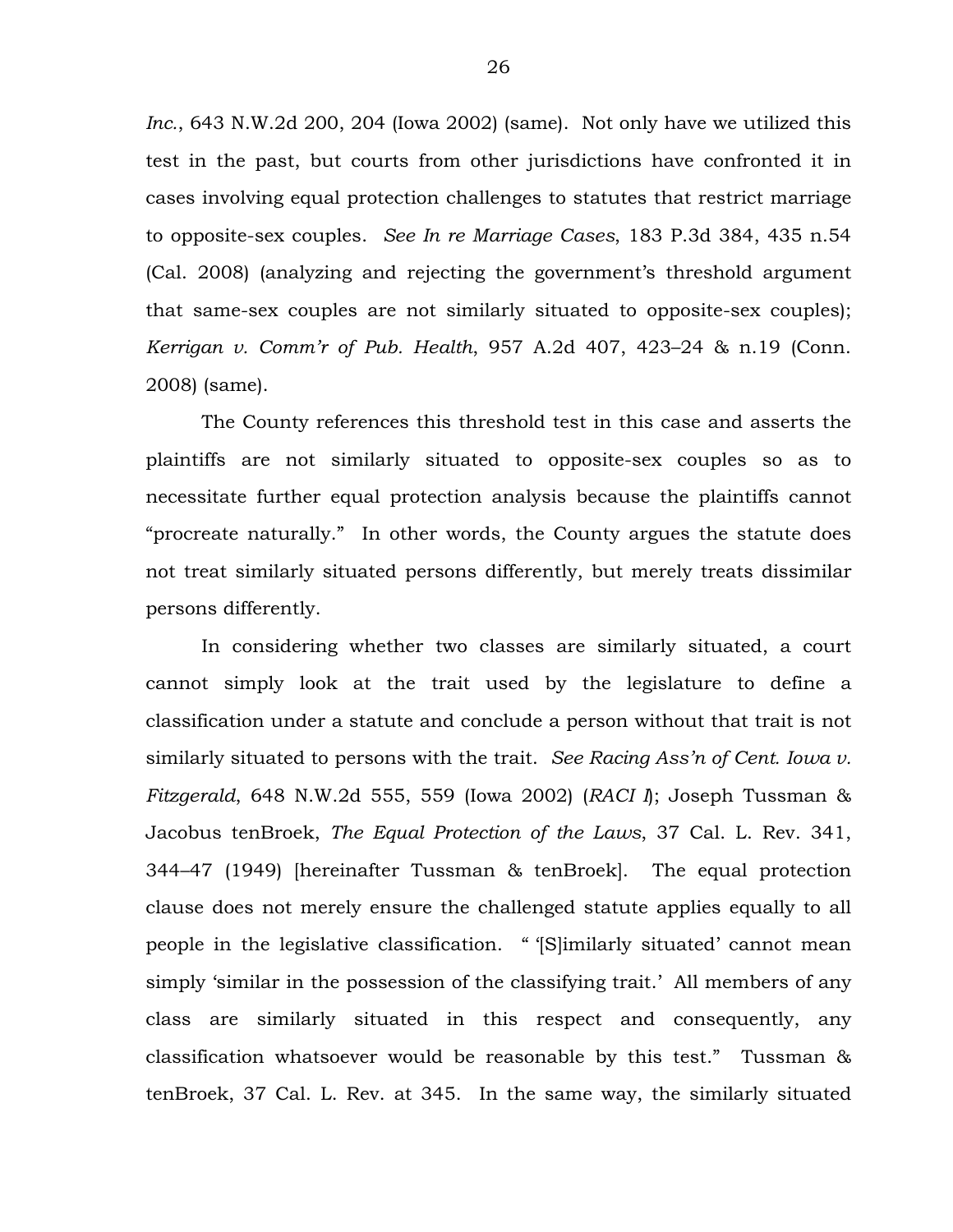*Inc.*, 643 N.W.2d 200, 204 (Iowa 2002) (same). Not only have we utilized this test in the past, but courts from other jurisdictions have confronted it in cases involving equal protection challenges to statutes that restrict marriage to opposite-sex couples. *See In re Marriage Cases*, 183 P.3d 384, 435 n.54 (Cal. 2008) (analyzing and rejecting the government's threshold argument that same-sex couples are not similarly situated to opposite-sex couples); *Kerrigan v. Comm'r of Pub. Health*, 957 A.2d 407, 423–24 & n.19 (Conn. 2008) (same).

The County references this threshold test in this case and asserts the plaintiffs are not similarly situated to opposite-sex couples so as to necessitate further equal protection analysis because the plaintiffs cannot "procreate naturally." In other words, the County argues the statute does not treat similarly situated persons differently, but merely treats dissimilar persons differently.

In considering whether two classes are similarly situated, a court cannot simply look at the trait used by the legislature to define a classification under a statute and conclude a person without that trait is not similarly situated to persons with the trait. *See Racing Ass'n of Cent. Iowa v. Fitzgerald*, 648 N.W.2d 555, 559 (Iowa 2002) (*RACI I*); Joseph Tussman & Jacobus tenBroek, *The Equal Protection of the Laws*, 37 Cal. L. Rev. 341, 344–47 (1949) [hereinafter Tussman & tenBroek]. The equal protection clause does not merely ensure the challenged statute applies equally to all people in the legislative classification. " '[S]imilarly situated' cannot mean simply 'similar in the possession of the classifying trait.' All members of any class are similarly situated in this respect and consequently, any classification whatsoever would be reasonable by this test." Tussman & tenBroek, 37 Cal. L. Rev. at 345. In the same way, the similarly situated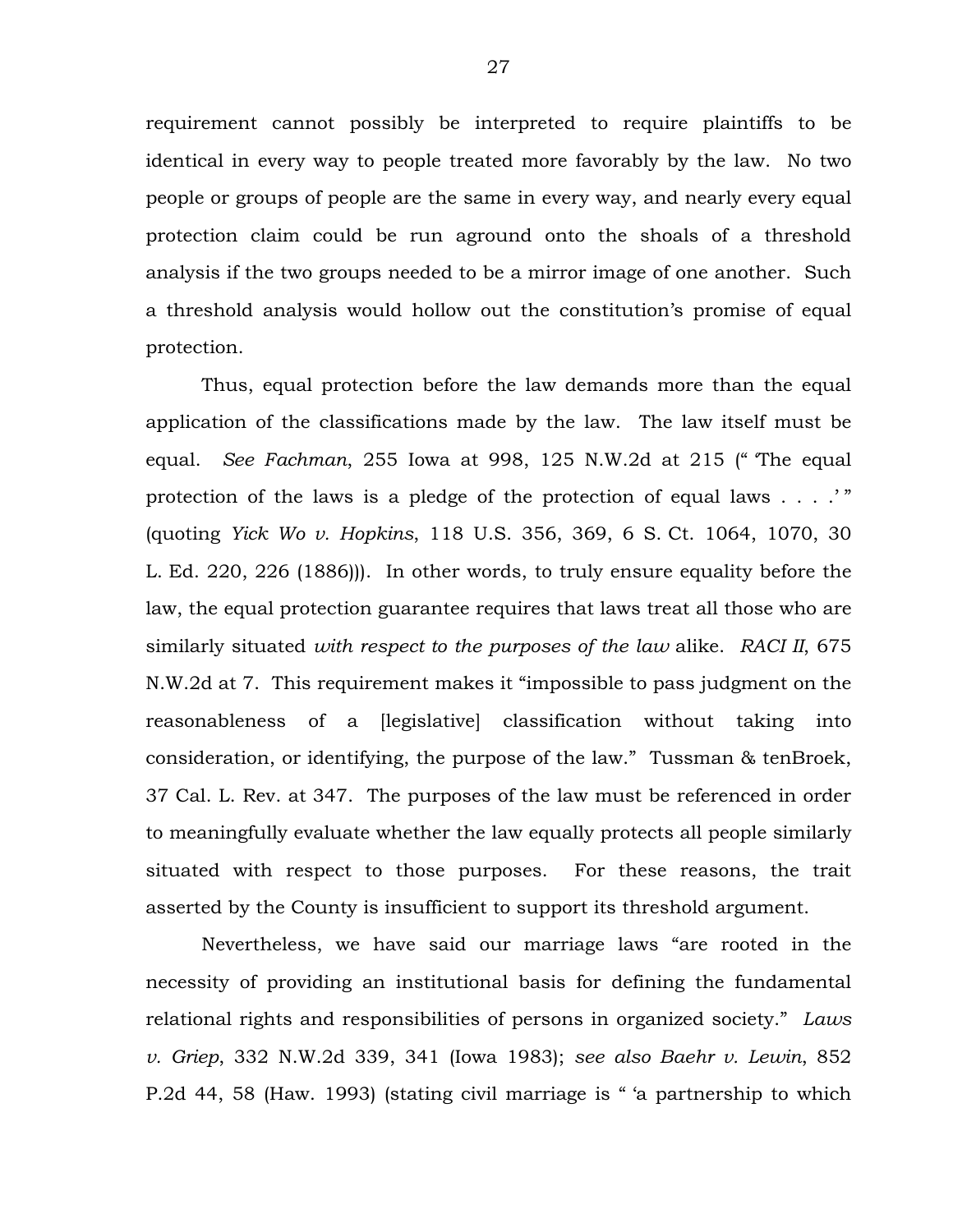requirement cannot possibly be interpreted to require plaintiffs to be identical in every way to people treated more favorably by the law. No two people or groups of people are the same in every way, and nearly every equal protection claim could be run aground onto the shoals of a threshold analysis if the two groups needed to be a mirror image of one another. Such a threshold analysis would hollow out the constitution's promise of equal protection.

Thus, equal protection before the law demands more than the equal application of the classifications made by the law. The law itself must be equal. *See Fachman*, 255 Iowa at 998, 125 N.W.2d at 215 (" 'The equal protection of the laws is a pledge of the protection of equal laws . . . .' " (quoting *Yick Wo v. Hopkins*, 118 U.S. 356, 369, 6 S. Ct. 1064, 1070, 30 L. Ed. 220, 226 (1886))). In other words, to truly ensure equality before the law, the equal protection guarantee requires that laws treat all those who are similarly situated *with respect to the purposes of the law* alike. *RACI II*, 675 N.W.2d at 7. This requirement makes it "impossible to pass judgment on the reasonableness of a [legislative] classification without taking into consideration, or identifying, the purpose of the law." Tussman & tenBroek, 37 Cal. L. Rev. at 347. The purposes of the law must be referenced in order to meaningfully evaluate whether the law equally protects all people similarly situated with respect to those purposes. For these reasons, the trait asserted by the County is insufficient to support its threshold argument.

Nevertheless, we have said our marriage laws "are rooted in the necessity of providing an institutional basis for defining the fundamental relational rights and responsibilities of persons in organized society." *Laws v. Griep*, 332 N.W.2d 339, 341 (Iowa 1983); *see also Baehr v. Lewin*, 852 P.2d 44, 58 (Haw. 1993) (stating civil marriage is " 'a partnership to which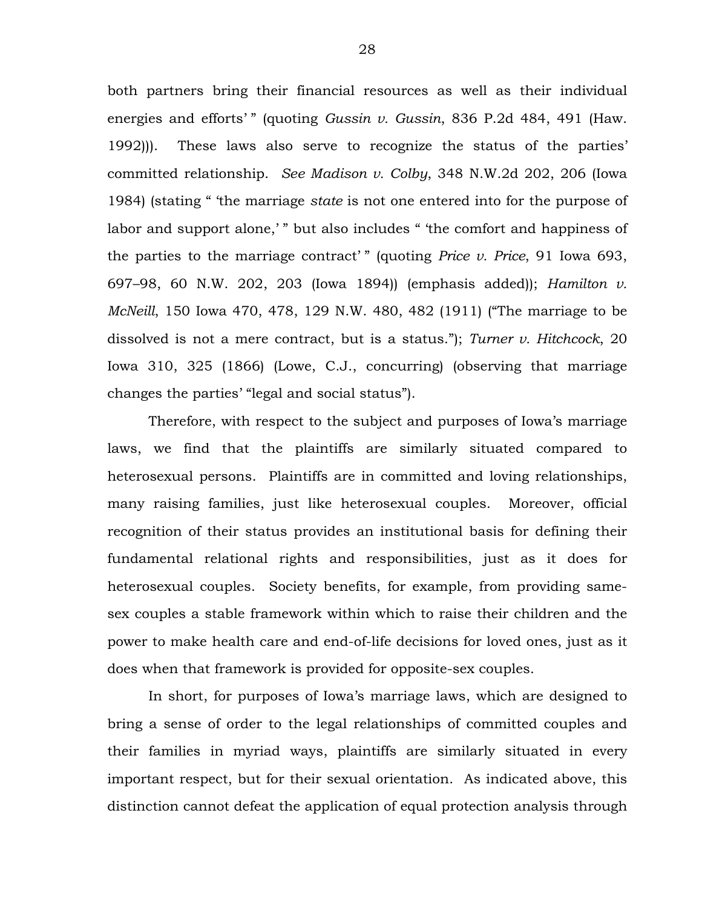both partners bring their financial resources as well as their individual energies and efforts' " (quoting *Gussin v. Gussin*, 836 P.2d 484, 491 (Haw. 1992))). These laws also serve to recognize the status of the parties' committed relationship. *See Madison v. Colby*, 348 N.W.2d 202, 206 (Iowa 1984) (stating " 'the marriage *state* is not one entered into for the purpose of labor and support alone,' " but also includes " 'the comfort and happiness of the parties to the marriage contract' " (quoting *Price v. Price*, 91 Iowa 693, 697–98, 60 N.W. 202, 203 (Iowa 1894)) (emphasis added)); *Hamilton v. McNeill*, 150 Iowa 470, 478, 129 N.W. 480, 482 (1911) ("The marriage to be dissolved is not a mere contract, but is a status."); *Turner v. Hitchcock*, 20 Iowa 310, 325 (1866) (Lowe, C.J., concurring) (observing that marriage changes the parties' "legal and social status").

Therefore, with respect to the subject and purposes of Iowa's marriage laws, we find that the plaintiffs are similarly situated compared to heterosexual persons. Plaintiffs are in committed and loving relationships, many raising families, just like heterosexual couples. Moreover, official recognition of their status provides an institutional basis for defining their fundamental relational rights and responsibilities, just as it does for heterosexual couples. Society benefits, for example, from providing same-sex couples a stable framework within which to raise their children and the power to make health care and end-of-life decisions for loved ones, just as it does when that framework is provided for opposite-sex couples.

In short, for purposes of Iowa's marriage laws, which are designed to bring a sense of order to the legal relationships of committed couples and their families in myriad ways, plaintiffs are similarly situated in every important respect, but for their sexual orientation. As indicated above, this distinction cannot defeat the application of equal protection analysis through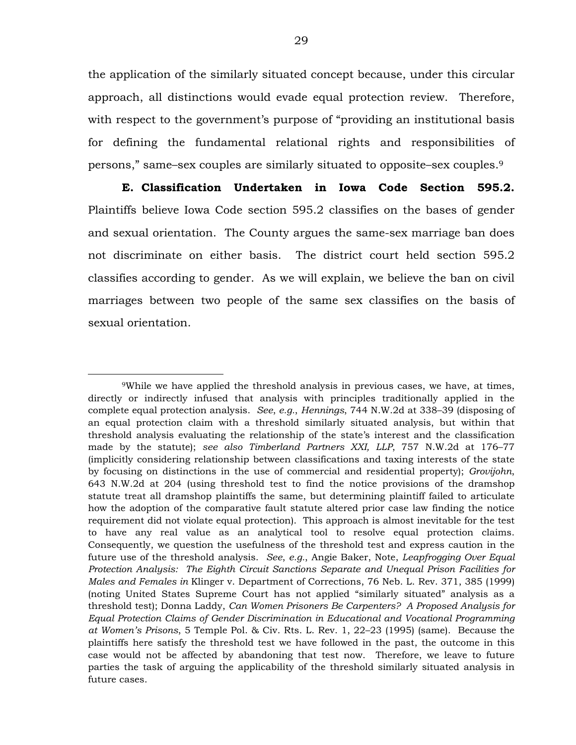the application of the similarly situated concept because, under this circular approach, all distinctions would evade equal protection review. Therefore, with respect to the government's purpose of "providing an institutional basis for defining the fundamental relational rights and responsibilities of persons," same–sex couples are similarly situated to opposite–sex couples.[9]

**E. Classification Undertaken in Iowa Code Section 595.2.** Plaintiffs believe Iowa Code section 595.2 classifies on the bases of gender and sexual orientation. The County argues the same-sex marriage ban does not discriminate on either basis. The district court held section 595.2 classifies according to gender. As we will explain, we believe the ban on civil marriages between two people of the same sex classifies on the basis of sexual orientation.

---

[9]While we have applied the threshold analysis in previous cases, we have, at times, directly or indirectly infused that analysis with principles traditionally applied in the complete equal protection analysis. *See*, *e.g.*, *Hennings*, 744 N.W.2d at 338–39 (disposing of an equal protection claim with a threshold similarly situated analysis, but within that threshold analysis evaluating the relationship of the state's interest and the classification made by the statute); *see also Timberland Partners XXI, LLP*, 757 N.W.2d at 176–77 (implicitly considering relationship between classifications and taxing interests of the state by focusing on distinctions in the use of commercial and residential property); *Grovijohn*, 643 N.W.2d at 204 (using threshold test to find the notice provisions of the dramshop statute treat all dramshop plaintiffs the same, but determining plaintiff failed to articulate how the adoption of the comparative fault statute altered prior case law finding the notice requirement did not violate equal protection). This approach is almost inevitable for the test to have any real value as an analytical tool to resolve equal protection claims. Consequently, we question the usefulness of the threshold test and express caution in the future use of the threshold analysis. *See*, *e.g.*, Angie Baker, Note, *Leapfrogging Over Equal Protection Analysis: The Eighth Circuit Sanctions Separate and Unequal Prison Facilities for Males and Females in* Klinger v. Department of Corrections, 76 Neb. L. Rev. 371, 385 (1999) (noting United States Supreme Court has not applied "similarly situated" analysis as a threshold test); Donna Laddy, *Can Women Prisoners Be Carpenters? A Proposed Analysis for Equal Protection Claims of Gender Discrimination in Educational and Vocational Programming at Women's Prisons*, 5 Temple Pol. & Civ. Rts. L. Rev. 1, 22–23 (1995) (same). Because the plaintiffs here satisfy the threshold test we have followed in the past, the outcome in this case would not be affected by abandoning that test now. Therefore, we leave to future parties the task of arguing the applicability of the threshold similarly situated analysis in future cases.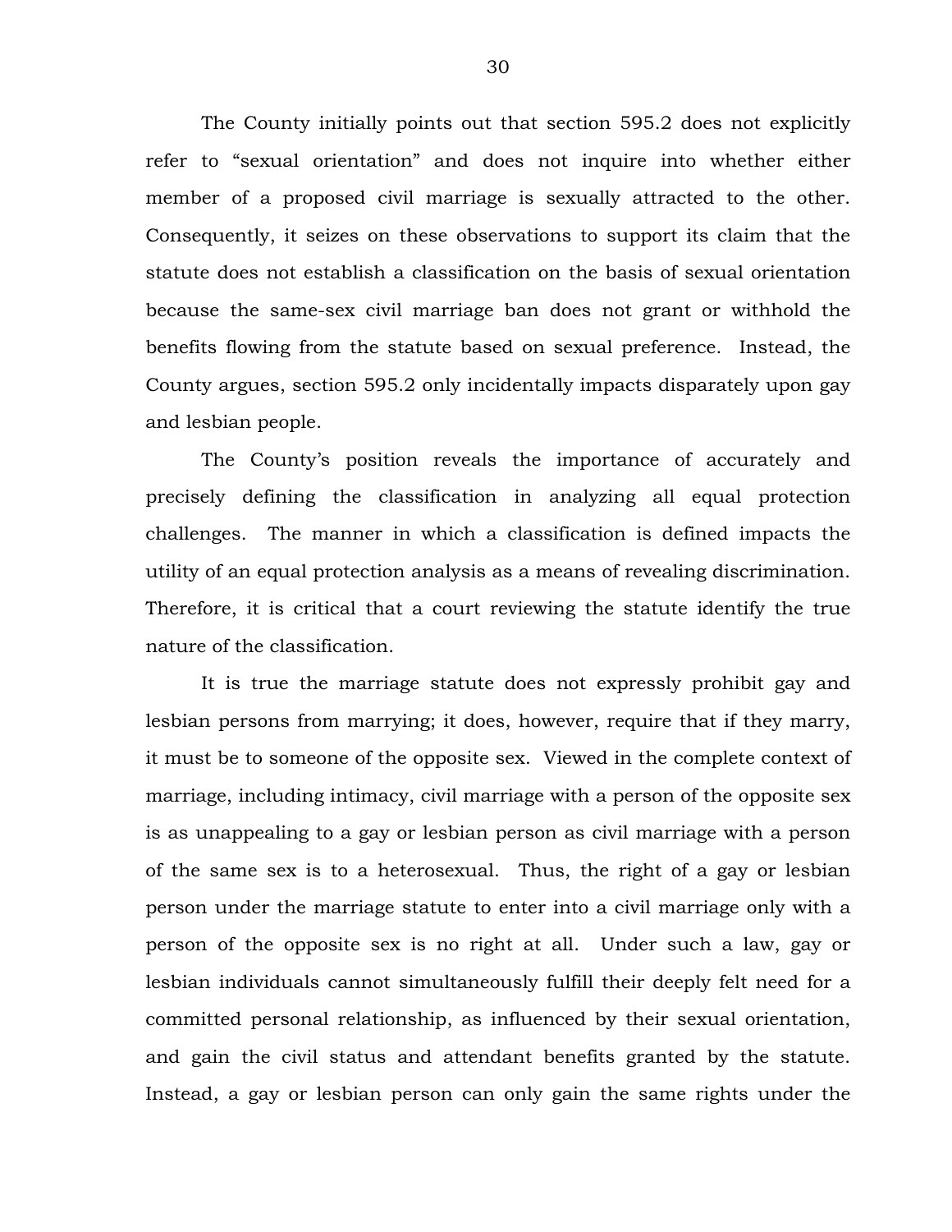The County initially points out that section 595.2 does not explicitly refer to "sexual orientation" and does not inquire into whether either member of a proposed civil marriage is sexually attracted to the other. Consequently, it seizes on these observations to support its claim that the statute does not establish a classification on the basis of sexual orientation because the same-sex civil marriage ban does not grant or withhold the benefits flowing from the statute based on sexual preference. Instead, the County argues, section 595.2 only incidentally impacts disparately upon gay and lesbian people.

The County's position reveals the importance of accurately and precisely defining the classification in analyzing all equal protection challenges. The manner in which a classification is defined impacts the utility of an equal protection analysis as a means of revealing discrimination. Therefore, it is critical that a court reviewing the statute identify the true nature of the classification.

It is true the marriage statute does not expressly prohibit gay and lesbian persons from marrying; it does, however, require that if they marry, it must be to someone of the opposite sex. Viewed in the complete context of marriage, including intimacy, civil marriage with a person of the opposite sex is as unappealing to a gay or lesbian person as civil marriage with a person of the same sex is to a heterosexual. Thus, the right of a gay or lesbian person under the marriage statute to enter into a civil marriage only with a person of the opposite sex is no right at all. Under such a law, gay or lesbian individuals cannot simultaneously fulfill their deeply felt need for a committed personal relationship, as influenced by their sexual orientation, and gain the civil status and attendant benefits granted by the statute. Instead, a gay or lesbian person can only gain the same rights under the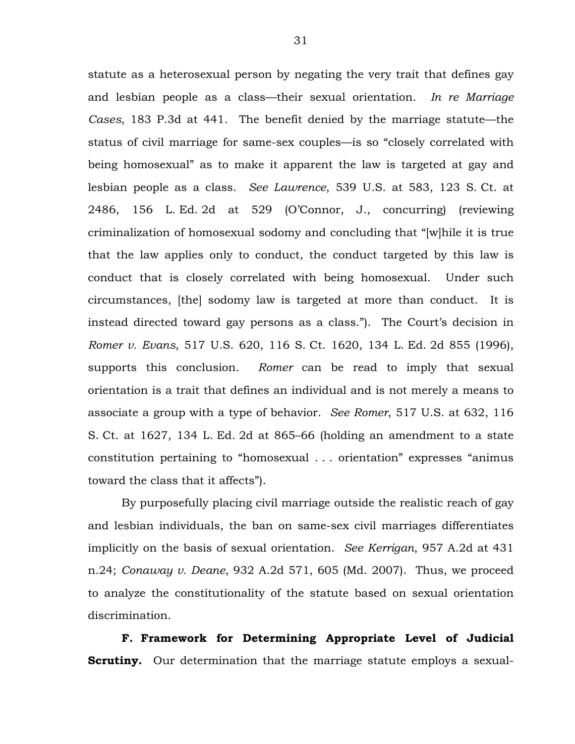statute as a heterosexual person by negating the very trait that defines gay and lesbian people as a class—their sexual orientation. *In re Marriage Cases*, 183 P.3d at 441. The benefit denied by the marriage statute—the status of civil marriage for same-sex couples—is so "closely correlated with being homosexual" as to make it apparent the law is targeted at gay and lesbian people as a class. *See Lawrence*, 539 U.S. at 583, 123 S. Ct. at 2486, 156 L. Ed. 2d at 529 (O'Connor, J., concurring) (reviewing criminalization of homosexual sodomy and concluding that "[w]hile it is true that the law applies only to conduct, the conduct targeted by this law is conduct that is closely correlated with being homosexual. Under such circumstances, [the] sodomy law is targeted at more than conduct. It is instead directed toward gay persons as a class."). The Court's decision in *Romer v. Evans*, 517 U.S. 620, 116 S. Ct. 1620, 134 L. Ed. 2d 855 (1996), supports this conclusion. *Romer* can be read to imply that sexual orientation is a trait that defines an individual and is not merely a means to associate a group with a type of behavior. *See Romer*, 517 U.S. at 632, 116 S. Ct. at 1627, 134 L. Ed. 2d at 865–66 (holding an amendment to a state constitution pertaining to "homosexual . . . orientation" expresses "animus toward the class that it affects").

By purposefully placing civil marriage outside the realistic reach of gay and lesbian individuals, the ban on same-sex civil marriages differentiates implicitly on the basis of sexual orientation. *See Kerrigan*, 957 A.2d at 431 n.24; *Conaway v. Deane*, 932 A.2d 571, 605 (Md. 2007). Thus, we proceed to analyze the constitutionality of the statute based on sexual orientation discrimination.

**F. Framework for Determining Appropriate Level of Judicial Scrutiny.** Our determination that the marriage statute employs a sexual-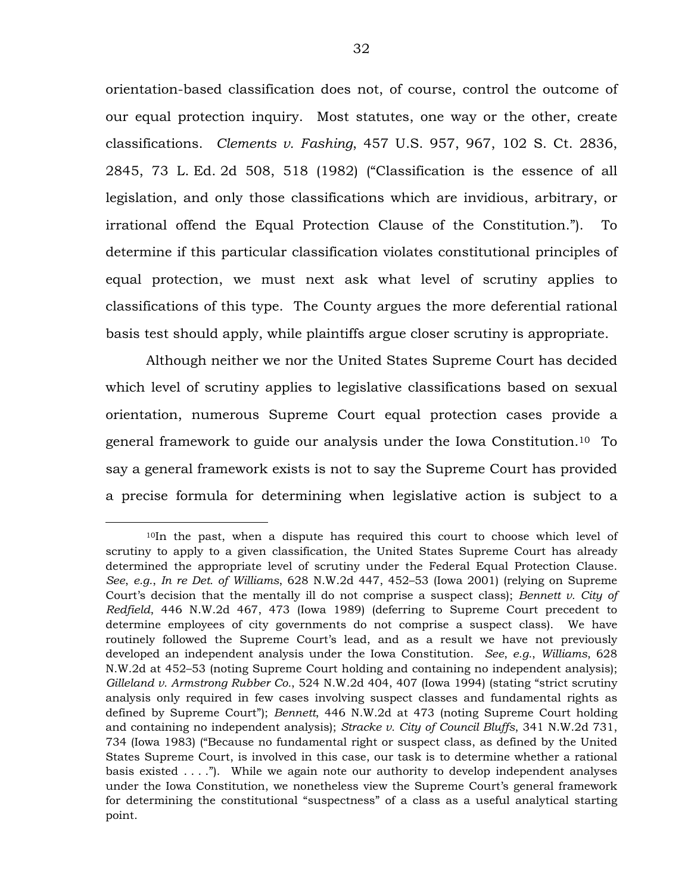orientation-based classification does not, of course, control the outcome of our equal protection inquiry. Most statutes, one way or the other, create classifications. *Clements v. Fashing*, 457 U.S. 957, 967, 102 S. Ct. 2836, 2845, 73 L. Ed. 2d 508, 518 (1982) ("Classification is the essence of all legislation, and only those classifications which are invidious, arbitrary, or irrational offend the Equal Protection Clause of the Constitution."). To determine if this particular classification violates constitutional principles of equal protection, we must next ask what level of scrutiny applies to classifications of this type. The County argues the more deferential rational basis test should apply, while plaintiffs argue closer scrutiny is appropriate.

Although neither we nor the United States Supreme Court has decided which level of scrutiny applies to legislative classifications based on sexual orientation, numerous Supreme Court equal protection cases provide a general framework to guide our analysis under the Iowa Constitution.[10] To say a general framework exists is not to say the Supreme Court has provided a precise formula for determining when legislative action is subject to a

---

[10]In the past, when a dispute has required this court to choose which level of scrutiny to apply to a given classification, the United States Supreme Court has already determined the appropriate level of scrutiny under the Federal Equal Protection Clause. *See*, *e.g.*, *In re Det. of Williams*, 628 N.W.2d 447, 452–53 (Iowa 2001) (relying on Supreme Court's decision that the mentally ill do not comprise a suspect class); *Bennett v. City of Redfield*, 446 N.W.2d 467, 473 (Iowa 1989) (deferring to Supreme Court precedent to determine employees of city governments do not comprise a suspect class). We have routinely followed the Supreme Court's lead, and as a result we have not previously developed an independent analysis under the Iowa Constitution. *See*, *e.g.*, *Williams*, 628 N.W.2d at 452–53 (noting Supreme Court holding and containing no independent analysis); *Gilleland v. Armstrong Rubber Co.*, 524 N.W.2d 404, 407 (Iowa 1994) (stating "strict scrutiny analysis only required in few cases involving suspect classes and fundamental rights as defined by Supreme Court"); *Bennett*, 446 N.W.2d at 473 (noting Supreme Court holding and containing no independent analysis); *Stracke v. City of Council Bluffs*, 341 N.W.2d 731, 734 (Iowa 1983) ("Because no fundamental right or suspect class, as defined by the United States Supreme Court, is involved in this case, our task is to determine whether a rational basis existed . . . ."). While we again note our authority to develop independent analyses under the Iowa Constitution, we nonetheless view the Supreme Court's general framework for determining the constitutional "suspectness" of a class as a useful analytical starting point.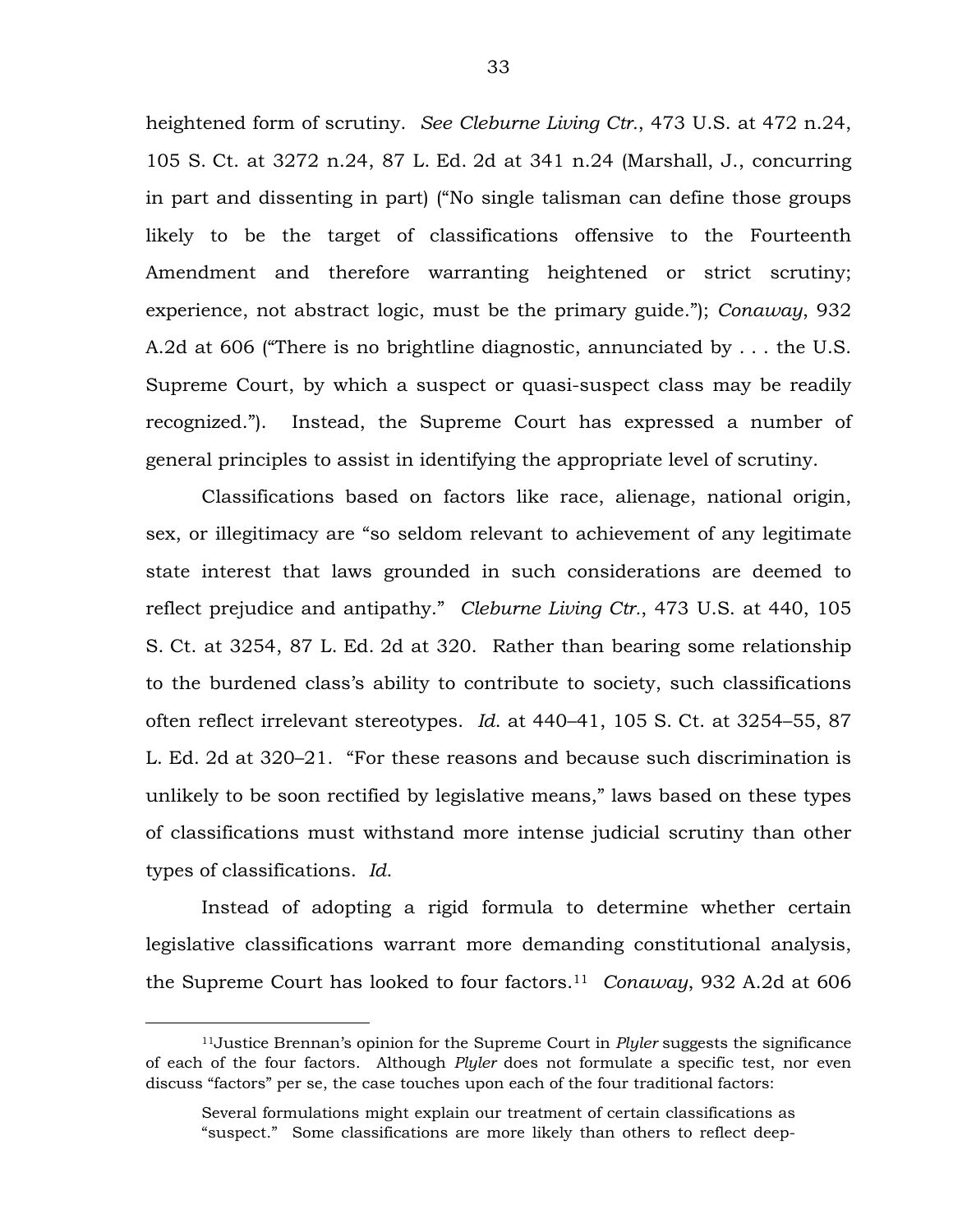heightened form of scrutiny. *See Cleburne Living Ctr.*, 473 U.S. at 472 n.24, 105 S. Ct. at 3272 n.24, 87 L. Ed. 2d at 341 n.24 (Marshall, J., concurring in part and dissenting in part) ("No single talisman can define those groups likely to be the target of classifications offensive to the Fourteenth Amendment and therefore warranting heightened or strict scrutiny; experience, not abstract logic, must be the primary guide."); *Conaway*, 932 A.2d at 606 ("There is no brightline diagnostic, annunciated by . . . the U.S. Supreme Court, by which a suspect or quasi-suspect class may be readily recognized."). Instead, the Supreme Court has expressed a number of general principles to assist in identifying the appropriate level of scrutiny.

Classifications based on factors like race, alienage, national origin, sex, or illegitimacy are "so seldom relevant to achievement of any legitimate state interest that laws grounded in such considerations are deemed to reflect prejudice and antipathy." *Cleburne Living Ctr.*, 473 U.S. at 440, 105 S. Ct. at 3254, 87 L. Ed. 2d at 320. Rather than bearing some relationship to the burdened class's ability to contribute to society, such classifications often reflect irrelevant stereotypes. *Id.* at 440–41, 105 S. Ct. at 3254–55, 87 L. Ed. 2d at 320–21. "For these reasons and because such discrimination is unlikely to be soon rectified by legislative means," laws based on these types of classifications must withstand more intense judicial scrutiny than other types of classifications. *Id.*

Instead of adopting a rigid formula to determine whether certain legislative classifications warrant more demanding constitutional analysis, the Supreme Court has looked to four factors.[11] *Conaway*, 932 A.2d at 606

---

[11]Justice Brennan's opinion for the Supreme Court in *Plyler* suggests the significance of each of the four factors. Although *Plyler* does not formulate a specific test, nor even discuss "factors" per se, the case touches upon each of the four traditional factors:

> Several formulations might explain our treatment of certain classifications as "suspect." Some classifications are more likely than others to reflect deep-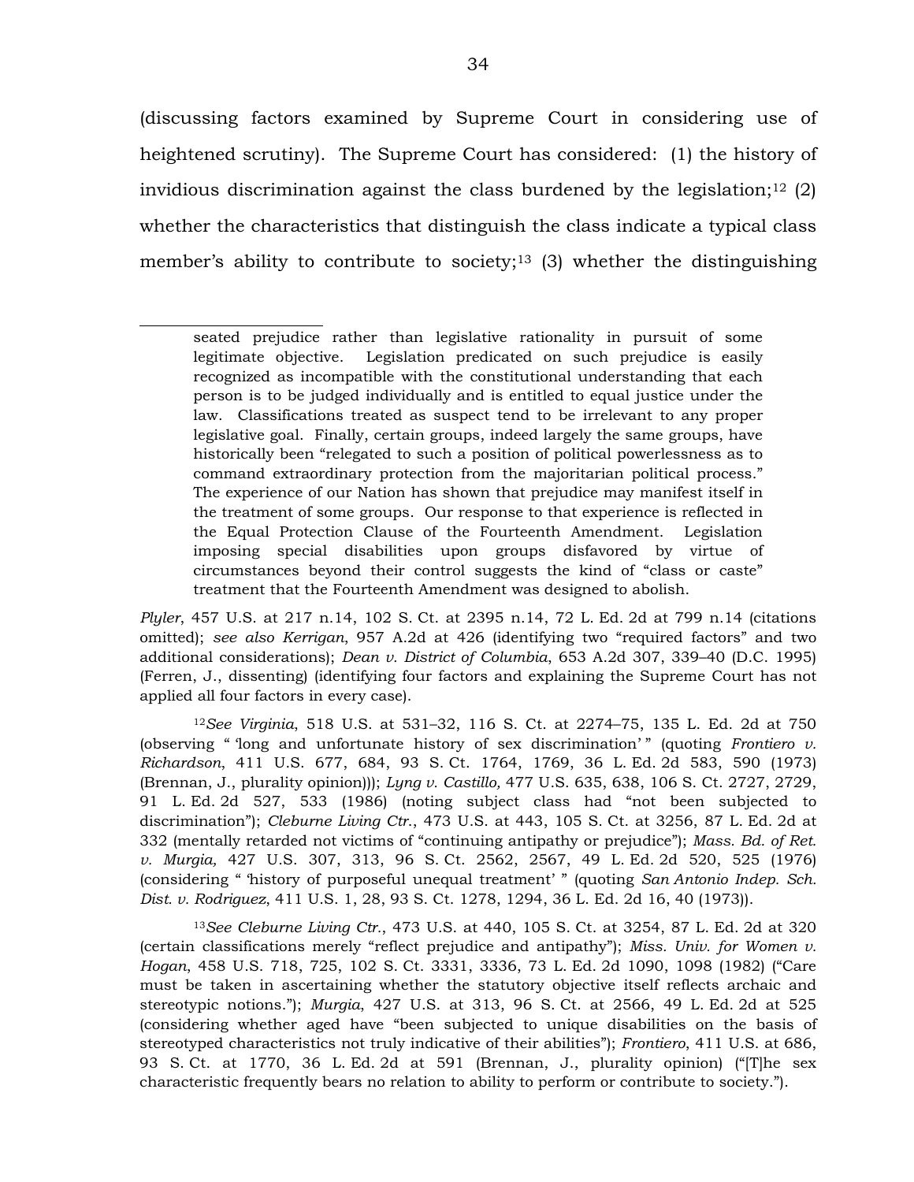(discussing factors examined by Supreme Court in considering use of heightened scrutiny). The Supreme Court has considered: (1) the history of invidious discrimination against the class burdened by the legislation;[12] (2) whether the characteristics that distinguish the class indicate a typical class member's ability to contribute to society;[13] (3) whether the distinguishing

---

> seated prejudice rather than legislative rationality in pursuit of some legitimate objective. Legislation predicated on such prejudice is easily recognized as incompatible with the constitutional understanding that each person is to be judged individually and is entitled to equal justice under the law. Classifications treated as suspect tend to be irrelevant to any proper legislative goal. Finally, certain groups, indeed largely the same groups, have historically been "relegated to such a position of political powerlessness as to command extraordinary protection from the majoritarian political process." The experience of our Nation has shown that prejudice may manifest itself in the treatment of some groups. Our response to that experience is reflected in the Equal Protection Clause of the Fourteenth Amendment. Legislation imposing special disabilities upon groups disfavored by virtue of circumstances beyond their control suggests the kind of "class or caste" treatment that the Fourteenth Amendment was designed to abolish.

*Plyler*, 457 U.S. at 217 n.14, 102 S. Ct. at 2395 n.14, 72 L. Ed. 2d at 799 n.14 (citations omitted); *see also Kerrigan*, 957 A.2d at 426 (identifying two "required factors" and two additional considerations); *Dean v. District of Columbia*, 653 A.2d 307, 339–40 (D.C. 1995) (Ferren, J., dissenting) (identifying four factors and explaining the Supreme Court has not applied all four factors in every case).

[12]*See Virginia*, 518 U.S. at 531–32, 116 S. Ct. at 2274–75, 135 L. Ed. 2d at 750 (observing " 'long and unfortunate history of sex discrimination' " (quoting *Frontiero v. Richardson*, 411 U.S. 677, 684, 93 S. Ct. 1764, 1769, 36 L. Ed. 2d 583, 590 (1973) (Brennan, J., plurality opinion))); *Lyng v. Castillo,* 477 U.S. 635, 638, 106 S. Ct. 2727, 2729, 91 L. Ed. 2d 527, 533 (1986) (noting subject class had "not been subjected to discrimination"); *Cleburne Living Ctr.*, 473 U.S. at 443, 105 S. Ct. at 3256, 87 L. Ed. 2d at 332 (mentally retarded not victims of "continuing antipathy or prejudice"); *Mass. Bd. of Ret. v. Murgia,* 427 U.S. 307, 313, 96 S. Ct. 2562, 2567, 49 L. Ed. 2d 520, 525 (1976) (considering " 'history of purposeful unequal treatment' " (quoting *San Antonio Indep. Sch. Dist. v. Rodriguez*, 411 U.S. 1, 28, 93 S. Ct. 1278, 1294, 36 L. Ed. 2d 16, 40 (1973)).

[13]*See Cleburne Living Ctr.*, 473 U.S. at 440, 105 S. Ct. at 3254, 87 L. Ed. 2d at 320 (certain classifications merely "reflect prejudice and antipathy"); *Miss. Univ. for Women v. Hogan*, 458 U.S. 718, 725, 102 S. Ct. 3331, 3336, 73 L. Ed. 2d 1090, 1098 (1982) ("Care must be taken in ascertaining whether the statutory objective itself reflects archaic and stereotypic notions."); *Murgia*, 427 U.S. at 313, 96 S. Ct. at 2566, 49 L. Ed. 2d at 525 (considering whether aged have "been subjected to unique disabilities on the basis of stereotyped characteristics not truly indicative of their abilities"); *Frontiero*, 411 U.S. at 686, 93 S. Ct. at 1770, 36 L. Ed. 2d at 591 (Brennan, J., plurality opinion) ("[T]he sex characteristic frequently bears no relation to ability to perform or contribute to society.").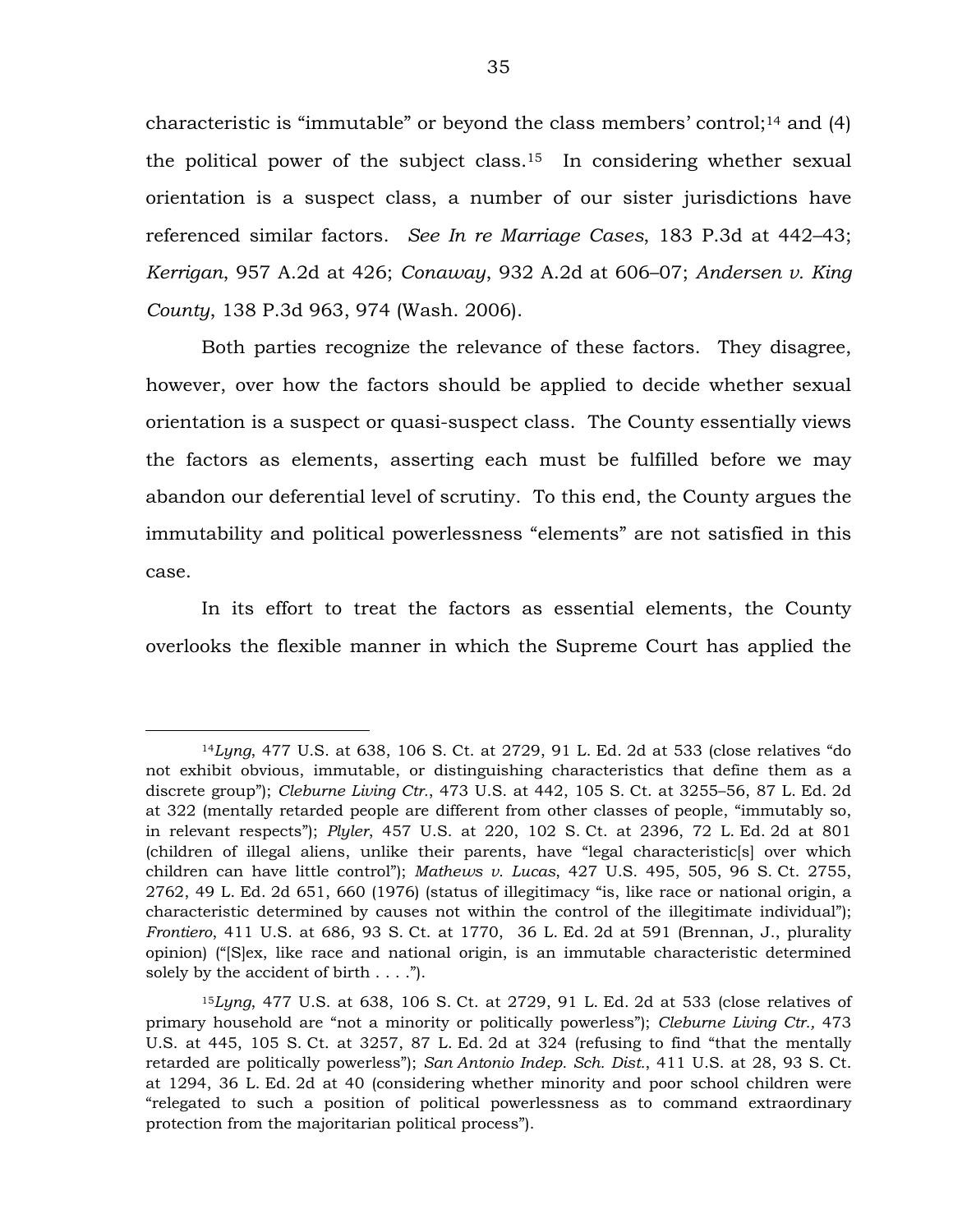characteristic is "immutable" or beyond the class members' control;[14] and (4) the political power of the subject class.[15] In considering whether sexual orientation is a suspect class, a number of our sister jurisdictions have referenced similar factors. *See In re Marriage Cases*, 183 P.3d at 442–43; *Kerrigan*, 957 A.2d at 426; *Conaway*, 932 A.2d at 606–07; *Andersen v. King County*, 138 P.3d 963, 974 (Wash. 2006).

Both parties recognize the relevance of these factors. They disagree, however, over how the factors should be applied to decide whether sexual orientation is a suspect or quasi-suspect class. The County essentially views the factors as elements, asserting each must be fulfilled before we may abandon our deferential level of scrutiny. To this end, the County argues the immutability and political powerlessness "elements" are not satisfied in this case.

In its effort to treat the factors as essential elements, the County overlooks the flexible manner in which the Supreme Court has applied the

---

[14] *Lyng*, 477 U.S. at 638, 106 S. Ct. at 2729, 91 L. Ed. 2d at 533 (close relatives "do not exhibit obvious, immutable, or distinguishing characteristics that define them as a discrete group"); *Cleburne Living Ctr.*, 473 U.S. at 442, 105 S. Ct. at 3255–56, 87 L. Ed. 2d at 322 (mentally retarded people are different from other classes of people, "immutably so, in relevant respects"); *Plyler*, 457 U.S. at 220, 102 S. Ct. at 2396, 72 L. Ed. 2d at 801 (children of illegal aliens, unlike their parents, have "legal characteristic[s] over which children can have little control"); *Mathews v. Lucas*, 427 U.S. 495, 505, 96 S. Ct. 2755, 2762, 49 L. Ed. 2d 651, 660 (1976) (status of illegitimacy "is, like race or national origin, a characteristic determined by causes not within the control of the illegitimate individual"); *Frontiero*, 411 U.S. at 686, 93 S. Ct. at 1770, 36 L. Ed. 2d at 591 (Brennan, J., plurality opinion) ("[S]ex, like race and national origin, is an immutable characteristic determined solely by the accident of birth . . . .").

[15] *Lyng*, 477 U.S. at 638, 106 S. Ct. at 2729, 91 L. Ed. 2d at 533 (close relatives of primary household are "not a minority or politically powerless"); *Cleburne Living Ctr.,* 473 U.S. at 445, 105 S. Ct. at 3257, 87 L. Ed. 2d at 324 (refusing to find "that the mentally retarded are politically powerless"); *San Antonio Indep. Sch. Dist.*, 411 U.S. at 28, 93 S. Ct. at 1294, 36 L. Ed. 2d at 40 (considering whether minority and poor school children were "relegated to such a position of political powerlessness as to command extraordinary protection from the majoritarian political process").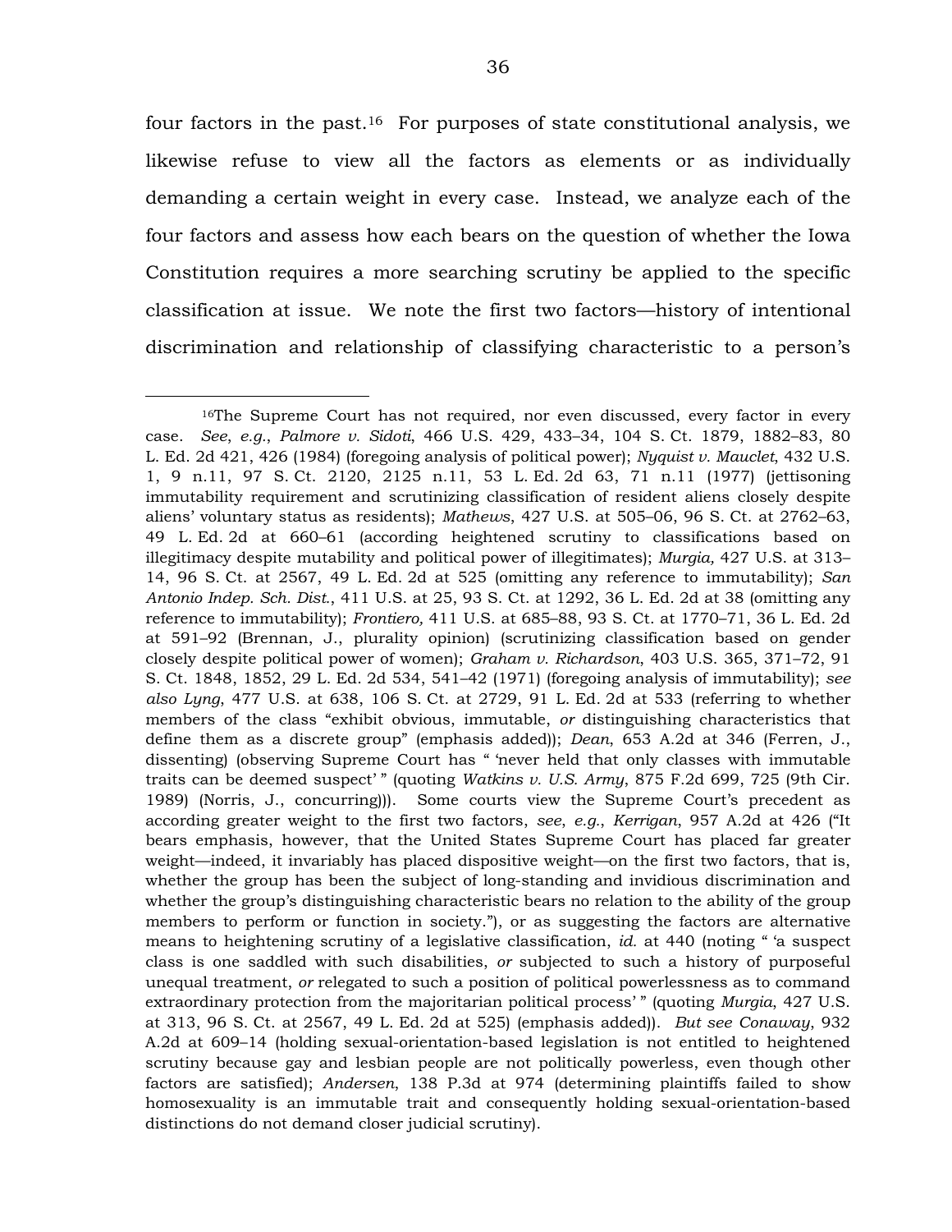four factors in the past.[16] For purposes of state constitutional analysis, we likewise refuse to view all the factors as elements or as individually demanding a certain weight in every case. Instead, we analyze each of the four factors and assess how each bears on the question of whether the Iowa Constitution requires a more searching scrutiny be applied to the specific classification at issue. We note the first two factors—history of intentional discrimination and relationship of classifying characteristic to a person's

---

[16]The Supreme Court has not required, nor even discussed, every factor in every case. *See, e.g.*, *Palmore v. Sidoti*, 466 U.S. 429, 433–34, 104 S. Ct. 1879, 1882–83, 80 L. Ed. 2d 421, 426 (1984) (foregoing analysis of political power); *Nyquist v. Mauclet*, 432 U.S. 1, 9 n.11, 97 S. Ct. 2120, 2125 n.11, 53 L. Ed. 2d 63, 71 n.11 (1977) (jettisoning immutability requirement and scrutinizing classification of resident aliens closely despite aliens' voluntary status as residents); *Mathews*, 427 U.S. at 505–06, 96 S. Ct. at 2762–63, 49 L. Ed. 2d at 660–61 (according heightened scrutiny to classifications based on illegitimacy despite mutability and political power of illegitimates); *Murgia,* 427 U.S. at 313–14, 96 S. Ct. at 2567, 49 L. Ed. 2d at 525 (omitting any reference to immutability); *San Antonio Indep. Sch. Dist.*, 411 U.S. at 25, 93 S. Ct. at 1292, 36 L. Ed. 2d at 38 (omitting any reference to immutability); *Frontiero,* 411 U.S. at 685–88, 93 S. Ct. at 1770–71, 36 L. Ed. 2d at 591–92 (Brennan, J., plurality opinion) (scrutinizing classification based on gender closely despite political power of women); *Graham v. Richardson*, 403 U.S. 365, 371–72, 91 S. Ct. 1848, 1852, 29 L. Ed. 2d 534, 541–42 (1971) (foregoing analysis of immutability); *see also Lyng*, 477 U.S. at 638, 106 S. Ct. at 2729, 91 L. Ed. 2d at 533 (referring to whether members of the class "exhibit obvious, immutable, *or* distinguishing characteristics that define them as a discrete group" (emphasis added)); *Dean*, 653 A.2d at 346 (Ferren, J., dissenting) (observing Supreme Court has " 'never held that only classes with immutable traits can be deemed suspect' " (quoting *Watkins v. U.S. Army*, 875 F.2d 699, 725 (9th Cir. 1989) (Norris, J., concurring))). Some courts view the Supreme Court's precedent as according greater weight to the first two factors, *see, e.g.*, *Kerrigan*, 957 A.2d at 426 ("It bears emphasis, however, that the United States Supreme Court has placed far greater weight—indeed, it invariably has placed dispositive weight—on the first two factors, that is, whether the group has been the subject of long-standing and invidious discrimination and whether the group's distinguishing characteristic bears no relation to the ability of the group members to perform or function in society."), or as suggesting the factors are alternative means to heightening scrutiny of a legislative classification, *id.* at 440 (noting " 'a suspect class is one saddled with such disabilities, *or* subjected to such a history of purposeful unequal treatment, *or* relegated to such a position of political powerlessness as to command extraordinary protection from the majoritarian political process' " (quoting *Murgia*, 427 U.S. at 313, 96 S. Ct. at 2567, 49 L. Ed. 2d at 525) (emphasis added)). *But see Conaway*, 932 A.2d at 609–14 (holding sexual-orientation-based legislation is not entitled to heightened scrutiny because gay and lesbian people are not politically powerless, even though other factors are satisfied); *Andersen*, 138 P.3d at 974 (determining plaintiffs failed to show homosexuality is an immutable trait and consequently holding sexual-orientation-based distinctions do not demand closer judicial scrutiny).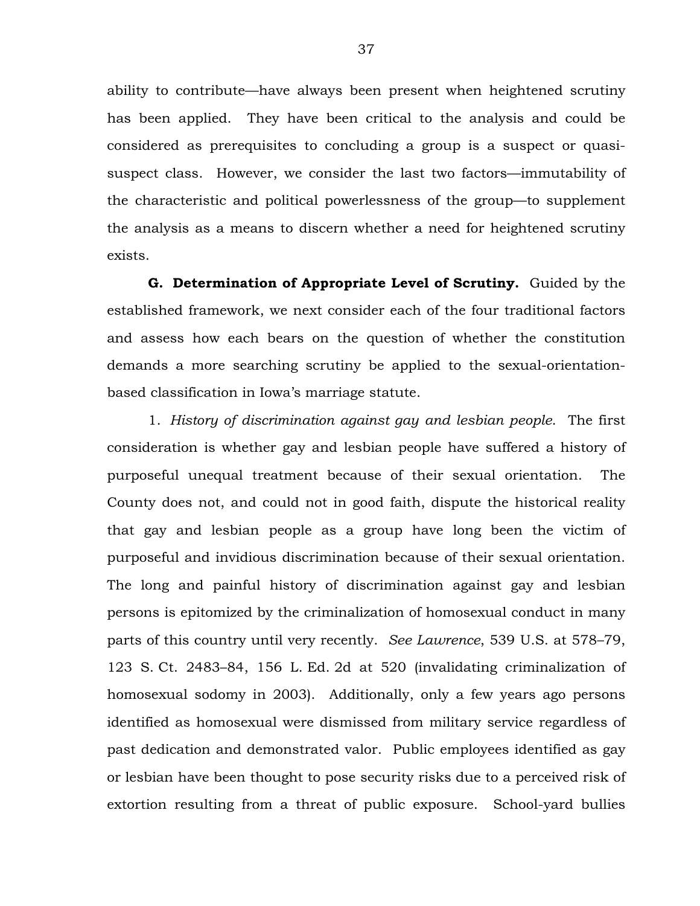ability to contribute—have always been present when heightened scrutiny has been applied. They have been critical to the analysis and could be considered as prerequisites to concluding a group is a suspect or quasi-suspect class. However, we consider the last two factors—immutability of the characteristic and political powerlessness of the group—to supplement the analysis as a means to discern whether a need for heightened scrutiny exists.

**G. Determination of Appropriate Level of Scrutiny.** Guided by the established framework, we next consider each of the four traditional factors and assess how each bears on the question of whether the constitution demands a more searching scrutiny be applied to the sexual-orientation-based classification in Iowa's marriage statute.

1. *History of discrimination against gay and lesbian people*. The first consideration is whether gay and lesbian people have suffered a history of purposeful unequal treatment because of their sexual orientation. The County does not, and could not in good faith, dispute the historical reality that gay and lesbian people as a group have long been the victim of purposeful and invidious discrimination because of their sexual orientation. The long and painful history of discrimination against gay and lesbian persons is epitomized by the criminalization of homosexual conduct in many parts of this country until very recently. *See Lawrence*, 539 U.S. at 578–79, 123 S. Ct. 2483–84, 156 L. Ed. 2d at 520 (invalidating criminalization of homosexual sodomy in 2003). Additionally, only a few years ago persons identified as homosexual were dismissed from military service regardless of past dedication and demonstrated valor. Public employees identified as gay or lesbian have been thought to pose security risks due to a perceived risk of extortion resulting from a threat of public exposure. School-yard bullies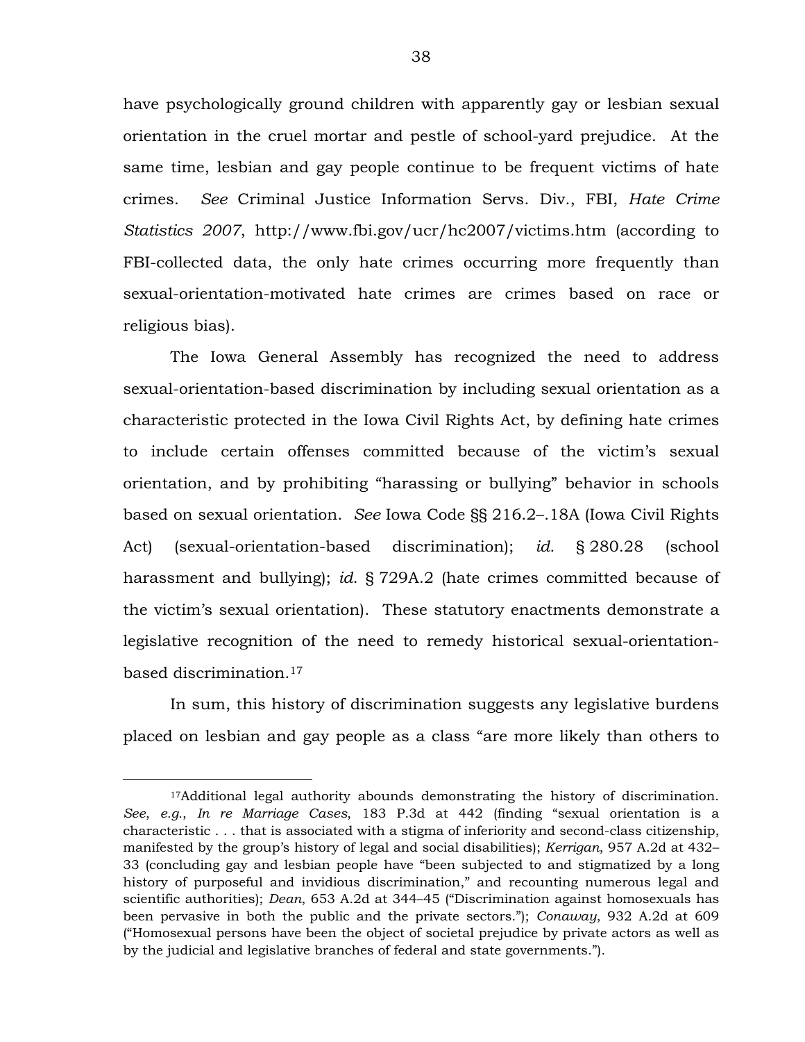have psychologically ground children with apparently gay or lesbian sexual orientation in the cruel mortar and pestle of school-yard prejudice. At the same time, lesbian and gay people continue to be frequent victims of hate crimes. *See* Criminal Justice Information Servs. Div., FBI, *Hate Crime Statistics 2007*, http://www.fbi.gov/ucr/hc2007/victims.htm (according to FBI-collected data, the only hate crimes occurring more frequently than sexual-orientation-motivated hate crimes are crimes based on race or religious bias).

The Iowa General Assembly has recognized the need to address sexual-orientation-based discrimination by including sexual orientation as a characteristic protected in the Iowa Civil Rights Act, by defining hate crimes to include certain offenses committed because of the victim's sexual orientation, and by prohibiting "harassing or bullying" behavior in schools based on sexual orientation. *See* Iowa Code §§ 216.2–.18A (Iowa Civil Rights Act) (sexual-orientation-based discrimination); *id.* § 280.28 (school harassment and bullying); *id.* § 729A.2 (hate crimes committed because of the victim's sexual orientation). These statutory enactments demonstrate a legislative recognition of the need to remedy historical sexual-orientation-based discrimination.[17]

In sum, this history of discrimination suggests any legislative burdens placed on lesbian and gay people as a class "are more likely than others to

---

[17]Additional legal authority abounds demonstrating the history of discrimination. *See*, *e.g.*, *In re Marriage Cases*, 183 P.3d at 442 (finding "sexual orientation is a characteristic . . . that is associated with a stigma of inferiority and second-class citizenship, manifested by the group's history of legal and social disabilities); *Kerrigan*, 957 A.2d at 432–33 (concluding gay and lesbian people have "been subjected to and stigmatized by a long history of purposeful and invidious discrimination," and recounting numerous legal and scientific authorities); *Dean*, 653 A.2d at 344–45 ("Discrimination against homosexuals has been pervasive in both the public and the private sectors."); *Conaway*, 932 A.2d at 609 ("Homosexual persons have been the object of societal prejudice by private actors as well as by the judicial and legislative branches of federal and state governments.").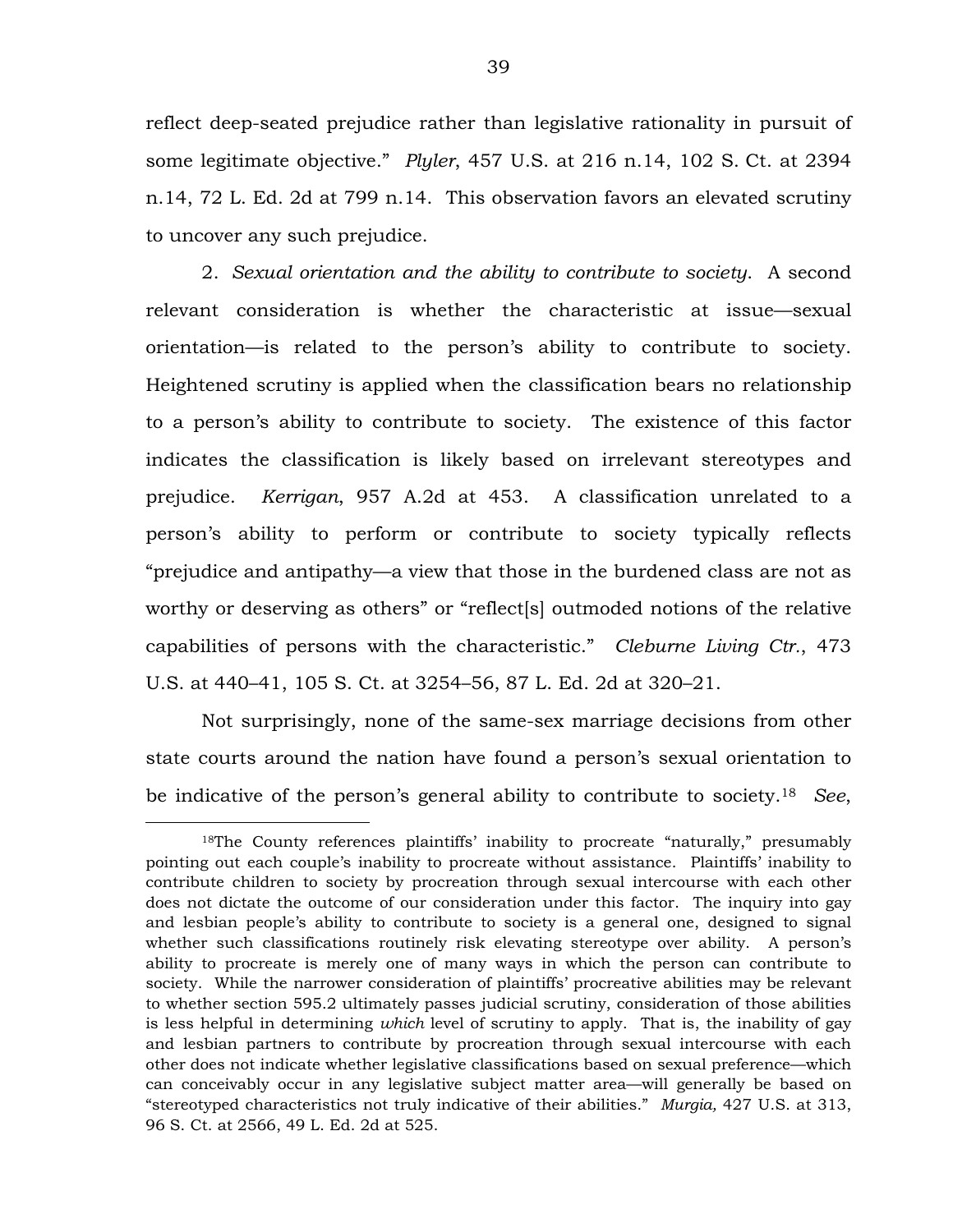reflect deep-seated prejudice rather than legislative rationality in pursuit of some legitimate objective." *Plyler*, 457 U.S. at 216 n.14, 102 S. Ct. at 2394 n.14, 72 L. Ed. 2d at 799 n.14. This observation favors an elevated scrutiny to uncover any such prejudice.

2. *Sexual orientation and the ability to contribute to society*. A second relevant consideration is whether the characteristic at issue—sexual orientation—is related to the person's ability to contribute to society. Heightened scrutiny is applied when the classification bears no relationship to a person's ability to contribute to society. The existence of this factor indicates the classification is likely based on irrelevant stereotypes and prejudice. *Kerrigan*, 957 A.2d at 453. A classification unrelated to a person's ability to perform or contribute to society typically reflects "prejudice and antipathy—a view that those in the burdened class are not as worthy or deserving as others" or "reflect[s] outmoded notions of the relative capabilities of persons with the characteristic." *Cleburne Living Ctr.*, 473 U.S. at 440–41, 105 S. Ct. at 3254–56, 87 L. Ed. 2d at 320–21.

Not surprisingly, none of the same-sex marriage decisions from other state courts around the nation have found a person's sexual orientation to be indicative of the person's general ability to contribute to society.[18] *See*,

---

[18]The County references plaintiffs' inability to procreate "naturally," presumably pointing out each couple's inability to procreate without assistance. Plaintiffs' inability to contribute children to society by procreation through sexual intercourse with each other does not dictate the outcome of our consideration under this factor. The inquiry into gay and lesbian people's ability to contribute to society is a general one, designed to signal whether such classifications routinely risk elevating stereotype over ability. A person's ability to procreate is merely one of many ways in which the person can contribute to society. While the narrower consideration of plaintiffs' procreative abilities may be relevant to whether section 595.2 ultimately passes judicial scrutiny, consideration of those abilities is less helpful in determining *which* level of scrutiny to apply. That is, the inability of gay and lesbian partners to contribute by procreation through sexual intercourse with each other does not indicate whether legislative classifications based on sexual preference—which can conceivably occur in any legislative subject matter area—will generally be based on "stereotyped characteristics not truly indicative of their abilities." *Murgia,* 427 U.S. at 313, 96 S. Ct. at 2566, 49 L. Ed. 2d at 525.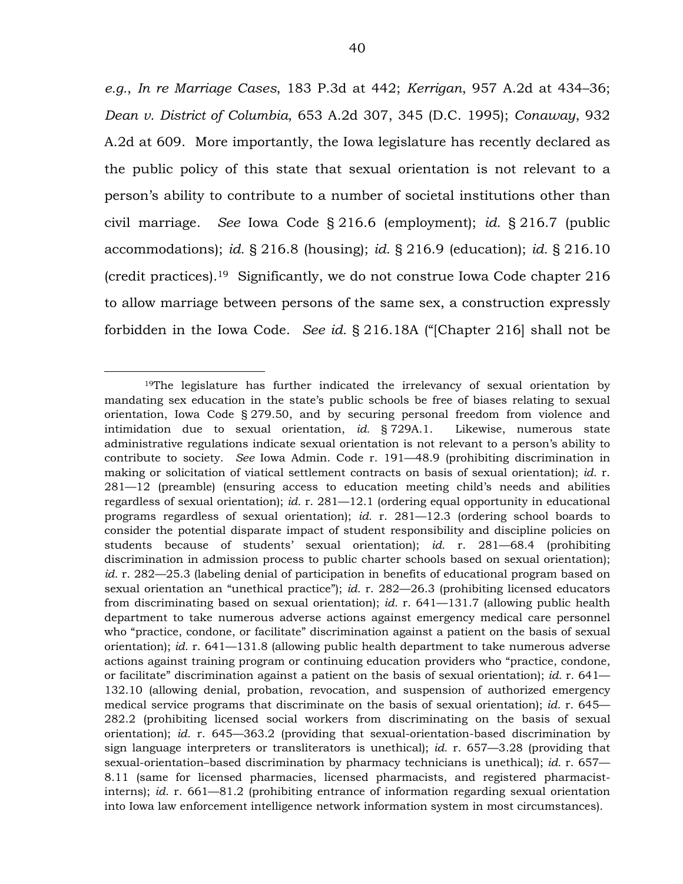*e.g.*, *In re Marriage Cases*, 183 P.3d at 442; *Kerrigan*, 957 A.2d at 434–36; *Dean v. District of Columbia*, 653 A.2d 307, 345 (D.C. 1995); *Conaway*, 932 A.2d at 609. More importantly, the Iowa legislature has recently declared as the public policy of this state that sexual orientation is not relevant to a person's ability to contribute to a number of societal institutions other than civil marriage. *See* Iowa Code § 216.6 (employment); *id.* § 216.7 (public accommodations); *id.* § 216.8 (housing); *id.* § 216.9 (education); *id.* § 216.10 (credit practices).[19] Significantly, we do not construe Iowa Code chapter 216 to allow marriage between persons of the same sex, a construction expressly forbidden in the Iowa Code. *See id.* § 216.18A ("[Chapter 216] shall not be

---

[19]The legislature has further indicated the irrelevancy of sexual orientation by mandating sex education in the state's public schools be free of biases relating to sexual orientation, Iowa Code § 279.50, and by securing personal freedom from violence and intimidation due to sexual orientation, *id.* § 729A.1. Likewise, numerous state administrative regulations indicate sexual orientation is not relevant to a person's ability to contribute to society. *See* Iowa Admin. Code r. 191—48.9 (prohibiting discrimination in making or solicitation of viatical settlement contracts on basis of sexual orientation); *id.* r. 281—12 (preamble) (ensuring access to education meeting child's needs and abilities regardless of sexual orientation); *id.* r. 281—12.1 (ordering equal opportunity in educational programs regardless of sexual orientation); *id.* r. 281—12.3 (ordering school boards to consider the potential disparate impact of student responsibility and discipline policies on students because of students' sexual orientation); *id.* r. 281—68.4 (prohibiting discrimination in admission process to public charter schools based on sexual orientation); *id.* r. 282—25.3 (labeling denial of participation in benefits of educational program based on sexual orientation an "unethical practice"); *id.* r. 282—26.3 (prohibiting licensed educators from discriminating based on sexual orientation); *id.* r. 641—131.7 (allowing public health department to take numerous adverse actions against emergency medical care personnel who "practice, condone, or facilitate" discrimination against a patient on the basis of sexual orientation); *id.* r. 641—131.8 (allowing public health department to take numerous adverse actions against training program or continuing education providers who "practice, condone, or facilitate" discrimination against a patient on the basis of sexual orientation); *id.* r. 641—132.10 (allowing denial, probation, revocation, and suspension of authorized emergency medical service programs that discriminate on the basis of sexual orientation); *id.* r. 645—282.2 (prohibiting licensed social workers from discriminating on the basis of sexual orientation); *id.* r. 645—363.2 (providing that sexual-orientation-based discrimination by sign language interpreters or transliterators is unethical); *id.* r. 657—3.28 (providing that sexual-orientation–based discrimination by pharmacy technicians is unethical); *id.* r. 657—8.11 (same for licensed pharmacies, licensed pharmacists, and registered pharmacist-interns); *id.* r. 661—81.2 (prohibiting entrance of information regarding sexual orientation into Iowa law enforcement intelligence network information system in most circumstances).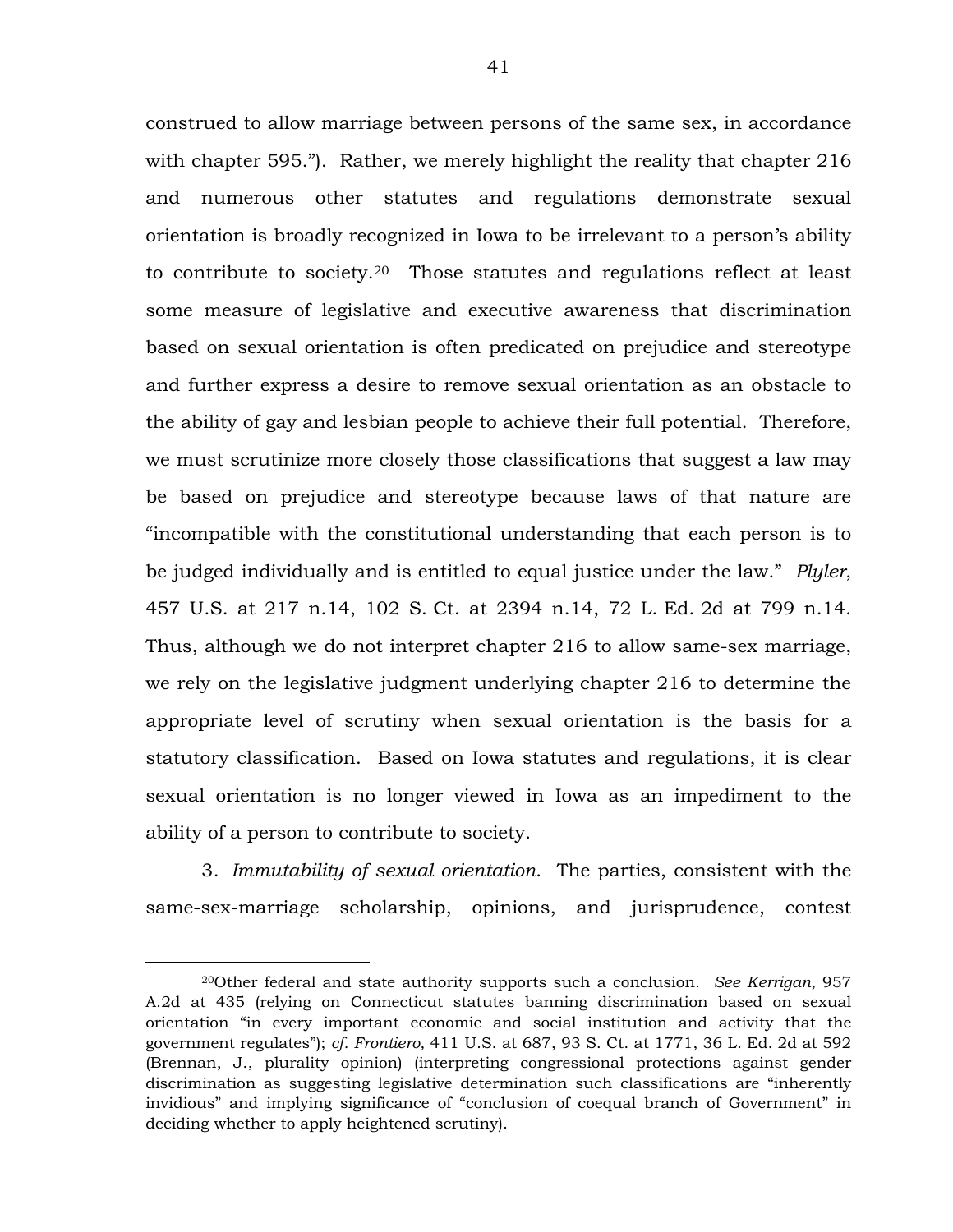construed to allow marriage between persons of the same sex, in accordance with chapter 595."). Rather, we merely highlight the reality that chapter 216 and numerous other statutes and regulations demonstrate sexual orientation is broadly recognized in Iowa to be irrelevant to a person's ability to contribute to society.[20] Those statutes and regulations reflect at least some measure of legislative and executive awareness that discrimination based on sexual orientation is often predicated on prejudice and stereotype and further express a desire to remove sexual orientation as an obstacle to the ability of gay and lesbian people to achieve their full potential. Therefore, we must scrutinize more closely those classifications that suggest a law may be based on prejudice and stereotype because laws of that nature are "incompatible with the constitutional understanding that each person is to be judged individually and is entitled to equal justice under the law." *Plyler*, 457 U.S. at 217 n.14, 102 S. Ct. at 2394 n.14, 72 L. Ed. 2d at 799 n.14. Thus, although we do not interpret chapter 216 to allow same-sex marriage, we rely on the legislative judgment underlying chapter 216 to determine the appropriate level of scrutiny when sexual orientation is the basis for a statutory classification. Based on Iowa statutes and regulations, it is clear sexual orientation is no longer viewed in Iowa as an impediment to the ability of a person to contribute to society.

3. *Immutability of sexual orientation*. The parties, consistent with the same-sex-marriage scholarship, opinions, and jurisprudence, contest

---

[20]Other federal and state authority supports such a conclusion. *See Kerrigan*, 957 A.2d at 435 (relying on Connecticut statutes banning discrimination based on sexual orientation "in every important economic and social institution and activity that the government regulates"); *cf. Frontiero,* 411 U.S. at 687, 93 S. Ct. at 1771, 36 L. Ed. 2d at 592 (Brennan, J., plurality opinion) (interpreting congressional protections against gender discrimination as suggesting legislative determination such classifications are "inherently invidious" and implying significance of "conclusion of coequal branch of Government" in deciding whether to apply heightened scrutiny).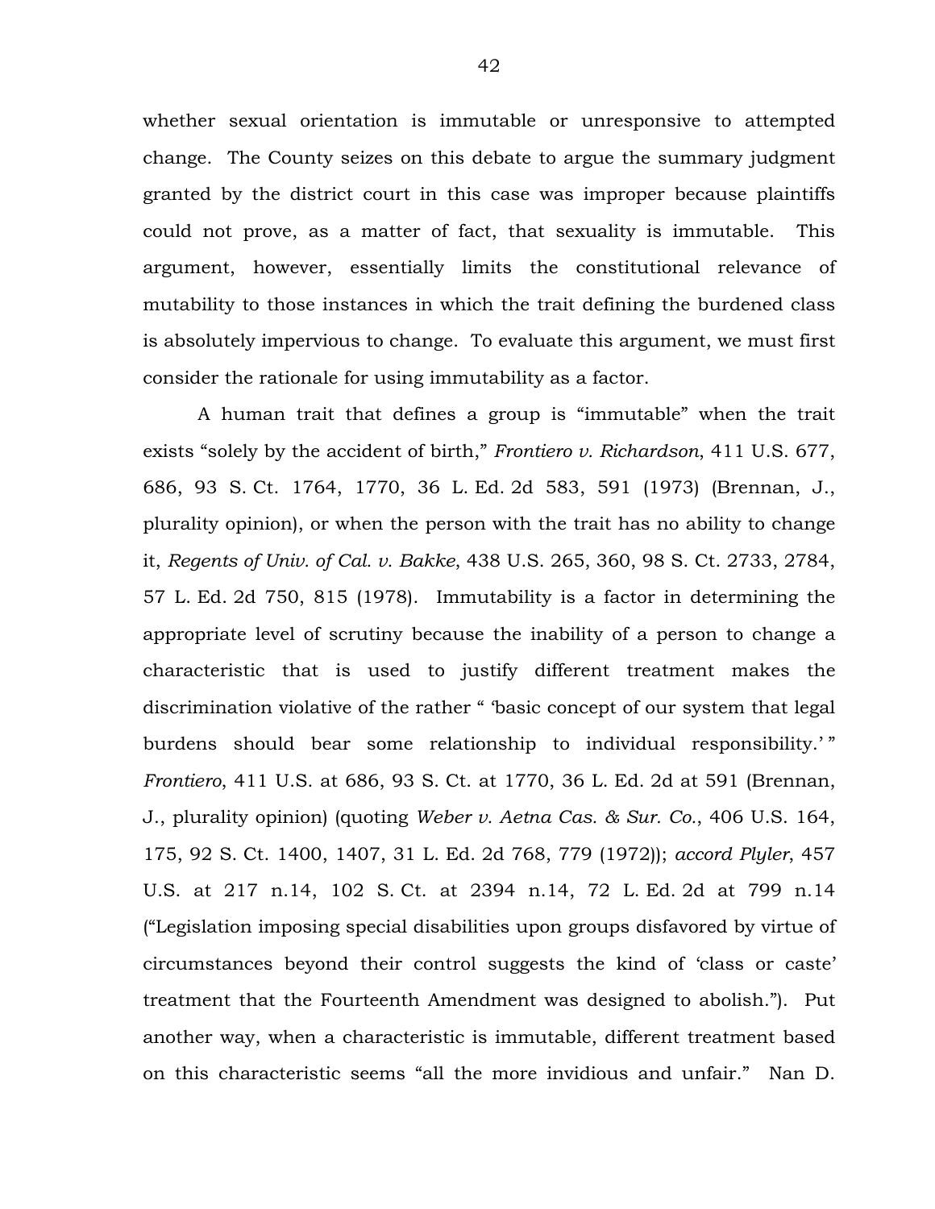whether sexual orientation is immutable or unresponsive to attempted change. The County seizes on this debate to argue the summary judgment granted by the district court in this case was improper because plaintiffs could not prove, as a matter of fact, that sexuality is immutable. This argument, however, essentially limits the constitutional relevance of mutability to those instances in which the trait defining the burdened class is absolutely impervious to change. To evaluate this argument, we must first consider the rationale for using immutability as a factor.

A human trait that defines a group is "immutable" when the trait exists "solely by the accident of birth," *Frontiero v. Richardson*, 411 U.S. 677, 686, 93 S. Ct. 1764, 1770, 36 L. Ed. 2d 583, 591 (1973) (Brennan, J., plurality opinion), or when the person with the trait has no ability to change it, *Regents of Univ. of Cal. v. Bakke*, 438 U.S. 265, 360, 98 S. Ct. 2733, 2784, 57 L. Ed. 2d 750, 815 (1978). Immutability is a factor in determining the appropriate level of scrutiny because the inability of a person to change a characteristic that is used to justify different treatment makes the discrimination violative of the rather " 'basic concept of our system that legal burdens should bear some relationship to individual responsibility.' " *Frontiero*, 411 U.S. at 686, 93 S. Ct. at 1770, 36 L. Ed. 2d at 591 (Brennan, J., plurality opinion) (quoting *Weber v. Aetna Cas. & Sur. Co.*, 406 U.S. 164, 175, 92 S. Ct. 1400, 1407, 31 L. Ed. 2d 768, 779 (1972)); *accord Plyler*, 457 U.S. at 217 n.14, 102 S. Ct. at 2394 n.14, 72 L. Ed. 2d at 799 n.14 ("Legislation imposing special disabilities upon groups disfavored by virtue of circumstances beyond their control suggests the kind of 'class or caste' treatment that the Fourteenth Amendment was designed to abolish."). Put another way, when a characteristic is immutable, different treatment based on this characteristic seems "all the more invidious and unfair." Nan D.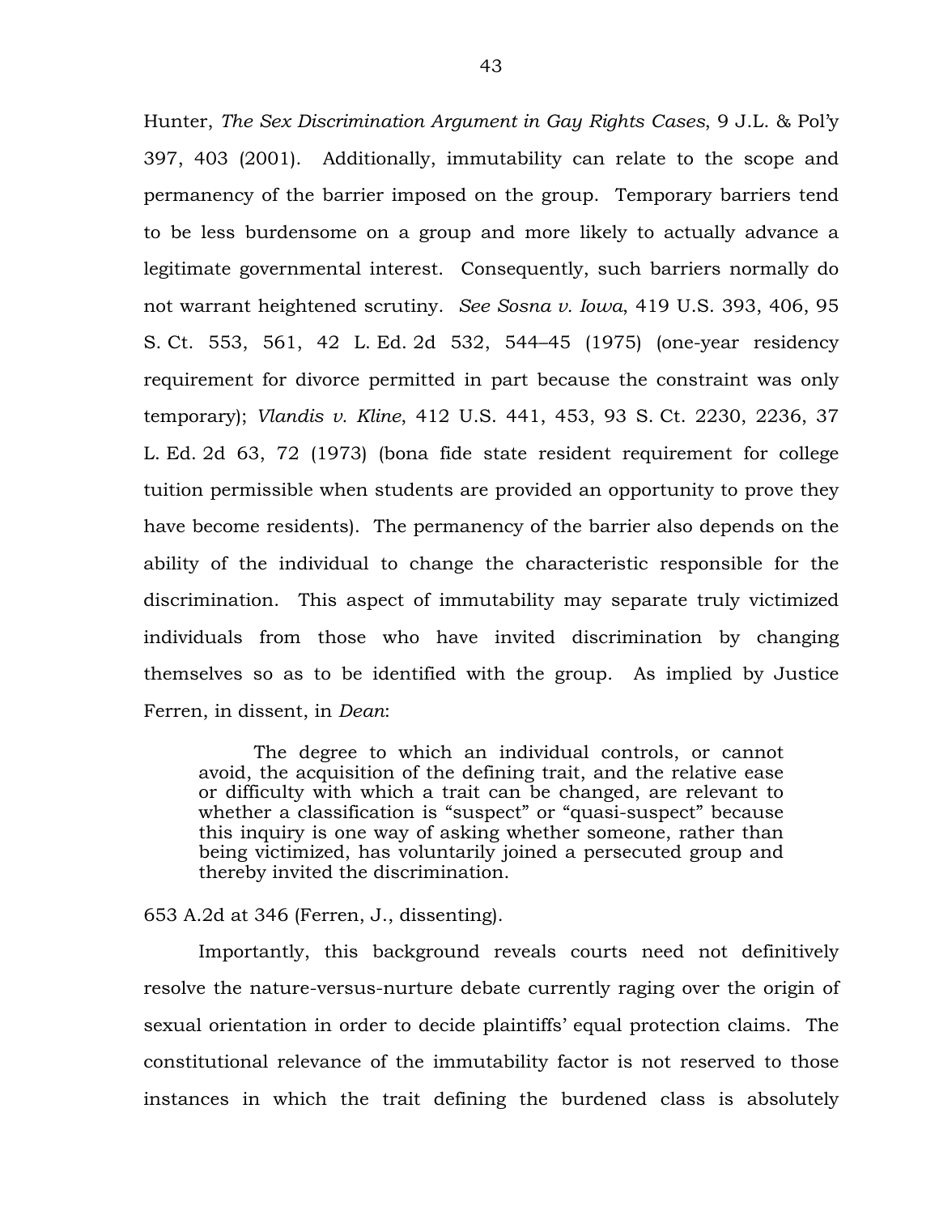Hunter, *The Sex Discrimination Argument in Gay Rights Cases*, 9 J.L. & Pol'y 397, 403 (2001). Additionally, immutability can relate to the scope and permanency of the barrier imposed on the group. Temporary barriers tend to be less burdensome on a group and more likely to actually advance a legitimate governmental interest. Consequently, such barriers normally do not warrant heightened scrutiny. *See Sosna v. Iowa*, 419 U.S. 393, 406, 95 S. Ct. 553, 561, 42 L. Ed. 2d 532, 544–45 (1975) (one-year residency requirement for divorce permitted in part because the constraint was only temporary); *Vlandis v. Kline*, 412 U.S. 441, 453, 93 S. Ct. 2230, 2236, 37 L. Ed. 2d 63, 72 (1973) (bona fide state resident requirement for college tuition permissible when students are provided an opportunity to prove they have become residents). The permanency of the barrier also depends on the ability of the individual to change the characteristic responsible for the discrimination. This aspect of immutability may separate truly victimized individuals from those who have invited discrimination by changing themselves so as to be identified with the group. As implied by Justice Ferren, in dissent, in *Dean*:

> The degree to which an individual controls, or cannot avoid, the acquisition of the defining trait, and the relative ease or difficulty with which a trait can be changed, are relevant to whether a classification is "suspect" or "quasi-suspect" because this inquiry is one way of asking whether someone, rather than being victimized, has voluntarily joined a persecuted group and thereby invited the discrimination.

653 A.2d at 346 (Ferren, J., dissenting).

Importantly, this background reveals courts need not definitively resolve the nature-versus-nurture debate currently raging over the origin of sexual orientation in order to decide plaintiffs' equal protection claims. The constitutional relevance of the immutability factor is not reserved to those instances in which the trait defining the burdened class is absolutely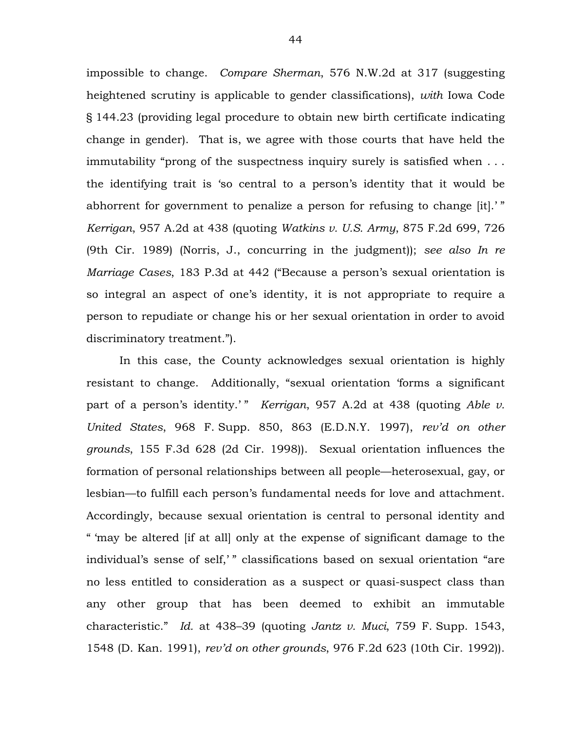impossible to change. *Compare Sherman*, 576 N.W.2d at 317 (suggesting heightened scrutiny is applicable to gender classifications), *with* Iowa Code § 144.23 (providing legal procedure to obtain new birth certificate indicating change in gender). That is, we agree with those courts that have held the immutability "prong of the suspectness inquiry surely is satisfied when . . . the identifying trait is 'so central to a person's identity that it would be abhorrent for government to penalize a person for refusing to change [it].' " *Kerrigan*, 957 A.2d at 438 (quoting *Watkins v. U.S. Army*, 875 F.2d 699, 726 (9th Cir. 1989) (Norris, J., concurring in the judgment)); *see also In re Marriage Cases*, 183 P.3d at 442 ("Because a person's sexual orientation is so integral an aspect of one's identity, it is not appropriate to require a person to repudiate or change his or her sexual orientation in order to avoid discriminatory treatment.").

In this case, the County acknowledges sexual orientation is highly resistant to change. Additionally, "sexual orientation 'forms a significant part of a person's identity.' " *Kerrigan*, 957 A.2d at 438 (quoting *Able v. United States*, 968 F. Supp. 850, 863 (E.D.N.Y. 1997), *rev'd on other grounds*, 155 F.3d 628 (2d Cir. 1998)). Sexual orientation influences the formation of personal relationships between all people—heterosexual, gay, or lesbian—to fulfill each person's fundamental needs for love and attachment. Accordingly, because sexual orientation is central to personal identity and " 'may be altered [if at all] only at the expense of significant damage to the individual's sense of self,' " classifications based on sexual orientation "are no less entitled to consideration as a suspect or quasi-suspect class than any other group that has been deemed to exhibit an immutable characteristic." *Id.* at 438–39 (quoting *Jantz v. Muci*, 759 F. Supp. 1543, 1548 (D. Kan. 1991), *rev'd on other grounds*, 976 F.2d 623 (10th Cir. 1992)).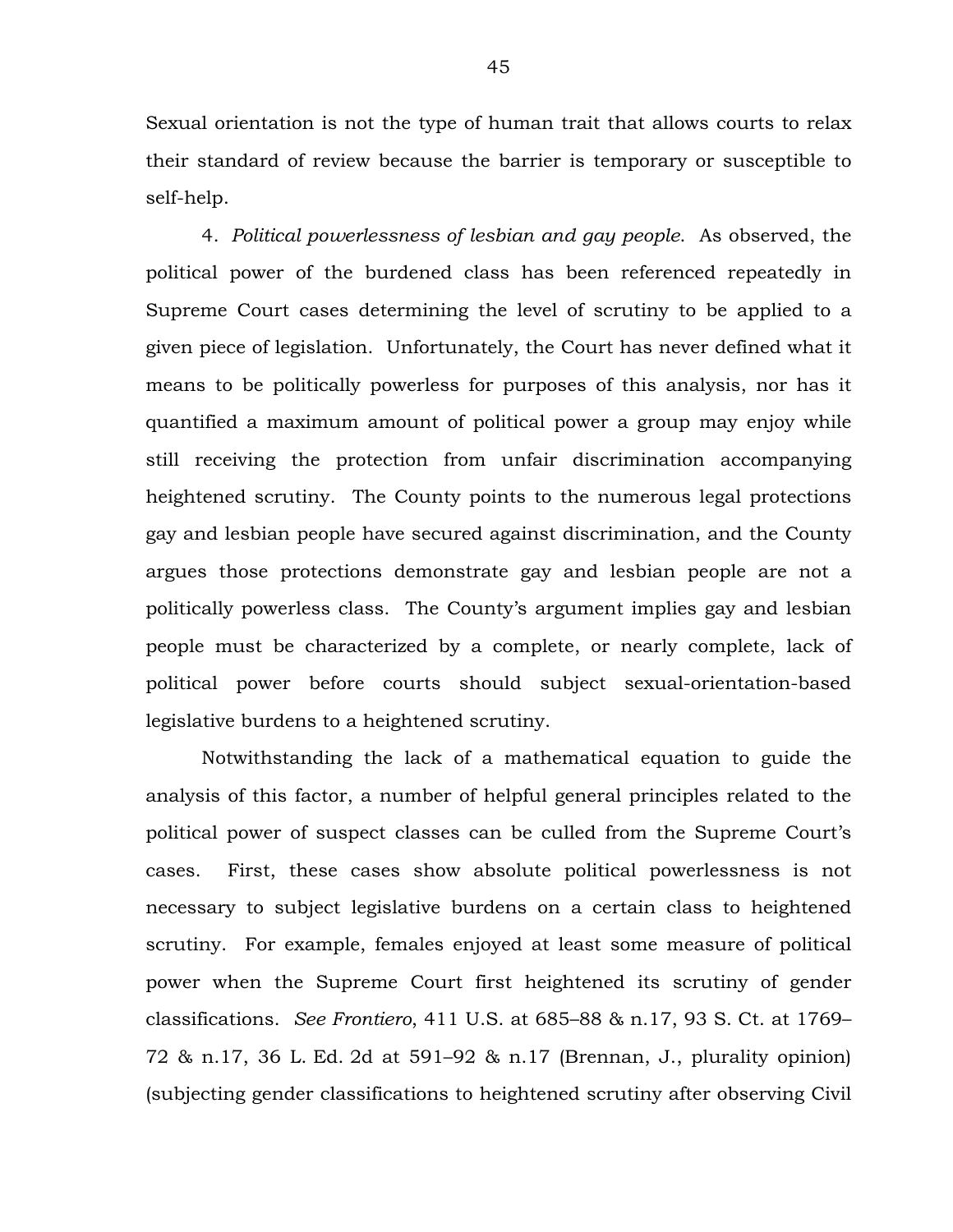Sexual orientation is not the type of human trait that allows courts to relax their standard of review because the barrier is temporary or susceptible to self-help.

4. *Political powerlessness of lesbian and gay people*. As observed, the political power of the burdened class has been referenced repeatedly in Supreme Court cases determining the level of scrutiny to be applied to a given piece of legislation. Unfortunately, the Court has never defined what it means to be politically powerless for purposes of this analysis, nor has it quantified a maximum amount of political power a group may enjoy while still receiving the protection from unfair discrimination accompanying heightened scrutiny. The County points to the numerous legal protections gay and lesbian people have secured against discrimination, and the County argues those protections demonstrate gay and lesbian people are not a politically powerless class. The County's argument implies gay and lesbian people must be characterized by a complete, or nearly complete, lack of political power before courts should subject sexual-orientation-based legislative burdens to a heightened scrutiny.

Notwithstanding the lack of a mathematical equation to guide the analysis of this factor, a number of helpful general principles related to the political power of suspect classes can be culled from the Supreme Court's cases. First, these cases show absolute political powerlessness is not necessary to subject legislative burdens on a certain class to heightened scrutiny. For example, females enjoyed at least some measure of political power when the Supreme Court first heightened its scrutiny of gender classifications. *See Frontiero*, 411 U.S. at 685–88 & n.17, 93 S. Ct. at 1769–72 & n.17, 36 L. Ed. 2d at 591–92 & n.17 (Brennan, J., plurality opinion) (subjecting gender classifications to heightened scrutiny after observing Civil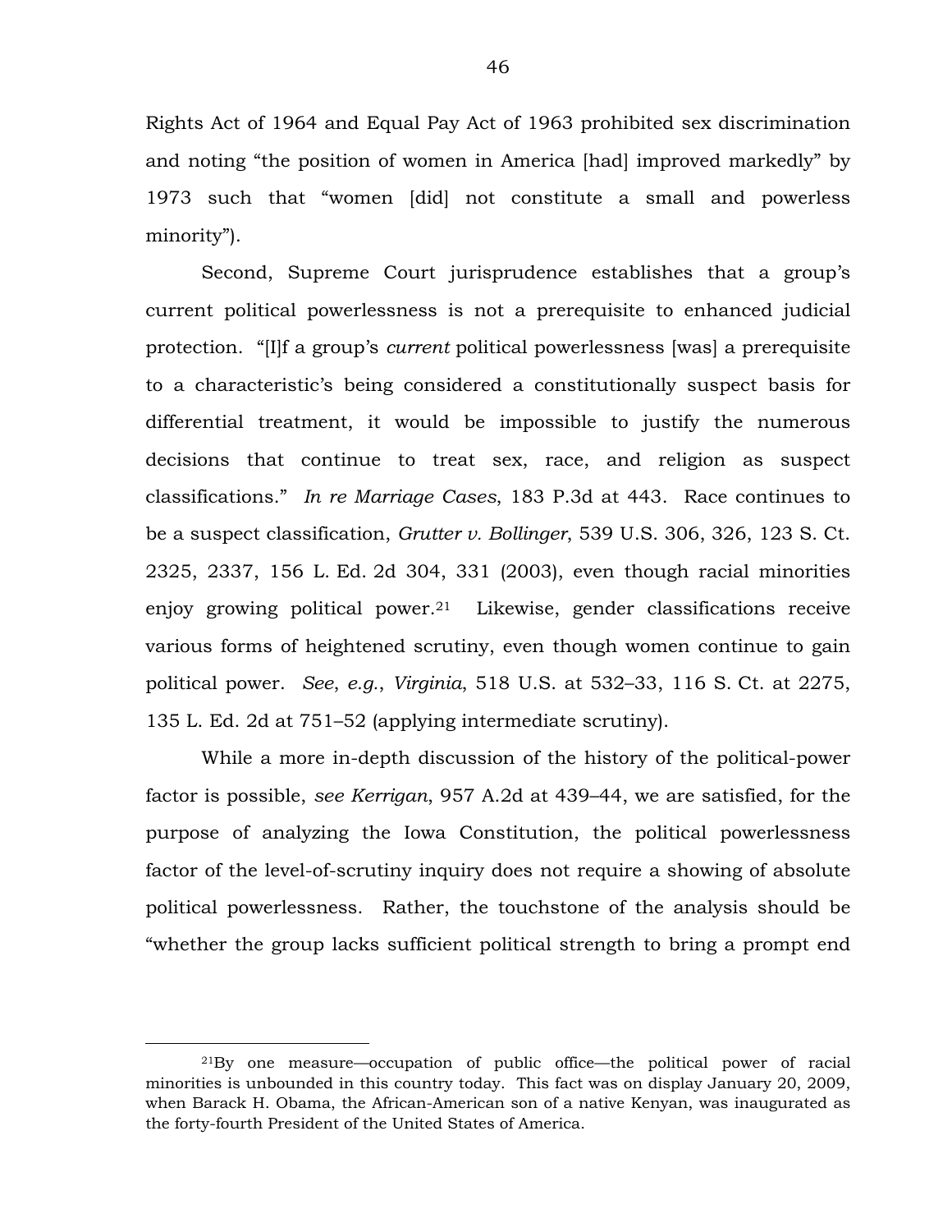Rights Act of 1964 and Equal Pay Act of 1963 prohibited sex discrimination and noting "the position of women in America [had] improved markedly" by 1973 such that "women [did] not constitute a small and powerless minority").

Second, Supreme Court jurisprudence establishes that a group's current political powerlessness is not a prerequisite to enhanced judicial protection. "[I]f a group's *current* political powerlessness [was] a prerequisite to a characteristic's being considered a constitutionally suspect basis for differential treatment, it would be impossible to justify the numerous decisions that continue to treat sex, race, and religion as suspect classifications." *In re Marriage Cases*, 183 P.3d at 443. Race continues to be a suspect classification, *Grutter v. Bollinger*, 539 U.S. 306, 326, 123 S. Ct. 2325, 2337, 156 L. Ed. 2d 304, 331 (2003), even though racial minorities enjoy growing political power.[21] Likewise, gender classifications receive various forms of heightened scrutiny, even though women continue to gain political power. *See*, *e.g.*, *Virginia*, 518 U.S. at 532–33, 116 S. Ct. at 2275, 135 L. Ed. 2d at 751–52 (applying intermediate scrutiny).

While a more in-depth discussion of the history of the political-power factor is possible, *see Kerrigan*, 957 A.2d at 439–44, we are satisfied, for the purpose of analyzing the Iowa Constitution, the political powerlessness factor of the level-of-scrutiny inquiry does not require a showing of absolute political powerlessness. Rather, the touchstone of the analysis should be "whether the group lacks sufficient political strength to bring a prompt end

[21]By one measure—occupation of public office—the political power of racial minorities is unbounded in this country today. This fact was on display January 20, 2009, when Barack H. Obama, the African-American son of a native Kenyan, was inaugurated as the forty-fourth President of the United States of America.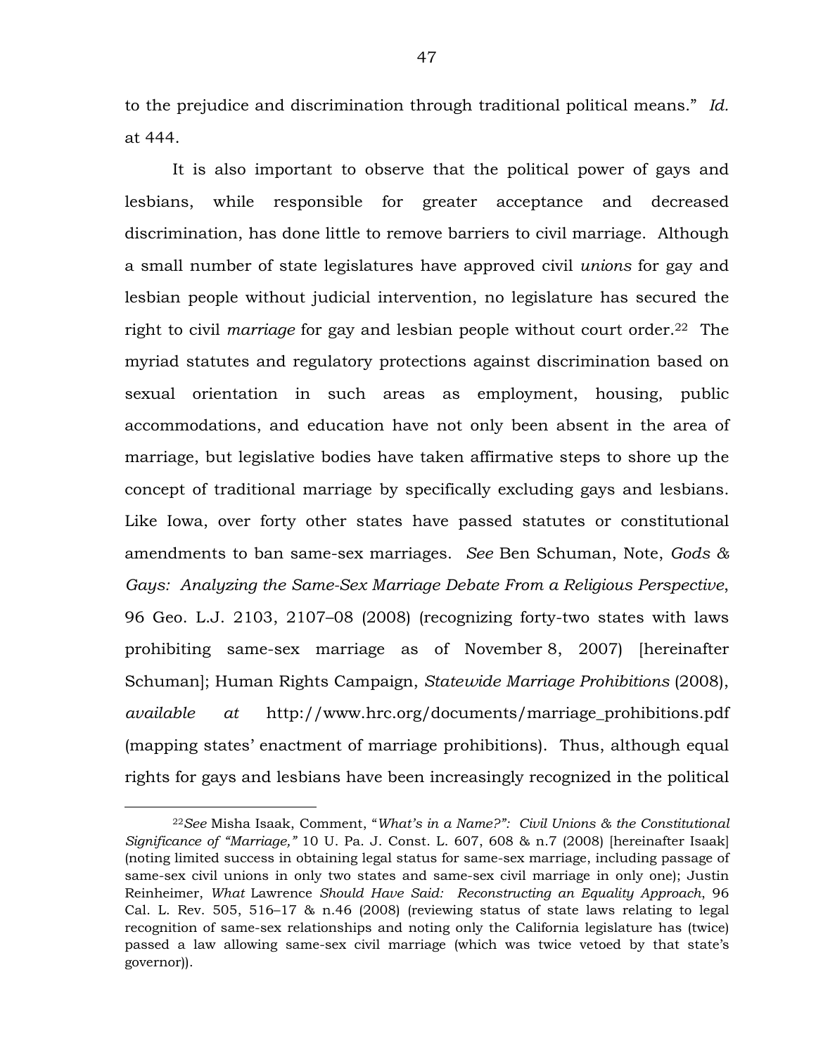to the prejudice and discrimination through traditional political means." *Id.* at 444.

It is also important to observe that the political power of gays and lesbians, while responsible for greater acceptance and decreased discrimination, has done little to remove barriers to civil marriage. Although a small number of state legislatures have approved civil *unions* for gay and lesbian people without judicial intervention, no legislature has secured the right to civil *marriage* for gay and lesbian people without court order.[22] The myriad statutes and regulatory protections against discrimination based on sexual orientation in such areas as employment, housing, public accommodations, and education have not only been absent in the area of marriage, but legislative bodies have taken affirmative steps to shore up the concept of traditional marriage by specifically excluding gays and lesbians. Like Iowa, over forty other states have passed statutes or constitutional amendments to ban same-sex marriages. *See* Ben Schuman, Note, *Gods & Gays: Analyzing the Same-Sex Marriage Debate From a Religious Perspective*, 96 Geo. L.J. 2103, 2107–08 (2008) (recognizing forty-two states with laws prohibiting same-sex marriage as of November 8, 2007) [hereinafter Schuman]; Human Rights Campaign, *Statewide Marriage Prohibitions* (2008), *available at* http://www.hrc.org/documents/marriage_prohibitions.pdf (mapping states' enactment of marriage prohibitions). Thus, although equal rights for gays and lesbians have been increasingly recognized in the political

---

[22] *See* Misha Isaak, Comment, "*What's in a Name?": Civil Unions & the Constitutional Significance of "Marriage,"* 10 U. Pa. J. Const. L. 607, 608 & n.7 (2008) [hereinafter Isaak] (noting limited success in obtaining legal status for same-sex marriage, including passage of same-sex civil unions in only two states and same-sex civil marriage in only one); Justin Reinheimer, *What* Lawrence *Should Have Said: Reconstructing an Equality Approach*, 96 Cal. L. Rev. 505, 516–17 & n.46 (2008) (reviewing status of state laws relating to legal recognition of same-sex relationships and noting only the California legislature has (twice) passed a law allowing same-sex civil marriage (which was twice vetoed by that state's governor)).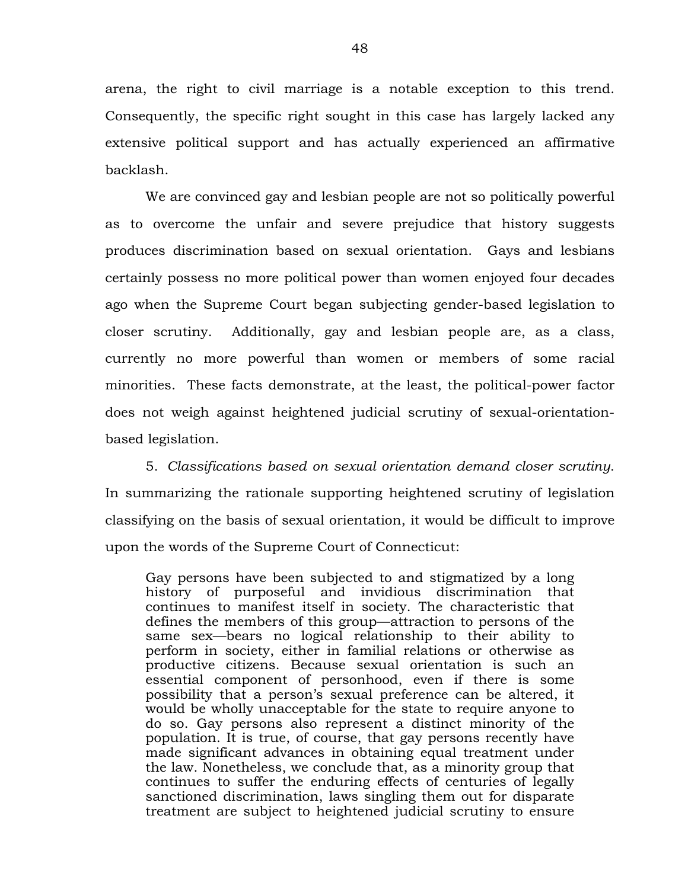arena, the right to civil marriage is a notable exception to this trend. Consequently, the specific right sought in this case has largely lacked any extensive political support and has actually experienced an affirmative backlash.

We are convinced gay and lesbian people are not so politically powerful as to overcome the unfair and severe prejudice that history suggests produces discrimination based on sexual orientation. Gays and lesbians certainly possess no more political power than women enjoyed four decades ago when the Supreme Court began subjecting gender-based legislation to closer scrutiny. Additionally, gay and lesbian people are, as a class, currently no more powerful than women or members of some racial minorities. These facts demonstrate, at the least, the political-power factor does not weigh against heightened judicial scrutiny of sexual-orientation-based legislation.

5. *Classifications based on sexual orientation demand closer scrutiny.* In summarizing the rationale supporting heightened scrutiny of legislation classifying on the basis of sexual orientation, it would be difficult to improve upon the words of the Supreme Court of Connecticut:

> Gay persons have been subjected to and stigmatized by a long history of purposeful and invidious discrimination that continues to manifest itself in society. The characteristic that defines the members of this group—attraction to persons of the same sex—bears no logical relationship to their ability to perform in society, either in familial relations or otherwise as productive citizens. Because sexual orientation is such an essential component of personhood, even if there is some possibility that a person's sexual preference can be altered, it would be wholly unacceptable for the state to require anyone to do so. Gay persons also represent a distinct minority of the population. It is true, of course, that gay persons recently have made significant advances in obtaining equal treatment under the law. Nonetheless, we conclude that, as a minority group that continues to suffer the enduring effects of centuries of legally sanctioned discrimination, laws singling them out for disparate treatment are subject to heightened judicial scrutiny to ensure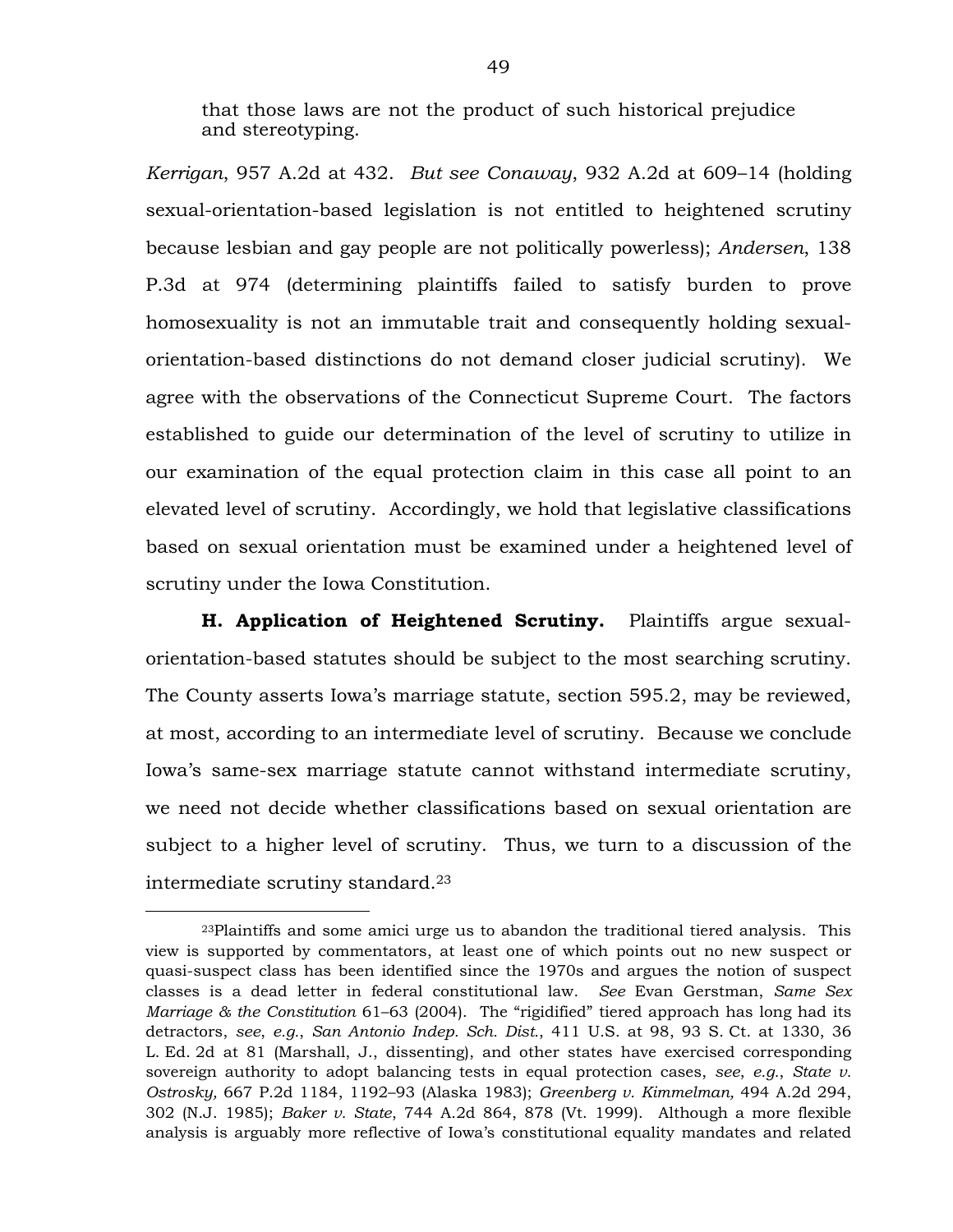> that those laws are not the product of such historical prejudice and stereotyping.

*Kerrigan*, 957 A.2d at 432. *But see Conaway*, 932 A.2d at 609–14 (holding sexual-orientation-based legislation is not entitled to heightened scrutiny because lesbian and gay people are not politically powerless); *Andersen*, 138 P.3d at 974 (determining plaintiffs failed to satisfy burden to prove homosexuality is not an immutable trait and consequently holding sexual-orientation-based distinctions do not demand closer judicial scrutiny). We agree with the observations of the Connecticut Supreme Court. The factors established to guide our determination of the level of scrutiny to utilize in our examination of the equal protection claim in this case all point to an elevated level of scrutiny. Accordingly, we hold that legislative classifications based on sexual orientation must be examined under a heightened level of scrutiny under the Iowa Constitution.

**H. Application of Heightened Scrutiny.** Plaintiffs argue sexual-orientation-based statutes should be subject to the most searching scrutiny. The County asserts Iowa's marriage statute, section 595.2, may be reviewed, at most, according to an intermediate level of scrutiny. Because we conclude Iowa's same-sex marriage statute cannot withstand intermediate scrutiny, we need not decide whether classifications based on sexual orientation are subject to a higher level of scrutiny. Thus, we turn to a discussion of the intermediate scrutiny standard.[23]

---

[23]Plaintiffs and some amici urge us to abandon the traditional tiered analysis. This view is supported by commentators, at least one of which points out no new suspect or quasi-suspect class has been identified since the 1970s and argues the notion of suspect classes is a dead letter in federal constitutional law. *See* Evan Gerstman, *Same Sex Marriage & the Constitution* 61–63 (2004). The "rigidified" tiered approach has long had its detractors, *see*, *e.g.*, *San Antonio Indep. Sch. Dist.*, 411 U.S. at 98, 93 S. Ct. at 1330, 36 L. Ed. 2d at 81 (Marshall, J., dissenting), and other states have exercised corresponding sovereign authority to adopt balancing tests in equal protection cases, *see*, *e.g.*, *State v. Ostrosky,* 667 P.2d 1184, 1192–93 (Alaska 1983); *Greenberg v. Kimmelman,* 494 A.2d 294, 302 (N.J. 1985); *Baker v. State*, 744 A.2d 864, 878 (Vt. 1999). Although a more flexible analysis is arguably more reflective of Iowa's constitutional equality mandates and related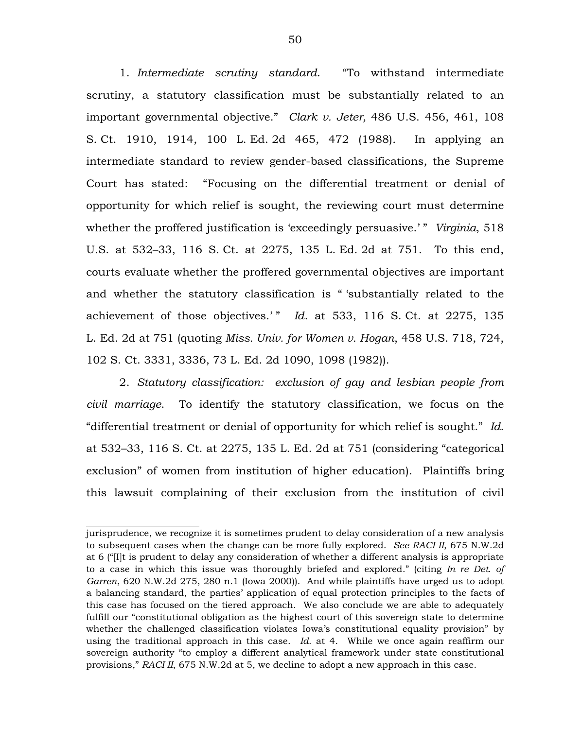1. *Intermediate scrutiny standard*. "To withstand intermediate scrutiny, a statutory classification must be substantially related to an important governmental objective." *Clark v. Jeter,* 486 U.S. 456, 461, 108 S. Ct. 1910, 1914, 100 L. Ed. 2d 465, 472 (1988). In applying an intermediate standard to review gender-based classifications, the Supreme Court has stated: "Focusing on the differential treatment or denial of opportunity for which relief is sought, the reviewing court must determine whether the proffered justification is 'exceedingly persuasive.' " *Virginia*, 518 U.S. at 532–33, 116 S. Ct. at 2275, 135 L. Ed. 2d at 751. To this end, courts evaluate whether the proffered governmental objectives are important and whether the statutory classification is " 'substantially related to the achievement of those objectives.' " *Id.* at 533, 116 S. Ct. at 2275, 135 L. Ed. 2d at 751 (quoting *Miss. Univ. for Women v. Hogan*, 458 U.S. 718, 724, 102 S. Ct. 3331, 3336, 73 L. Ed. 2d 1090, 1098 (1982)).

2. *Statutory classification: exclusion of gay and lesbian people from civil marriage*. To identify the statutory classification, we focus on the "differential treatment or denial of opportunity for which relief is sought." *Id.* at 532–33, 116 S. Ct. at 2275, 135 L. Ed. 2d at 751 (considering "categorical exclusion" of women from institution of higher education). Plaintiffs bring this lawsuit complaining of their exclusion from the institution of civil

---

jurisprudence, we recognize it is sometimes prudent to delay consideration of a new analysis to subsequent cases when the change can be more fully explored. *See RACI II*, 675 N.W.2d at 6 ("[I]t is prudent to delay any consideration of whether a different analysis is appropriate to a case in which this issue was thoroughly briefed and explored." (citing *In re Det. of Garren*, 620 N.W.2d 275, 280 n.1 (Iowa 2000)). And while plaintiffs have urged us to adopt a balancing standard, the parties' application of equal protection principles to the facts of this case has focused on the tiered approach. We also conclude we are able to adequately fulfill our "constitutional obligation as the highest court of this sovereign state to determine whether the challenged classification violates Iowa's constitutional equality provision" by using the traditional approach in this case. *Id.* at 4. While we once again reaffirm our sovereign authority "to employ a different analytical framework under state constitutional provisions," *RACI II*, 675 N.W.2d at 5, we decline to adopt a new approach in this case.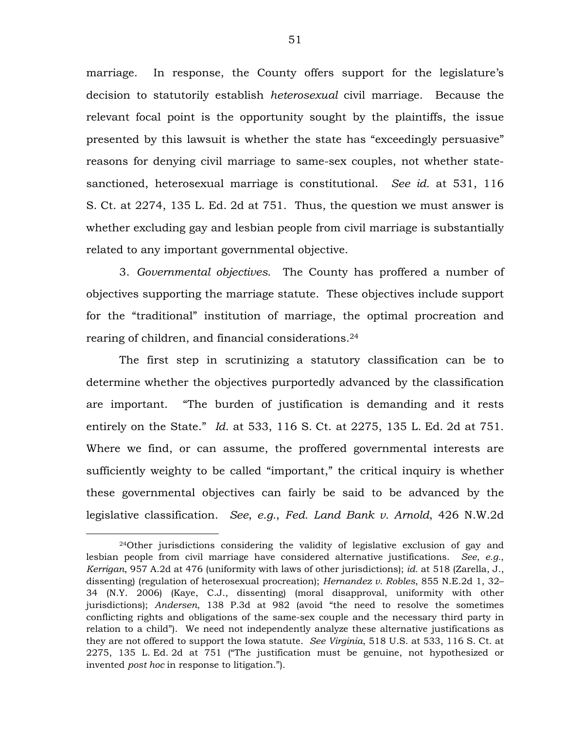marriage. In response, the County offers support for the legislature's decision to statutorily establish *heterosexual* civil marriage. Because the relevant focal point is the opportunity sought by the plaintiffs, the issue presented by this lawsuit is whether the state has "exceedingly persuasive" reasons for denying civil marriage to same-sex couples, not whether state-sanctioned, heterosexual marriage is constitutional. *See id.* at 531, 116 S. Ct. at 2274, 135 L. Ed. 2d at 751. Thus, the question we must answer is whether excluding gay and lesbian people from civil marriage is substantially related to any important governmental objective.

3. *Governmental objectives*. The County has proffered a number of objectives supporting the marriage statute. These objectives include support for the "traditional" institution of marriage, the optimal procreation and rearing of children, and financial considerations.[24]

The first step in scrutinizing a statutory classification can be to determine whether the objectives purportedly advanced by the classification are important. "The burden of justification is demanding and it rests entirely on the State." *Id.* at 533, 116 S. Ct. at 2275, 135 L. Ed. 2d at 751. Where we find, or can assume, the proffered governmental interests are sufficiently weighty to be called "important," the critical inquiry is whether these governmental objectives can fairly be said to be advanced by the legislative classification. *See*, *e.g.*, *Fed. Land Bank v. Arnold*, 426 N.W.2d

---

[24]Other jurisdictions considering the validity of legislative exclusion of gay and lesbian people from civil marriage have considered alternative justifications. *See*, *e.g.*, *Kerrigan*, 957 A.2d at 476 (uniformity with laws of other jurisdictions); *id.* at 518 (Zarella, J., dissenting) (regulation of heterosexual procreation); *Hernandez v. Robles*, 855 N.E.2d 1, 32–34 (N.Y. 2006) (Kaye, C.J., dissenting) (moral disapproval, uniformity with other jurisdictions); *Andersen*, 138 P.3d at 982 (avoid "the need to resolve the sometimes conflicting rights and obligations of the same-sex couple and the necessary third party in relation to a child"). We need not independently analyze these alternative justifications as they are not offered to support the Iowa statute. *See Virginia*, 518 U.S. at 533, 116 S. Ct. at 2275, 135 L. Ed. 2d at 751 ("The justification must be genuine, not hypothesized or invented *post hoc* in response to litigation.").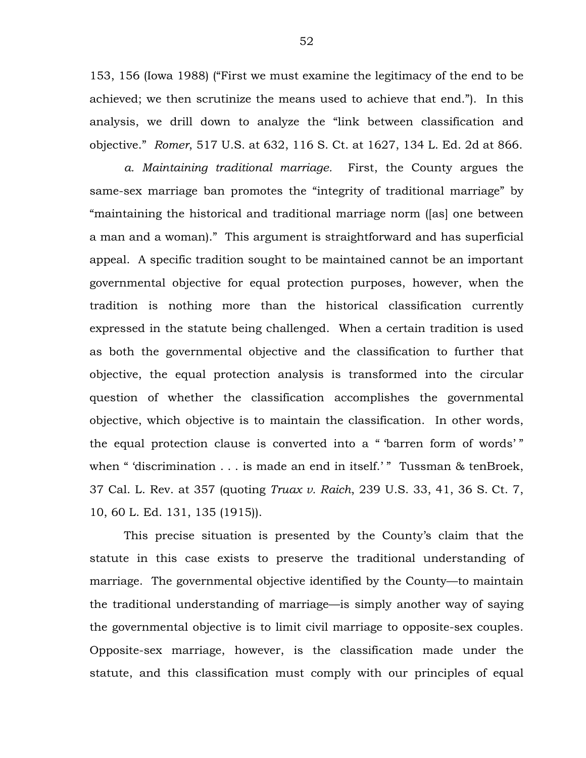153, 156 (Iowa 1988) ("First we must examine the legitimacy of the end to be achieved; we then scrutinize the means used to achieve that end."). In this analysis, we drill down to analyze the "link between classification and objective." *Romer*, 517 U.S. at 632, 116 S. Ct. at 1627, 134 L. Ed. 2d at 866.

*a. Maintaining traditional marriage.* First, the County argues the same-sex marriage ban promotes the "integrity of traditional marriage" by "maintaining the historical and traditional marriage norm ([as] one between a man and a woman)." This argument is straightforward and has superficial appeal. A specific tradition sought to be maintained cannot be an important governmental objective for equal protection purposes, however, when the tradition is nothing more than the historical classification currently expressed in the statute being challenged. When a certain tradition is used as both the governmental objective and the classification to further that objective, the equal protection analysis is transformed into the circular question of whether the classification accomplishes the governmental objective, which objective is to maintain the classification. In other words, the equal protection clause is converted into a " 'barren form of words' " when " 'discrimination . . . is made an end in itself.' " Tussman & tenBroek, 37 Cal. L. Rev. at 357 (quoting *Truax v. Raich*, 239 U.S. 33, 41, 36 S. Ct. 7, 10, 60 L. Ed. 131, 135 (1915)).

This precise situation is presented by the County's claim that the statute in this case exists to preserve the traditional understanding of marriage. The governmental objective identified by the County—to maintain the traditional understanding of marriage—is simply another way of saying the governmental objective is to limit civil marriage to opposite-sex couples. Opposite-sex marriage, however, is the classification made under the statute, and this classification must comply with our principles of equal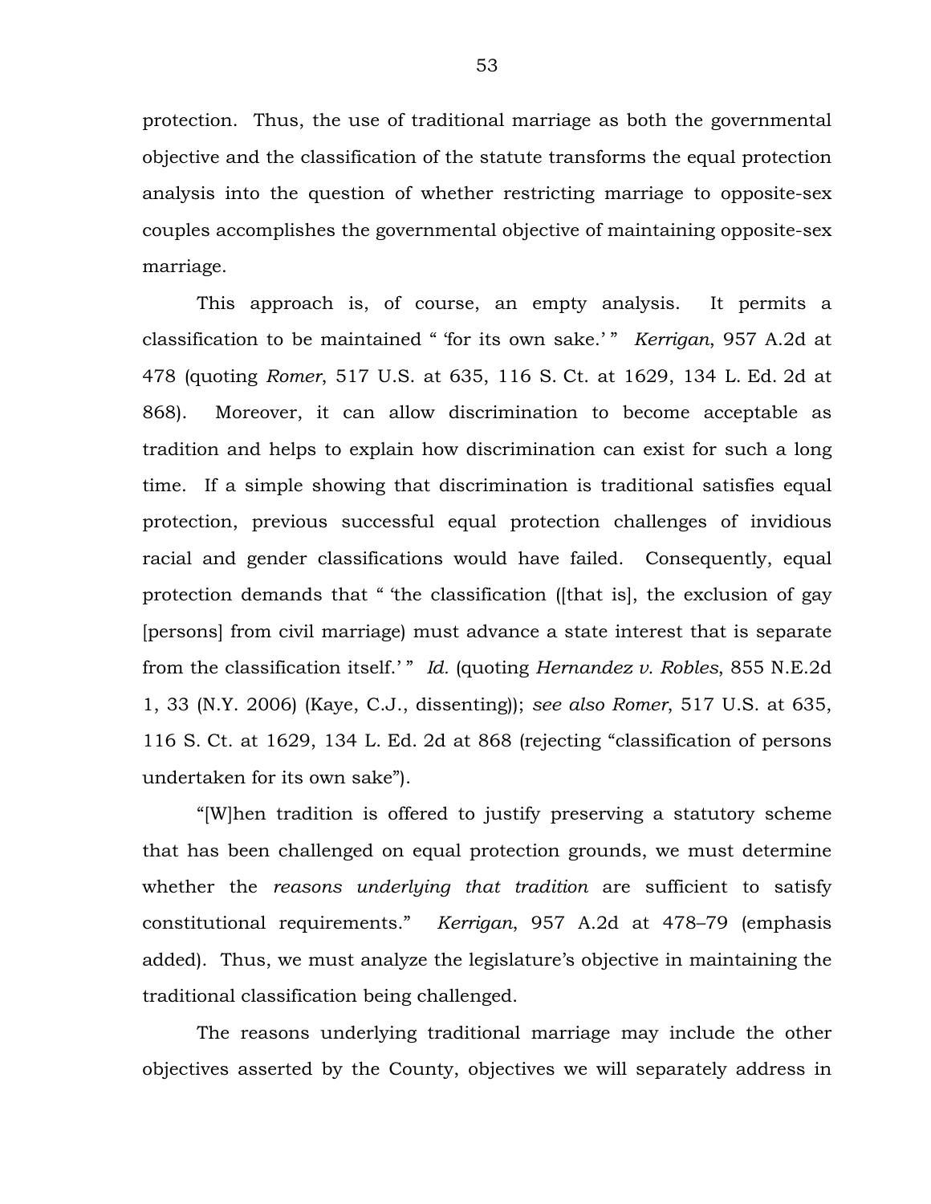protection. Thus, the use of traditional marriage as both the governmental objective and the classification of the statute transforms the equal protection analysis into the question of whether restricting marriage to opposite-sex couples accomplishes the governmental objective of maintaining opposite-sex marriage.

This approach is, of course, an empty analysis. It permits a classification to be maintained " 'for its own sake.' " *Kerrigan*, 957 A.2d at 478 (quoting *Romer*, 517 U.S. at 635, 116 S. Ct. at 1629, 134 L. Ed. 2d at 868). Moreover, it can allow discrimination to become acceptable as tradition and helps to explain how discrimination can exist for such a long time. If a simple showing that discrimination is traditional satisfies equal protection, previous successful equal protection challenges of invidious racial and gender classifications would have failed. Consequently, equal protection demands that " 'the classification ([that is], the exclusion of gay [persons] from civil marriage) must advance a state interest that is separate from the classification itself.' " *Id.* (quoting *Hernandez v. Robles*, 855 N.E.2d 1, 33 (N.Y. 2006) (Kaye, C.J., dissenting)); *see also Romer*, 517 U.S. at 635, 116 S. Ct. at 1629, 134 L. Ed. 2d at 868 (rejecting "classification of persons undertaken for its own sake").

"[W]hen tradition is offered to justify preserving a statutory scheme that has been challenged on equal protection grounds, we must determine whether the *reasons underlying that tradition* are sufficient to satisfy constitutional requirements." *Kerrigan*, 957 A.2d at 478–79 (emphasis added). Thus, we must analyze the legislature's objective in maintaining the traditional classification being challenged.

The reasons underlying traditional marriage may include the other objectives asserted by the County, objectives we will separately address in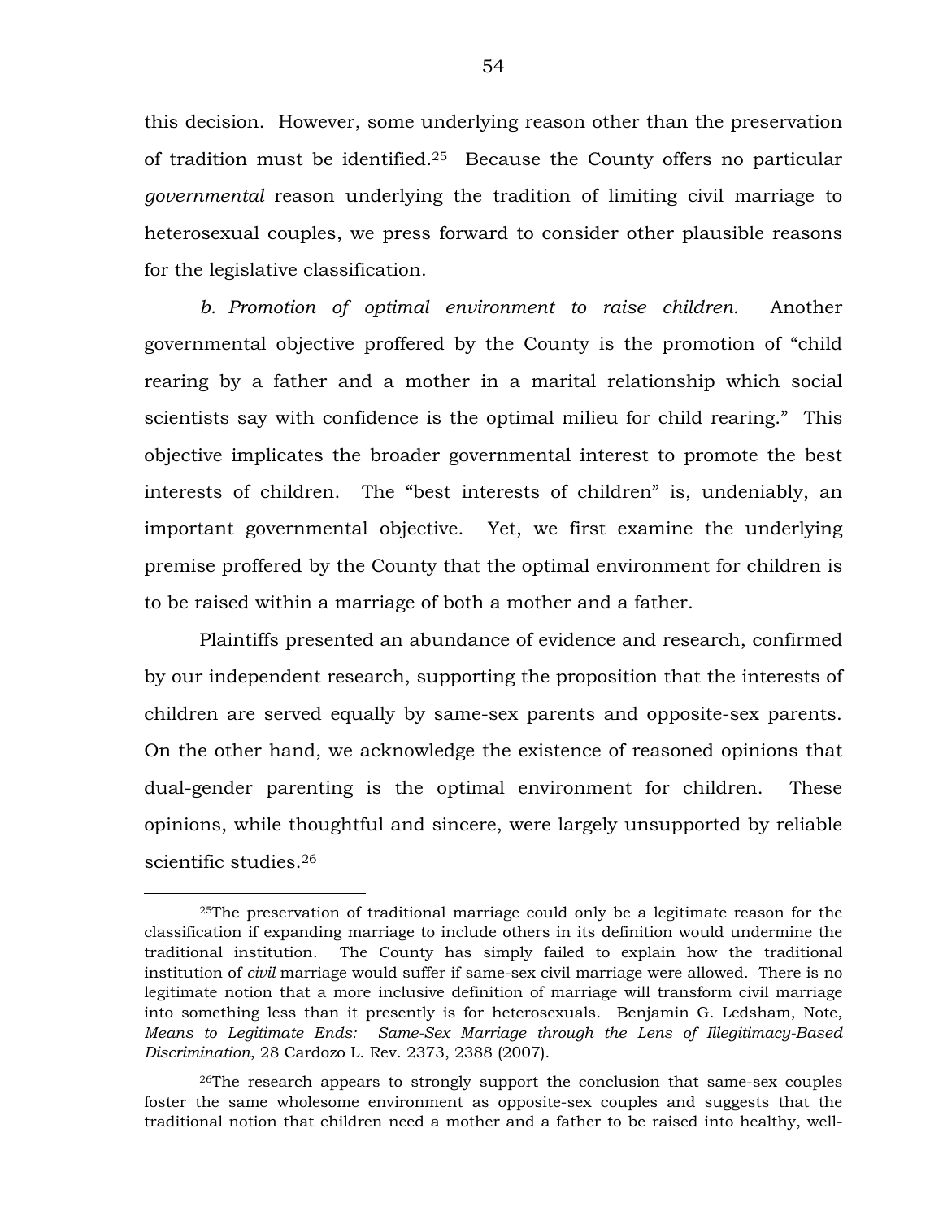this decision. However, some underlying reason other than the preservation of tradition must be identified.[25] Because the County offers no particular *governmental* reason underlying the tradition of limiting civil marriage to heterosexual couples, we press forward to consider other plausible reasons for the legislative classification.

*b. Promotion of optimal environment to raise children.* Another governmental objective proffered by the County is the promotion of "child rearing by a father and a mother in a marital relationship which social scientists say with confidence is the optimal milieu for child rearing." This objective implicates the broader governmental interest to promote the best interests of children. The "best interests of children" is, undeniably, an important governmental objective. Yet, we first examine the underlying premise proffered by the County that the optimal environment for children is to be raised within a marriage of both a mother and a father.

Plaintiffs presented an abundance of evidence and research, confirmed by our independent research, supporting the proposition that the interests of children are served equally by same-sex parents and opposite-sex parents. On the other hand, we acknowledge the existence of reasoned opinions that dual-gender parenting is the optimal environment for children. These opinions, while thoughtful and sincere, were largely unsupported by reliable scientific studies.[26]

---

[25]The preservation of traditional marriage could only be a legitimate reason for the classification if expanding marriage to include others in its definition would undermine the traditional institution. The County has simply failed to explain how the traditional institution of *civil* marriage would suffer if same-sex civil marriage were allowed. There is no legitimate notion that a more inclusive definition of marriage will transform civil marriage into something less than it presently is for heterosexuals. Benjamin G. Ledsham, Note, *Means to Legitimate Ends: Same-Sex Marriage through the Lens of Illegitimacy-Based Discrimination*, 28 Cardozo L. Rev. 2373, 2388 (2007).

[26]The research appears to strongly support the conclusion that same-sex couples foster the same wholesome environment as opposite-sex couples and suggests that the traditional notion that children need a mother and a father to be raised into healthy, well-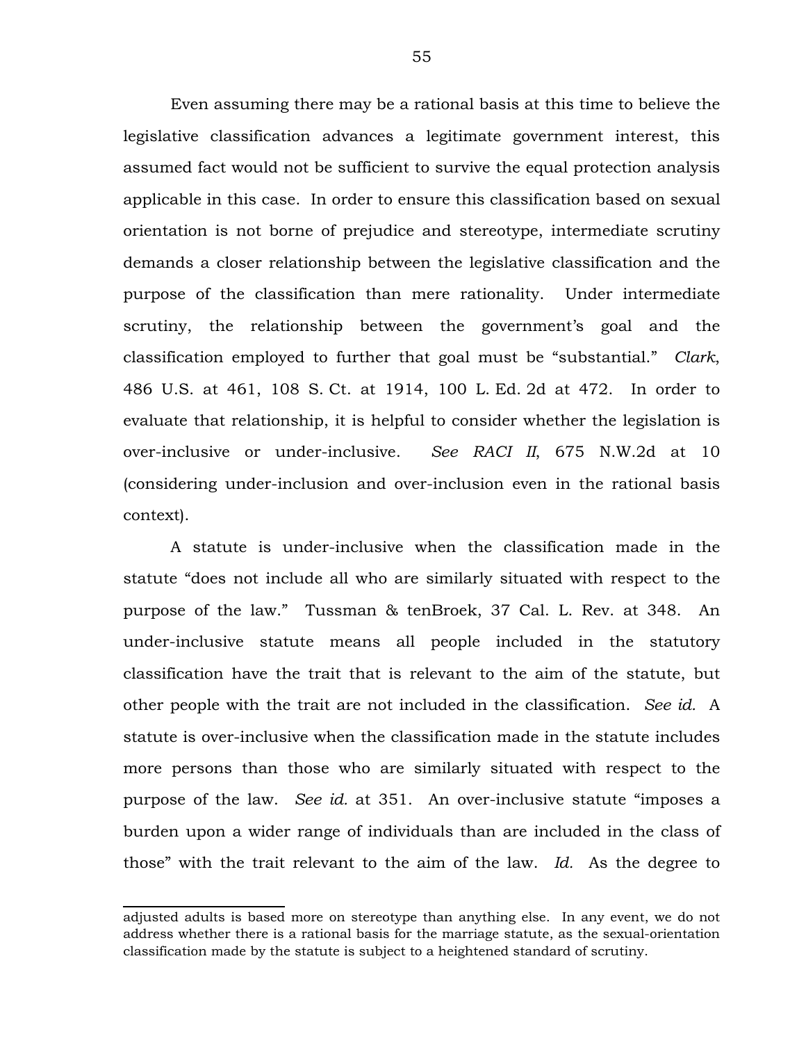Even assuming there may be a rational basis at this time to believe the legislative classification advances a legitimate government interest, this assumed fact would not be sufficient to survive the equal protection analysis applicable in this case. In order to ensure this classification based on sexual orientation is not borne of prejudice and stereotype, intermediate scrutiny demands a closer relationship between the legislative classification and the purpose of the classification than mere rationality. Under intermediate scrutiny, the relationship between the government's goal and the classification employed to further that goal must be "substantial." *Clark*, 486 U.S. at 461, 108 S. Ct. at 1914, 100 L. Ed. 2d at 472. In order to evaluate that relationship, it is helpful to consider whether the legislation is over-inclusive or under-inclusive. *See RACI II*, 675 N.W.2d at 10 (considering under-inclusion and over-inclusion even in the rational basis context).

A statute is under-inclusive when the classification made in the statute "does not include all who are similarly situated with respect to the purpose of the law." Tussman & tenBroek, 37 Cal. L. Rev. at 348. An under-inclusive statute means all people included in the statutory classification have the trait that is relevant to the aim of the statute, but other people with the trait are not included in the classification. *See id.* A statute is over-inclusive when the classification made in the statute includes more persons than those who are similarly situated with respect to the purpose of the law. *See id.* at 351. An over-inclusive statute "imposes a burden upon a wider range of individuals than are included in the class of those" with the trait relevant to the aim of the law. *Id.* As the degree to

---

adjusted adults is based more on stereotype than anything else. In any event, we do not address whether there is a rational basis for the marriage statute, as the sexual-orientation classification made by the statute is subject to a heightened standard of scrutiny.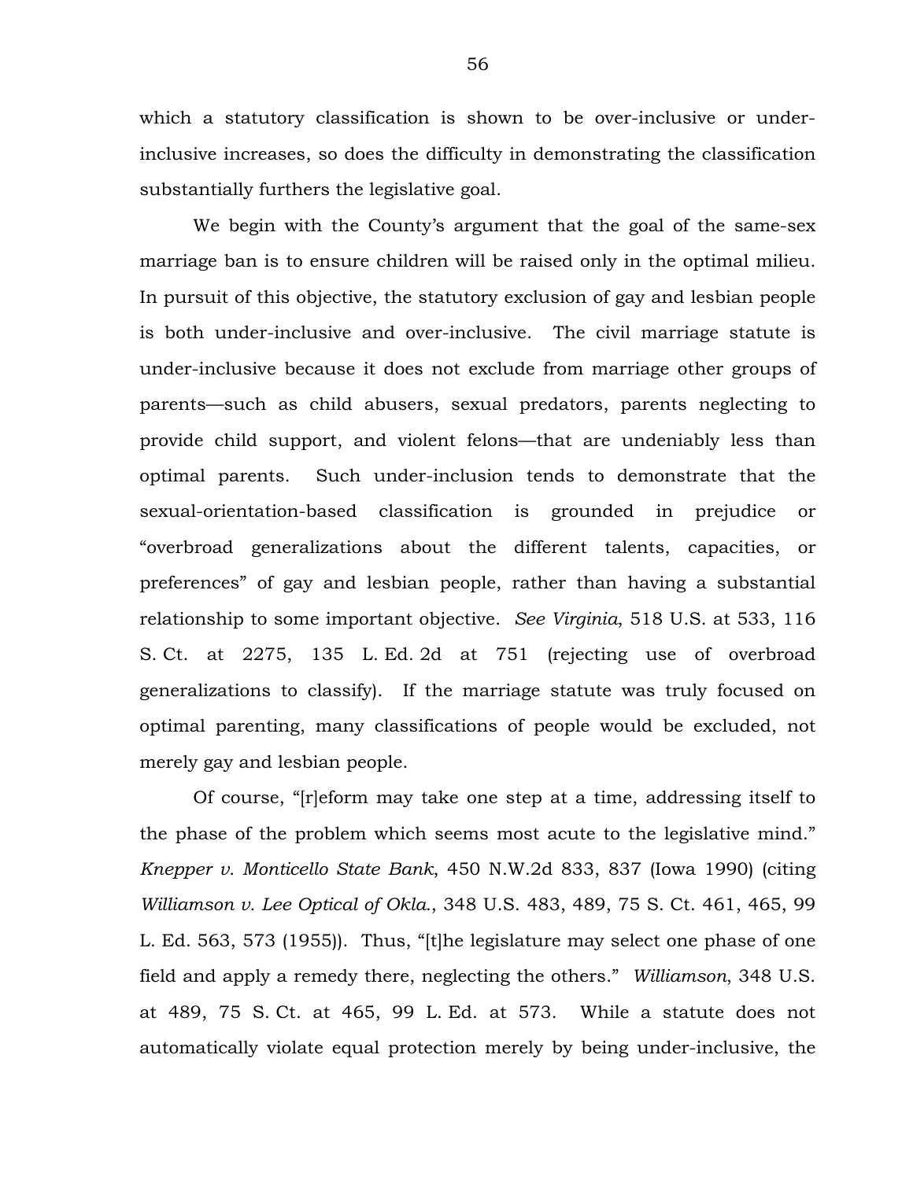which a statutory classification is shown to be over-inclusive or under-inclusive increases, so does the difficulty in demonstrating the classification substantially furthers the legislative goal.

We begin with the County's argument that the goal of the same-sex marriage ban is to ensure children will be raised only in the optimal milieu. In pursuit of this objective, the statutory exclusion of gay and lesbian people is both under-inclusive and over-inclusive. The civil marriage statute is under-inclusive because it does not exclude from marriage other groups of parents—such as child abusers, sexual predators, parents neglecting to provide child support, and violent felons—that are undeniably less than optimal parents. Such under-inclusion tends to demonstrate that the sexual-orientation-based classification is grounded in prejudice or "overbroad generalizations about the different talents, capacities, or preferences" of gay and lesbian people, rather than having a substantial relationship to some important objective. *See Virginia*, 518 U.S. at 533, 116 S. Ct. at 2275, 135 L. Ed. 2d at 751 (rejecting use of overbroad generalizations to classify). If the marriage statute was truly focused on optimal parenting, many classifications of people would be excluded, not merely gay and lesbian people.

Of course, "[r]eform may take one step at a time, addressing itself to the phase of the problem which seems most acute to the legislative mind." *Knepper v. Monticello State Bank*, 450 N.W.2d 833, 837 (Iowa 1990) (citing *Williamson v. Lee Optical of Okla.*, 348 U.S. 483, 489, 75 S. Ct. 461, 465, 99 L. Ed. 563, 573 (1955)). Thus, "[t]he legislature may select one phase of one field and apply a remedy there, neglecting the others." *Williamson*, 348 U.S. at 489, 75 S. Ct. at 465, 99 L. Ed. at 573. While a statute does not automatically violate equal protection merely by being under-inclusive, the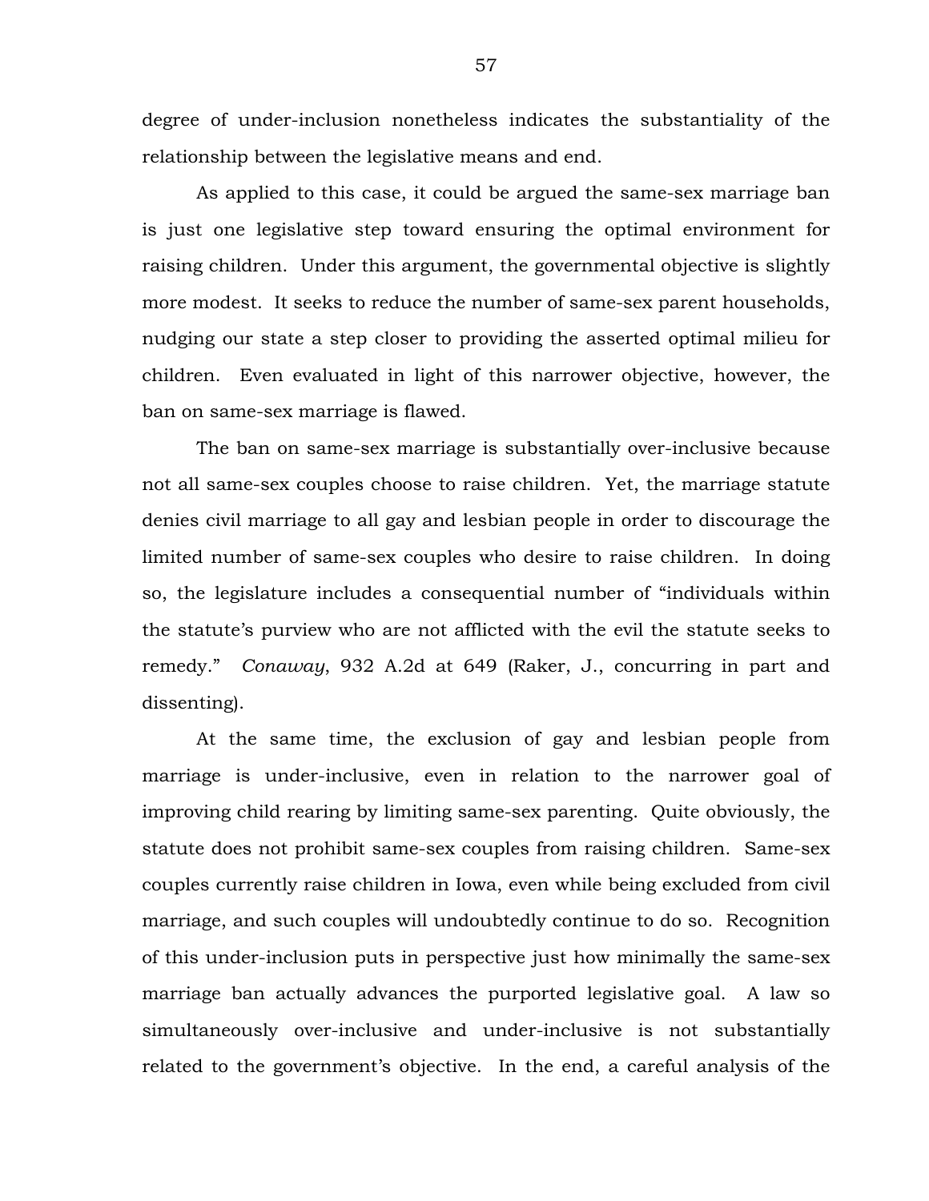degree of under-inclusion nonetheless indicates the substantiality of the relationship between the legislative means and end.

As applied to this case, it could be argued the same-sex marriage ban is just one legislative step toward ensuring the optimal environment for raising children. Under this argument, the governmental objective is slightly more modest. It seeks to reduce the number of same-sex parent households, nudging our state a step closer to providing the asserted optimal milieu for children. Even evaluated in light of this narrower objective, however, the ban on same-sex marriage is flawed.

The ban on same-sex marriage is substantially over-inclusive because not all same-sex couples choose to raise children. Yet, the marriage statute denies civil marriage to all gay and lesbian people in order to discourage the limited number of same-sex couples who desire to raise children. In doing so, the legislature includes a consequential number of "individuals within the statute's purview who are not afflicted with the evil the statute seeks to remedy." *Conaway*, 932 A.2d at 649 (Raker, J., concurring in part and dissenting).

At the same time, the exclusion of gay and lesbian people from marriage is under-inclusive, even in relation to the narrower goal of improving child rearing by limiting same-sex parenting. Quite obviously, the statute does not prohibit same-sex couples from raising children. Same-sex couples currently raise children in Iowa, even while being excluded from civil marriage, and such couples will undoubtedly continue to do so. Recognition of this under-inclusion puts in perspective just how minimally the same-sex marriage ban actually advances the purported legislative goal. A law so simultaneously over-inclusive and under-inclusive is not substantially related to the government's objective. In the end, a careful analysis of the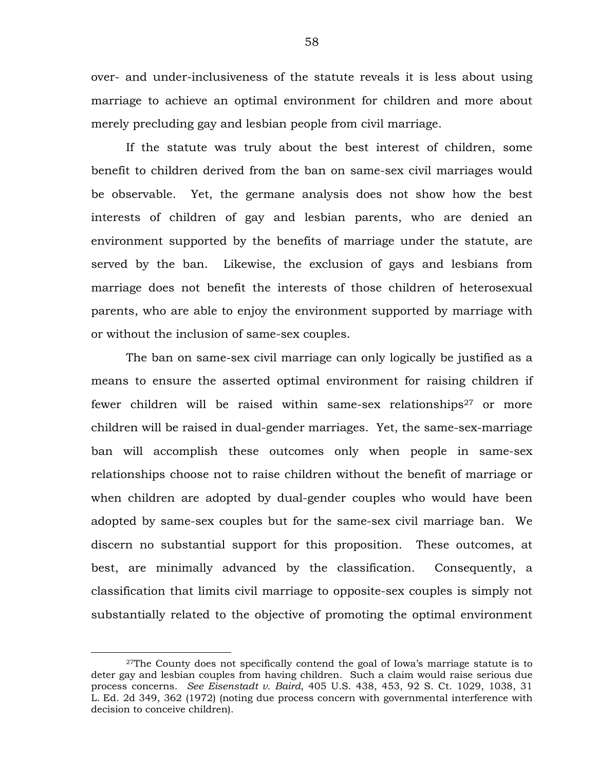over- and under-inclusiveness of the statute reveals it is less about using marriage to achieve an optimal environment for children and more about merely precluding gay and lesbian people from civil marriage.

If the statute was truly about the best interest of children, some benefit to children derived from the ban on same-sex civil marriages would be observable. Yet, the germane analysis does not show how the best interests of children of gay and lesbian parents, who are denied an environment supported by the benefits of marriage under the statute, are served by the ban. Likewise, the exclusion of gays and lesbians from marriage does not benefit the interests of those children of heterosexual parents, who are able to enjoy the environment supported by marriage with or without the inclusion of same-sex couples.

The ban on same-sex civil marriage can only logically be justified as a means to ensure the asserted optimal environment for raising children if fewer children will be raised within same-sex relationships[27] or more children will be raised in dual-gender marriages. Yet, the same-sex-marriage ban will accomplish these outcomes only when people in same-sex relationships choose not to raise children without the benefit of marriage or when children are adopted by dual-gender couples who would have been adopted by same-sex couples but for the same-sex civil marriage ban. We discern no substantial support for this proposition. These outcomes, at best, are minimally advanced by the classification. Consequently, a classification that limits civil marriage to opposite-sex couples is simply not substantially related to the objective of promoting the optimal environment

---

[27]The County does not specifically contend the goal of Iowa's marriage statute is to deter gay and lesbian couples from having children. Such a claim would raise serious due process concerns. *See Eisenstadt v. Baird*, 405 U.S. 438, 453, 92 S. Ct. 1029, 1038, 31 L. Ed. 2d 349, 362 (1972) (noting due process concern with governmental interference with decision to conceive children).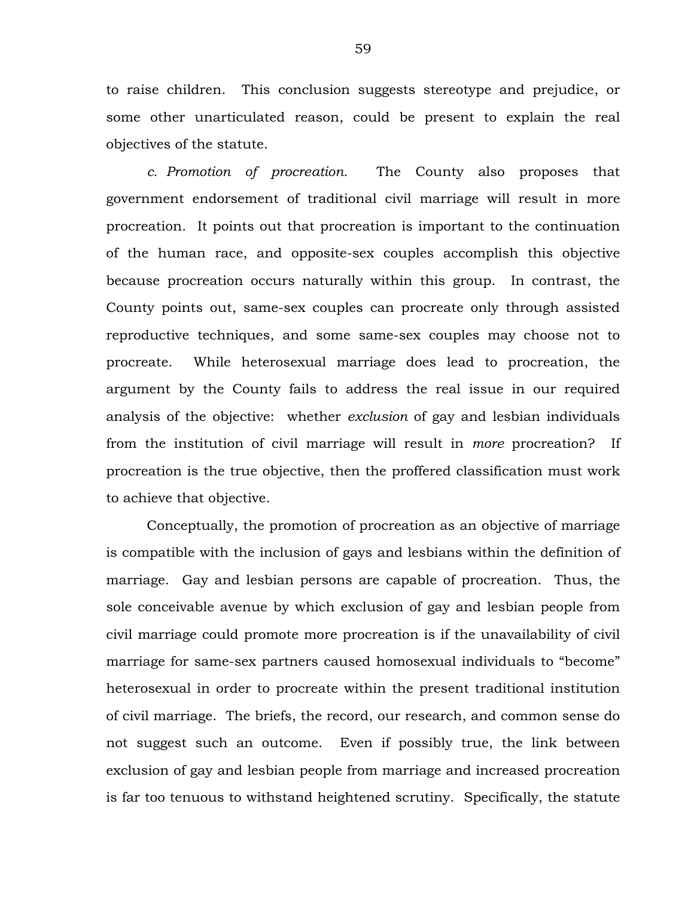to raise children. This conclusion suggests stereotype and prejudice, or some other unarticulated reason, could be present to explain the real objectives of the statute.

*c. Promotion of procreation.* The County also proposes that government endorsement of traditional civil marriage will result in more procreation. It points out that procreation is important to the continuation of the human race, and opposite-sex couples accomplish this objective because procreation occurs naturally within this group. In contrast, the County points out, same-sex couples can procreate only through assisted reproductive techniques, and some same-sex couples may choose not to procreate. While heterosexual marriage does lead to procreation, the argument by the County fails to address the real issue in our required analysis of the objective: whether *exclusion* of gay and lesbian individuals from the institution of civil marriage will result in *more* procreation? If procreation is the true objective, then the proffered classification must work to achieve that objective.

Conceptually, the promotion of procreation as an objective of marriage is compatible with the inclusion of gays and lesbians within the definition of marriage. Gay and lesbian persons are capable of procreation. Thus, the sole conceivable avenue by which exclusion of gay and lesbian people from civil marriage could promote more procreation is if the unavailability of civil marriage for same-sex partners caused homosexual individuals to "become" heterosexual in order to procreate within the present traditional institution of civil marriage. The briefs, the record, our research, and common sense do not suggest such an outcome. Even if possibly true, the link between exclusion of gay and lesbian people from marriage and increased procreation is far too tenuous to withstand heightened scrutiny. Specifically, the statute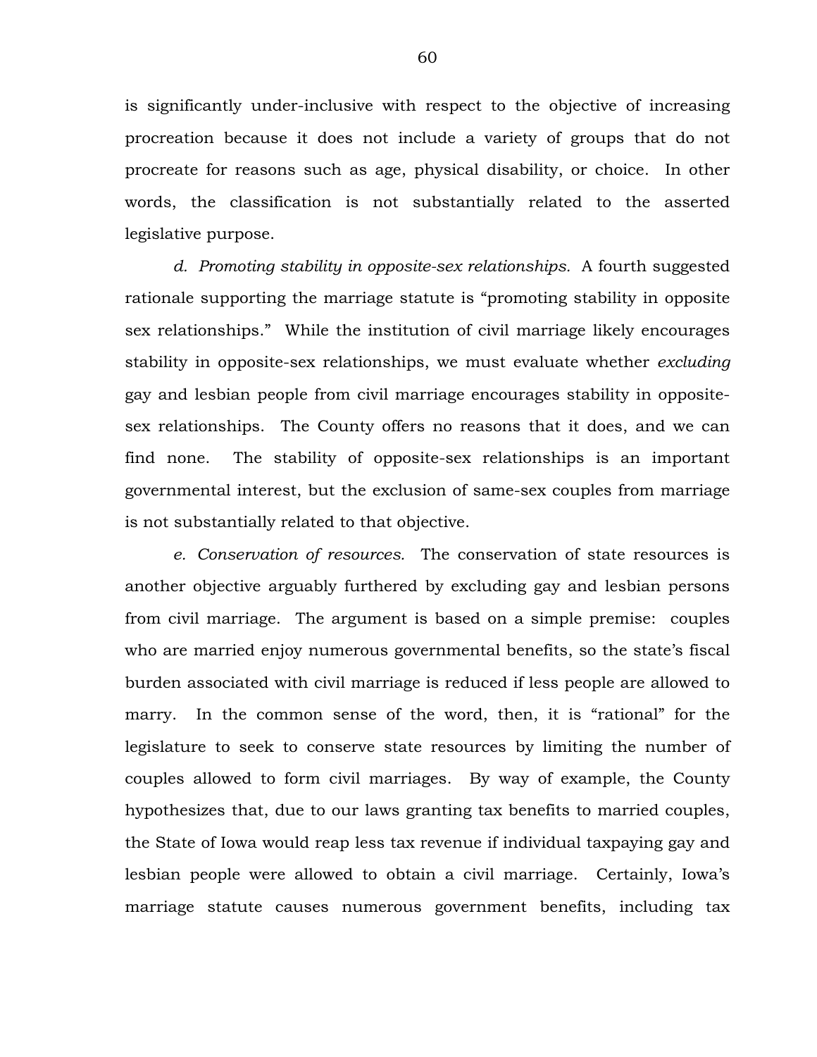is significantly under-inclusive with respect to the objective of increasing procreation because it does not include a variety of groups that do not procreate for reasons such as age, physical disability, or choice. In other words, the classification is not substantially related to the asserted legislative purpose.

*d. Promoting stability in opposite-sex relationships.* A fourth suggested rationale supporting the marriage statute is "promoting stability in opposite sex relationships." While the institution of civil marriage likely encourages stability in opposite-sex relationships, we must evaluate whether *excluding* gay and lesbian people from civil marriage encourages stability in opposite-sex relationships. The County offers no reasons that it does, and we can find none. The stability of opposite-sex relationships is an important governmental interest, but the exclusion of same-sex couples from marriage is not substantially related to that objective.

*e. Conservation of resources.* The conservation of state resources is another objective arguably furthered by excluding gay and lesbian persons from civil marriage. The argument is based on a simple premise: couples who are married enjoy numerous governmental benefits, so the state's fiscal burden associated with civil marriage is reduced if less people are allowed to marry. In the common sense of the word, then, it is "rational" for the legislature to seek to conserve state resources by limiting the number of couples allowed to form civil marriages. By way of example, the County hypothesizes that, due to our laws granting tax benefits to married couples, the State of Iowa would reap less tax revenue if individual taxpaying gay and lesbian people were allowed to obtain a civil marriage. Certainly, Iowa's marriage statute causes numerous government benefits, including tax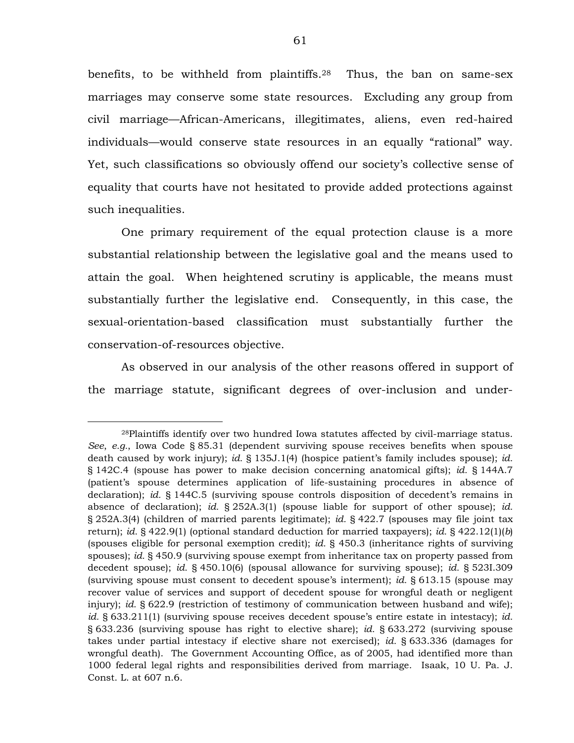benefits, to be withheld from plaintiffs.[28] Thus, the ban on same-sex marriages may conserve some state resources. Excluding any group from civil marriage—African-Americans, illegitimates, aliens, even red-haired individuals—would conserve state resources in an equally "rational" way. Yet, such classifications so obviously offend our society's collective sense of equality that courts have not hesitated to provide added protections against such inequalities.

One primary requirement of the equal protection clause is a more substantial relationship between the legislative goal and the means used to attain the goal. When heightened scrutiny is applicable, the means must substantially further the legislative end. Consequently, in this case, the sexual-orientation-based classification must substantially further the conservation-of-resources objective.

As observed in our analysis of the other reasons offered in support of the marriage statute, significant degrees of over-inclusion and under-

---

[28]Plaintiffs identify over two hundred Iowa statutes affected by civil-marriage status. *See*, *e.g.*, Iowa Code § 85.31 (dependent surviving spouse receives benefits when spouse death caused by work injury); *id.* § 135J.1(4) (hospice patient's family includes spouse); *id.* § 142C.4 (spouse has power to make decision concerning anatomical gifts); *id.* § 144A.7 (patient's spouse determines application of life-sustaining procedures in absence of declaration); *id.* § 144C.5 (surviving spouse controls disposition of decedent's remains in absence of declaration); *id.* § 252A.3(1) (spouse liable for support of other spouse); *id.* § 252A.3(4) (children of married parents legitimate); *id.* § 422.7 (spouses may file joint tax return); *id.* § 422.9(1) (optional standard deduction for married taxpayers); *id.* § 422.12(1)(*b*) (spouses eligible for personal exemption credit); *id.* § 450.3 (inheritance rights of surviving spouses); *id.* § 450.9 (surviving spouse exempt from inheritance tax on property passed from decedent spouse); *id.* § 450.10(6) (spousal allowance for surviving spouse); *id.* § 523I.309 (surviving spouse must consent to decedent spouse's interment); *id.* § 613.15 (spouse may recover value of services and support of decedent spouse for wrongful death or negligent injury); *id.* § 622.9 (restriction of testimony of communication between husband and wife); *id.* § 633.211(1) (surviving spouse receives decedent spouse's entire estate in intestacy); *id.* § 633.236 (surviving spouse has right to elective share); *id.* § 633.272 (surviving spouse takes under partial intestacy if elective share not exercised); *id.* § 633.336 (damages for wrongful death). The Government Accounting Office, as of 2005, had identified more than 1000 federal legal rights and responsibilities derived from marriage. Isaak, 10 U. Pa. J. Const. L. at 607 n.6.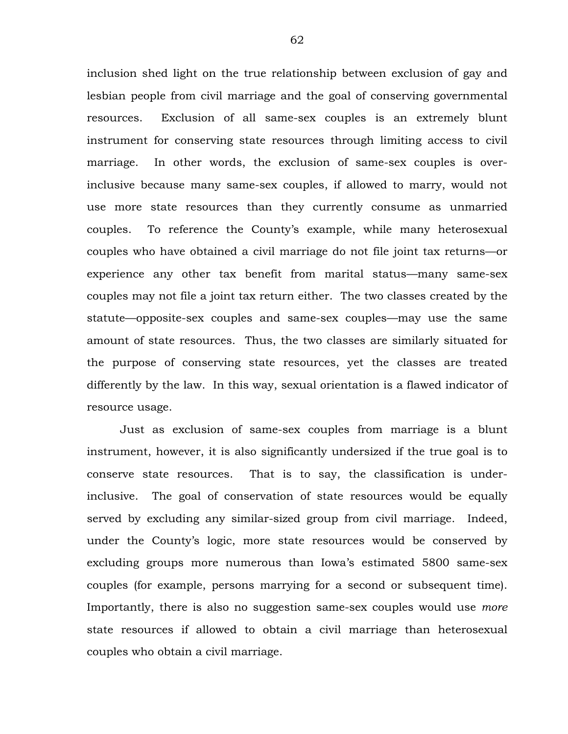inclusion shed light on the true relationship between exclusion of gay and lesbian people from civil marriage and the goal of conserving governmental resources. Exclusion of all same-sex couples is an extremely blunt instrument for conserving state resources through limiting access to civil marriage. In other words, the exclusion of same-sex couples is over-inclusive because many same-sex couples, if allowed to marry, would not use more state resources than they currently consume as unmarried couples. To reference the County's example, while many heterosexual couples who have obtained a civil marriage do not file joint tax returns—or experience any other tax benefit from marital status—many same-sex couples may not file a joint tax return either. The two classes created by the statute—opposite-sex couples and same-sex couples—may use the same amount of state resources. Thus, the two classes are similarly situated for the purpose of conserving state resources, yet the classes are treated differently by the law. In this way, sexual orientation is a flawed indicator of resource usage.

Just as exclusion of same-sex couples from marriage is a blunt instrument, however, it is also significantly undersized if the true goal is to conserve state resources. That is to say, the classification is under-inclusive. The goal of conservation of state resources would be equally served by excluding any similar-sized group from civil marriage. Indeed, under the County's logic, more state resources would be conserved by excluding groups more numerous than Iowa's estimated 5800 same-sex couples (for example, persons marrying for a second or subsequent time). Importantly, there is also no suggestion same-sex couples would use *more* state resources if allowed to obtain a civil marriage than heterosexual couples who obtain a civil marriage.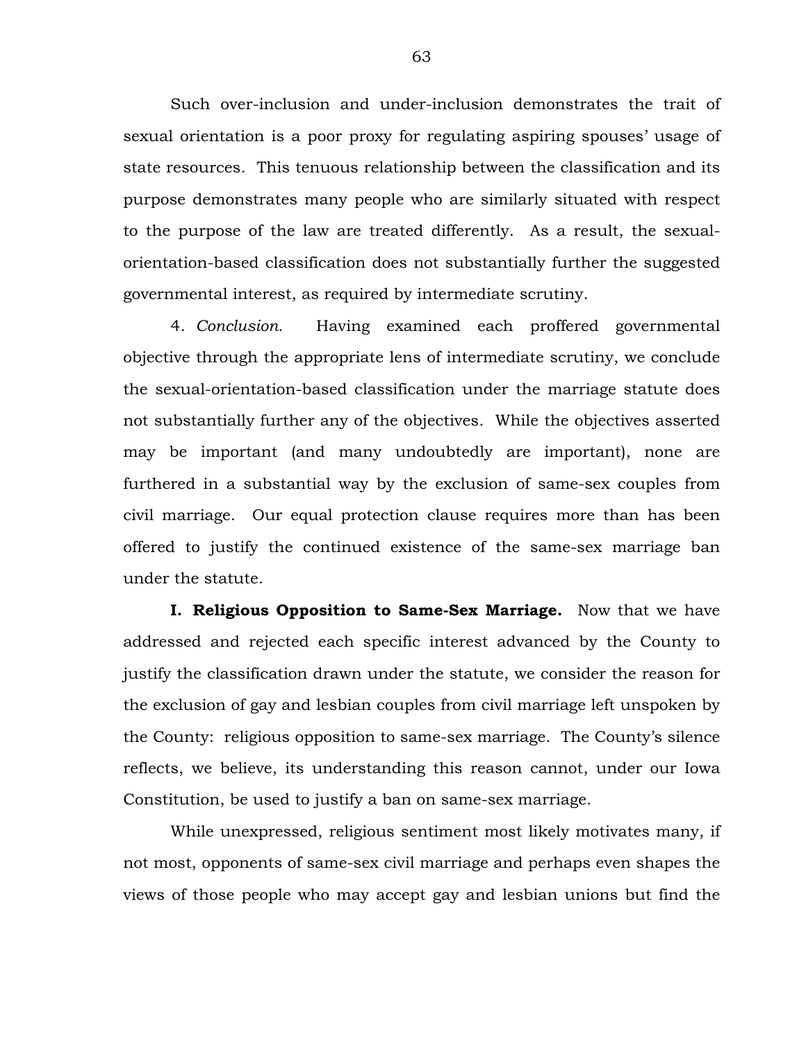Such over-inclusion and under-inclusion demonstrates the trait of sexual orientation is a poor proxy for regulating aspiring spouses' usage of state resources. This tenuous relationship between the classification and its purpose demonstrates many people who are similarly situated with respect to the purpose of the law are treated differently. As a result, the sexual-orientation-based classification does not substantially further the suggested governmental interest, as required by intermediate scrutiny.

4. *Conclusion.* Having examined each proffered governmental objective through the appropriate lens of intermediate scrutiny, we conclude the sexual-orientation-based classification under the marriage statute does not substantially further any of the objectives. While the objectives asserted may be important (and many undoubtedly are important), none are furthered in a substantial way by the exclusion of same-sex couples from civil marriage. Our equal protection clause requires more than has been offered to justify the continued existence of the same-sex marriage ban under the statute.

**I. Religious Opposition to Same-Sex Marriage.** Now that we have addressed and rejected each specific interest advanced by the County to justify the classification drawn under the statute, we consider the reason for the exclusion of gay and lesbian couples from civil marriage left unspoken by the County: religious opposition to same-sex marriage. The County's silence reflects, we believe, its understanding this reason cannot, under our Iowa Constitution, be used to justify a ban on same-sex marriage.

While unexpressed, religious sentiment most likely motivates many, if not most, opponents of same-sex civil marriage and perhaps even shapes the views of those people who may accept gay and lesbian unions but find the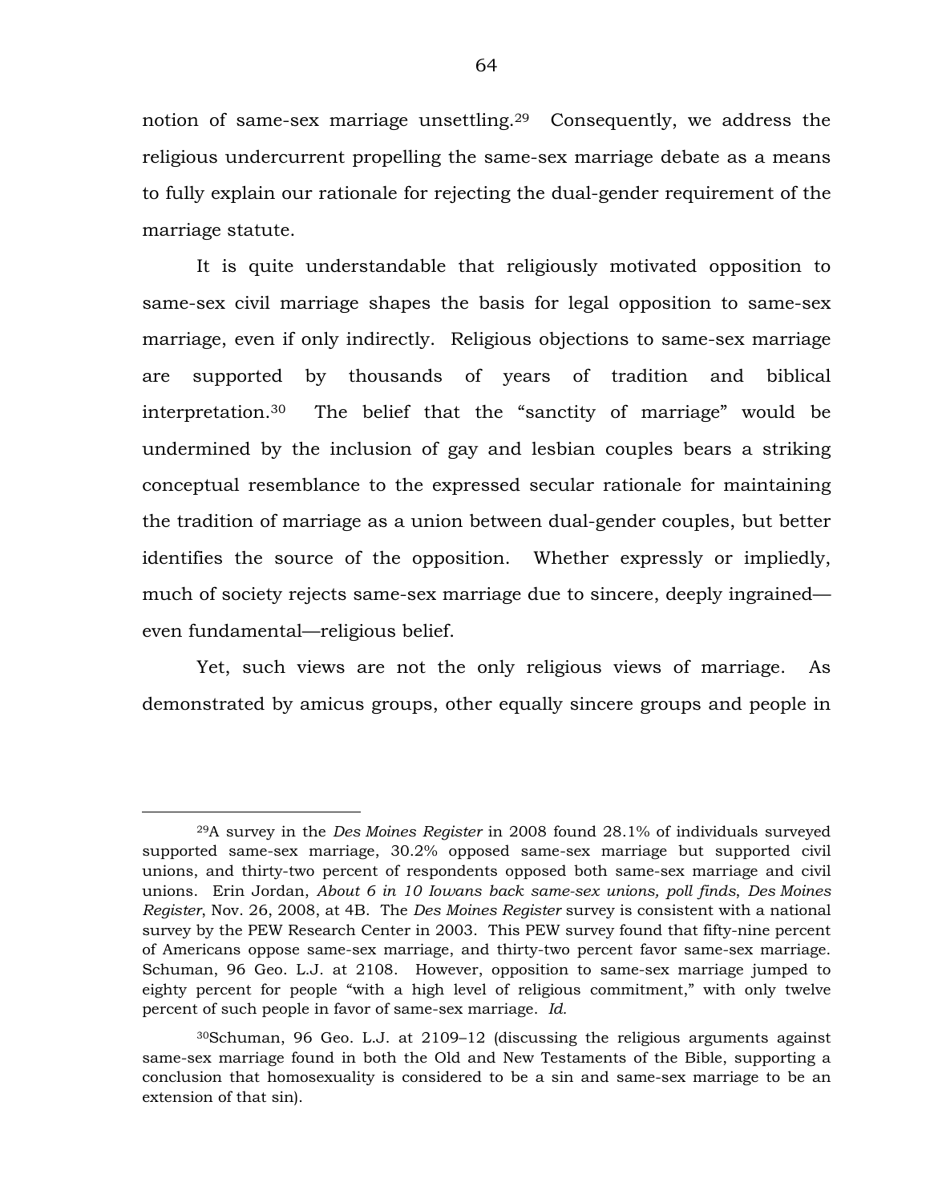notion of same-sex marriage unsettling.[29] Consequently, we address the religious undercurrent propelling the same-sex marriage debate as a means to fully explain our rationale for rejecting the dual-gender requirement of the marriage statute.

It is quite understandable that religiously motivated opposition to same-sex civil marriage shapes the basis for legal opposition to same-sex marriage, even if only indirectly. Religious objections to same-sex marriage are supported by thousands of years of tradition and biblical interpretation.[30] The belief that the "sanctity of marriage" would be undermined by the inclusion of gay and lesbian couples bears a striking conceptual resemblance to the expressed secular rationale for maintaining the tradition of marriage as a union between dual-gender couples, but better identifies the source of the opposition. Whether expressly or impliedly, much of society rejects same-sex marriage due to sincere, deeply ingrained—even fundamental—religious belief.

Yet, such views are not the only religious views of marriage. As demonstrated by amicus groups, other equally sincere groups and people in

---

[29]A survey in the *Des Moines Register* in 2008 found 28.1% of individuals surveyed supported same-sex marriage, 30.2% opposed same-sex marriage but supported civil unions, and thirty-two percent of respondents opposed both same-sex marriage and civil unions. Erin Jordan, *About 6 in 10 Iowans back same-sex unions, poll finds*, *Des Moines Register*, Nov. 26, 2008, at 4B. The *Des Moines Register* survey is consistent with a national survey by the PEW Research Center in 2003. This PEW survey found that fifty-nine percent of Americans oppose same-sex marriage, and thirty-two percent favor same-sex marriage. Schuman, 96 Geo. L.J. at 2108. However, opposition to same-sex marriage jumped to eighty percent for people "with a high level of religious commitment," with only twelve percent of such people in favor of same-sex marriage. *Id.*

[30]Schuman, 96 Geo. L.J. at 2109–12 (discussing the religious arguments against same-sex marriage found in both the Old and New Testaments of the Bible, supporting a conclusion that homosexuality is considered to be a sin and same-sex marriage to be an extension of that sin).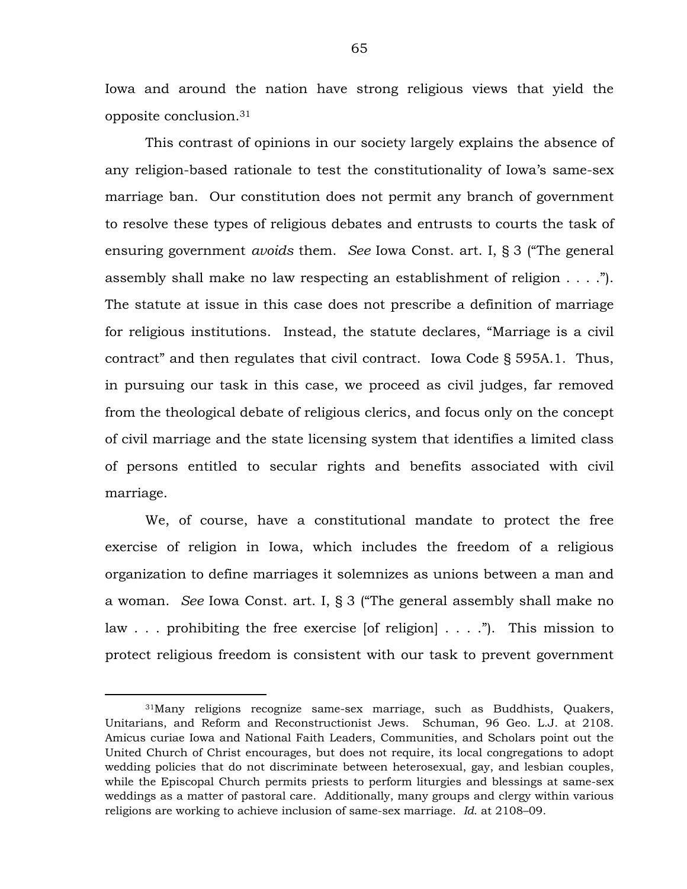Iowa and around the nation have strong religious views that yield the opposite conclusion.[31]

This contrast of opinions in our society largely explains the absence of any religion-based rationale to test the constitutionality of Iowa's same-sex marriage ban. Our constitution does not permit any branch of government to resolve these types of religious debates and entrusts to courts the task of ensuring government *avoids* them. *See* Iowa Const. art. I, § 3 ("The general assembly shall make no law respecting an establishment of religion . . . ."). The statute at issue in this case does not prescribe a definition of marriage for religious institutions. Instead, the statute declares, "Marriage is a civil contract" and then regulates that civil contract. Iowa Code § 595A.1. Thus, in pursuing our task in this case, we proceed as civil judges, far removed from the theological debate of religious clerics, and focus only on the concept of civil marriage and the state licensing system that identifies a limited class of persons entitled to secular rights and benefits associated with civil marriage.

We, of course, have a constitutional mandate to protect the free exercise of religion in Iowa, which includes the freedom of a religious organization to define marriages it solemnizes as unions between a man and a woman. *See* Iowa Const. art. I, § 3 ("The general assembly shall make no law . . . prohibiting the free exercise [of religion] . . . ."). This mission to protect religious freedom is consistent with our task to prevent government

---

[31]Many religions recognize same-sex marriage, such as Buddhists, Quakers, Unitarians, and Reform and Reconstructionist Jews. Schuman, 96 Geo. L.J. at 2108. Amicus curiae Iowa and National Faith Leaders, Communities, and Scholars point out the United Church of Christ encourages, but does not require, its local congregations to adopt wedding policies that do not discriminate between heterosexual, gay, and lesbian couples, while the Episcopal Church permits priests to perform liturgies and blessings at same-sex weddings as a matter of pastoral care. Additionally, many groups and clergy within various religions are working to achieve inclusion of same-sex marriage. *Id.* at 2108–09.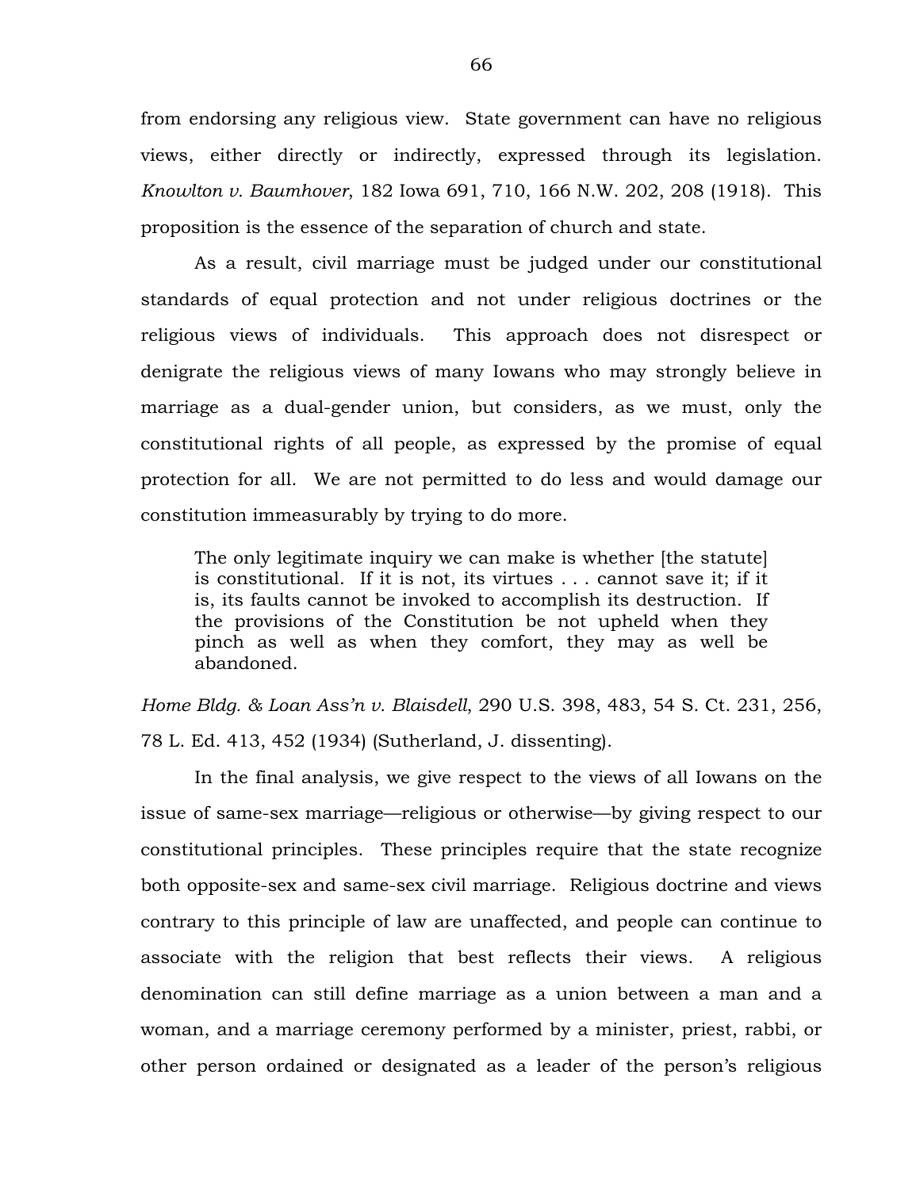from endorsing any religious view. State government can have no religious views, either directly or indirectly, expressed through its legislation. *Knowlton v. Baumhover*, 182 Iowa 691, 710, 166 N.W. 202, 208 (1918). This proposition is the essence of the separation of church and state.

As a result, civil marriage must be judged under our constitutional standards of equal protection and not under religious doctrines or the religious views of individuals. This approach does not disrespect or denigrate the religious views of many Iowans who may strongly believe in marriage as a dual-gender union, but considers, as we must, only the constitutional rights of all people, as expressed by the promise of equal protection for all. We are not permitted to do less and would damage our constitution immeasurably by trying to do more.

> The only legitimate inquiry we can make is whether [the statute] is constitutional. If it is not, its virtues . . . cannot save it; if it is, its faults cannot be invoked to accomplish its destruction. If the provisions of the Constitution be not upheld when they pinch as well as when they comfort, they may as well be abandoned.

*Home Bldg. & Loan Ass'n v. Blaisdell*, 290 U.S. 398, 483, 54 S. Ct. 231, 256, 78 L. Ed. 413, 452 (1934) (Sutherland, J. dissenting).

In the final analysis, we give respect to the views of all Iowans on the issue of same-sex marriage—religious or otherwise—by giving respect to our constitutional principles. These principles require that the state recognize both opposite-sex and same-sex civil marriage. Religious doctrine and views contrary to this principle of law are unaffected, and people can continue to associate with the religion that best reflects their views. A religious denomination can still define marriage as a union between a man and a woman, and a marriage ceremony performed by a minister, priest, rabbi, or other person ordained or designated as a leader of the person's religious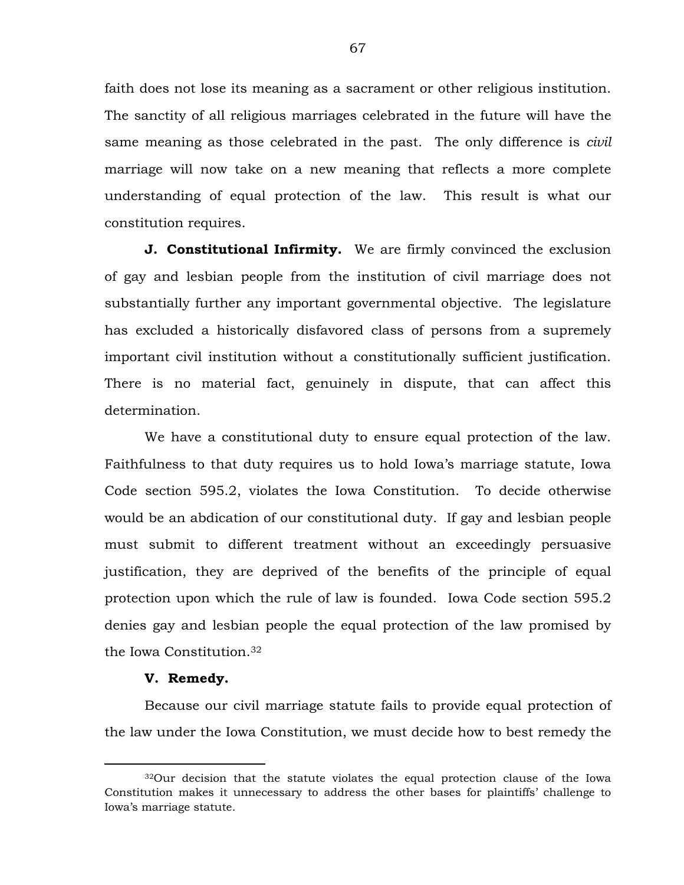faith does not lose its meaning as a sacrament or other religious institution. The sanctity of all religious marriages celebrated in the future will have the same meaning as those celebrated in the past. The only difference is *civil* marriage will now take on a new meaning that reflects a more complete understanding of equal protection of the law. This result is what our constitution requires.

**J. Constitutional Infirmity.** We are firmly convinced the exclusion of gay and lesbian people from the institution of civil marriage does not substantially further any important governmental objective. The legislature has excluded a historically disfavored class of persons from a supremely important civil institution without a constitutionally sufficient justification. There is no material fact, genuinely in dispute, that can affect this determination.

We have a constitutional duty to ensure equal protection of the law. Faithfulness to that duty requires us to hold Iowa's marriage statute, Iowa Code section 595.2, violates the Iowa Constitution. To decide otherwise would be an abdication of our constitutional duty. If gay and lesbian people must submit to different treatment without an exceedingly persuasive justification, they are deprived of the benefits of the principle of equal protection upon which the rule of law is founded. Iowa Code section 595.2 denies gay and lesbian people the equal protection of the law promised by the Iowa Constitution.[32]

**V. Remedy.**

Because our civil marriage statute fails to provide equal protection of the law under the Iowa Constitution, we must decide how to best remedy the

---

[32] Our decision that the statute violates the equal protection clause of the Iowa Constitution makes it unnecessary to address the other bases for plaintiffs' challenge to Iowa's marriage statute.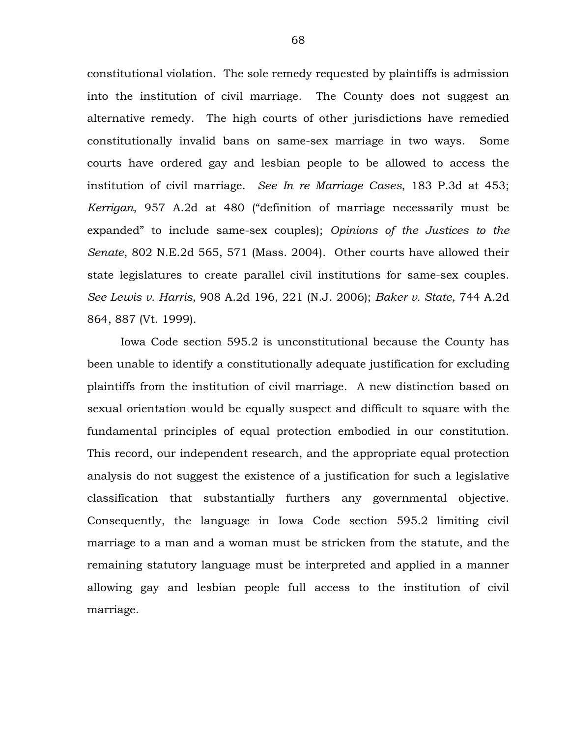constitutional violation. The sole remedy requested by plaintiffs is admission into the institution of civil marriage. The County does not suggest an alternative remedy. The high courts of other jurisdictions have remedied constitutionally invalid bans on same-sex marriage in two ways. Some courts have ordered gay and lesbian people to be allowed to access the institution of civil marriage. *See In re Marriage Cases*, 183 P.3d at 453; *Kerrigan*, 957 A.2d at 480 ("definition of marriage necessarily must be expanded" to include same-sex couples); *Opinions of the Justices to the Senate*, 802 N.E.2d 565, 571 (Mass. 2004). Other courts have allowed their state legislatures to create parallel civil institutions for same-sex couples. *See Lewis v. Harris*, 908 A.2d 196, 221 (N.J. 2006); *Baker v. State*, 744 A.2d 864, 887 (Vt. 1999).

Iowa Code section 595.2 is unconstitutional because the County has been unable to identify a constitutionally adequate justification for excluding plaintiffs from the institution of civil marriage. A new distinction based on sexual orientation would be equally suspect and difficult to square with the fundamental principles of equal protection embodied in our constitution. This record, our independent research, and the appropriate equal protection analysis do not suggest the existence of a justification for such a legislative classification that substantially furthers any governmental objective. Consequently, the language in Iowa Code section 595.2 limiting civil marriage to a man and a woman must be stricken from the statute, and the remaining statutory language must be interpreted and applied in a manner allowing gay and lesbian people full access to the institution of civil marriage.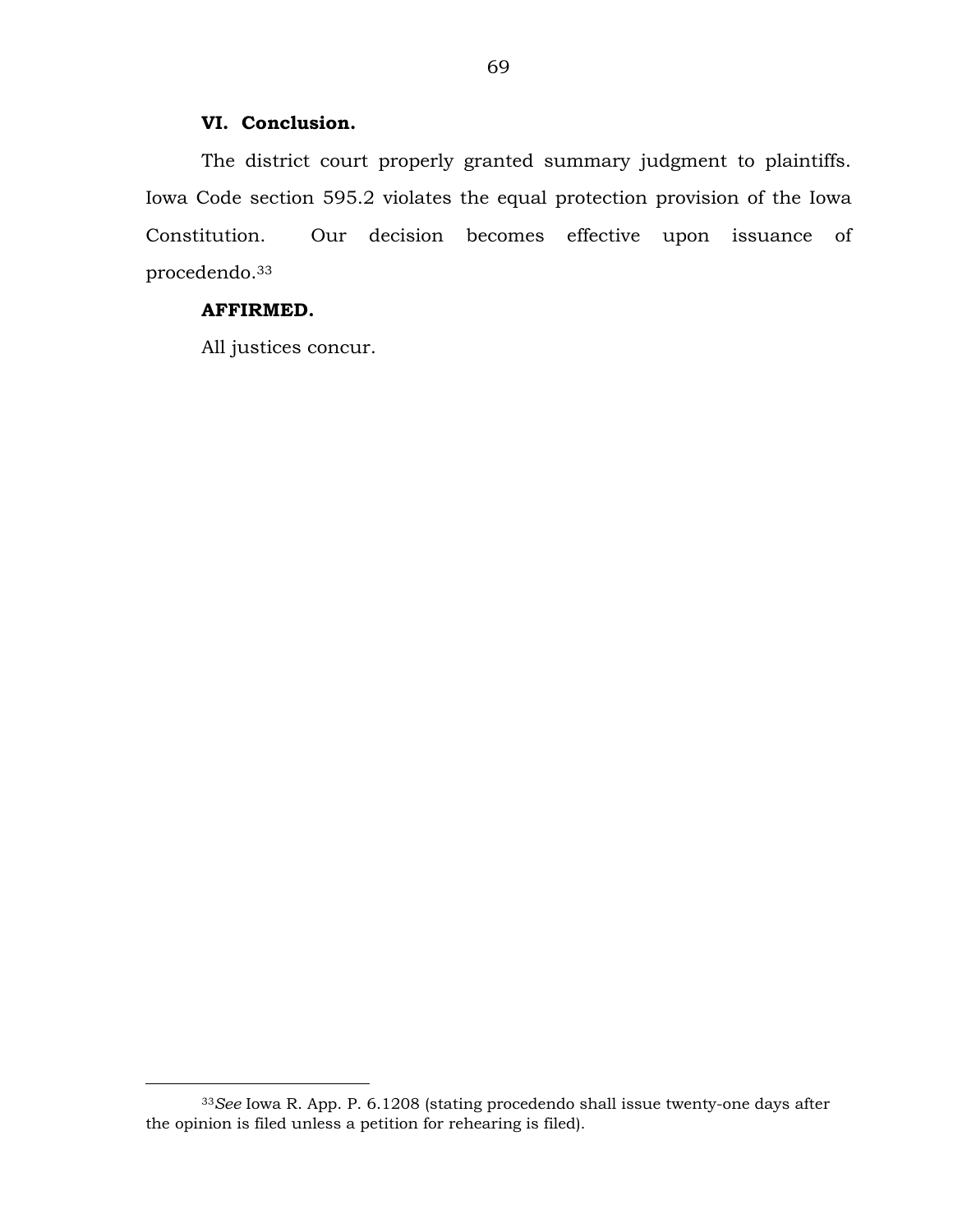## VI. Conclusion.

The district court properly granted summary judgment to plaintiffs. Iowa Code section 595.2 violates the equal protection provision of the Iowa Constitution. Our decision becomes effective upon issuance of procedendo.[33]

**AFFIRMED.**

All justices concur.

---

[33]*See* Iowa R. App. P. 6.1208 (stating procedendo shall issue twenty-one days after the opinion is filed unless a petition for rehearing is filed).